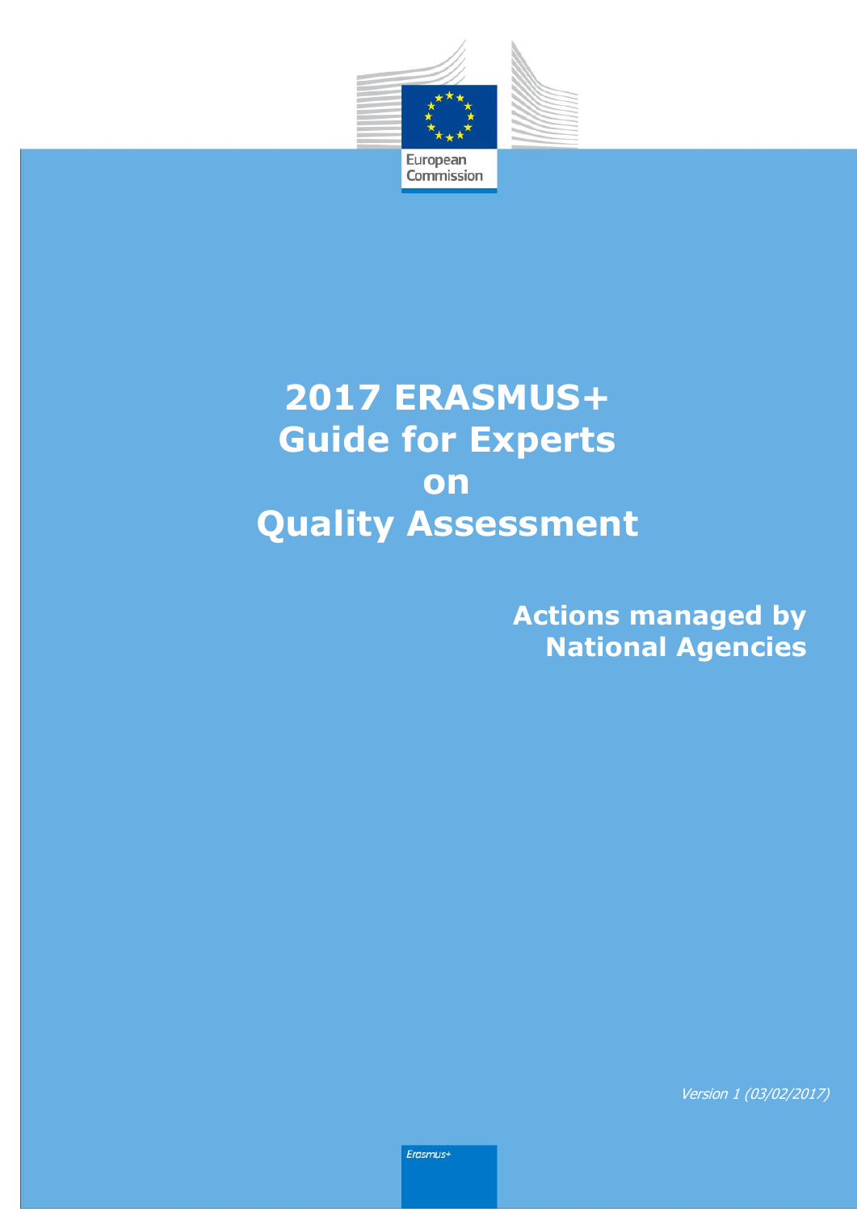European Commission

# 2017 ERASMUS+ Guide for Experts on Quality Assessment

## Actions managed by National Agencies

*Version 1 (03/02/2017)*

*Erasmus+*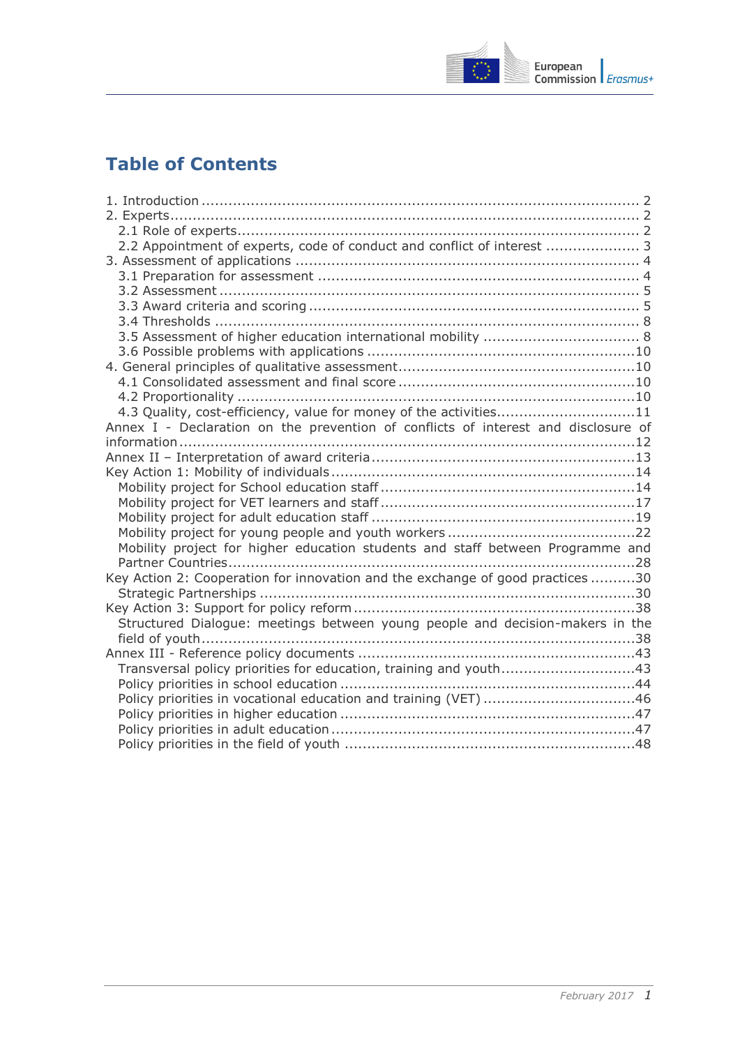# Table of Contents

- 1. Introduction ... 2
- 2. Experts ... 2
  - 2.1 Role of experts ... 2
  - 2.2 Appointment of experts, code of conduct and conflict of interest ... 3
- 3. Assessment of applications ... 4
  - 3.1 Preparation for assessment ... 4
  - 3.2 Assessment ... 5
  - 3.3 Award criteria and scoring ... 5
  - 3.4 Thresholds ... 8
  - 3.5 Assessment of higher education international mobility ... 8
  - 3.6 Possible problems with applications ... 10
- 4. General principles of qualitative assessment ... 10
  - 4.1 Consolidated assessment and final score ... 10
  - 4.2 Proportionality ... 10
  - 4.3 Quality, cost-efficiency, value for money of the activities ... 11
- Annex I - Declaration on the prevention of conflicts of interest and disclosure of information ... 12
- Annex II – Interpretation of award criteria ... 13
- Key Action 1: Mobility of individuals ... 14
  - Mobility project for School education staff ... 14
  - Mobility project for VET learners and staff ... 17
  - Mobility project for adult education staff ... 19
  - Mobility project for young people and youth workers ... 22
  - Mobility project for higher education students and staff between Programme and Partner Countries ... 28
- Key Action 2: Cooperation for innovation and the exchange of good practices ... 30
  - Strategic Partnerships ... 30
- Key Action 3: Support for policy reform ... 38
  - Structured Dialogue: meetings between young people and decision-makers in the field of youth ... 38
- Annex III - Reference policy documents ... 43
  - Transversal policy priorities for education, training and youth ... 43
  - Policy priorities in school education ... 44
  - Policy priorities in vocational education and training (VET) ... 46
  - Policy priorities in higher education ... 47
  - Policy priorities in adult education ... 47
  - Policy priorities in the field of youth ... 48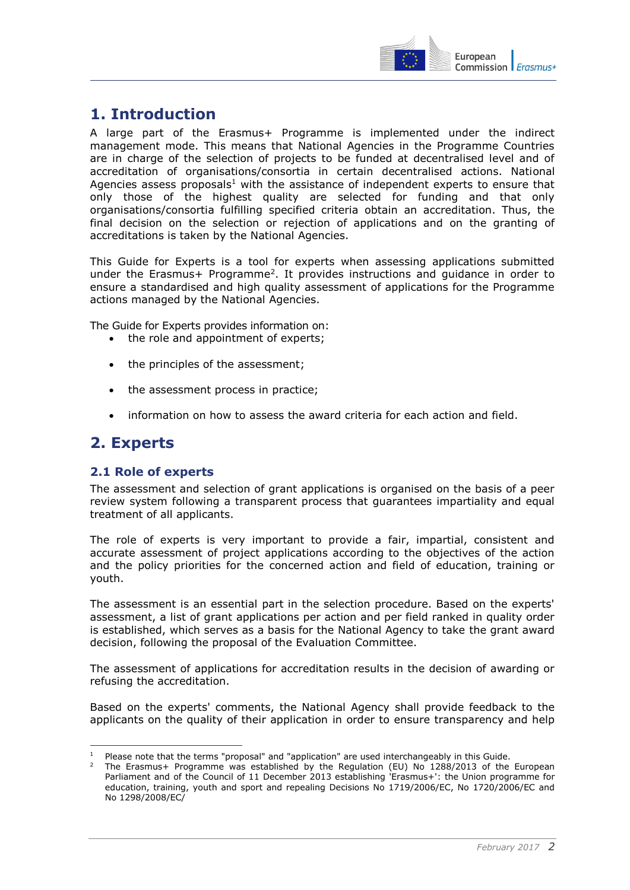# 1. Introduction

A large part of the Erasmus+ Programme is implemented under the indirect management mode. This means that National Agencies in the Programme Countries are in charge of the selection of projects to be funded at decentralised level and of accreditation of organisations/consortia in certain decentralised actions. National Agencies assess proposals[1] with the assistance of independent experts to ensure that only those of the highest quality are selected for funding and that only organisations/consortia fulfilling specified criteria obtain an accreditation. Thus, the final decision on the selection or rejection of applications and on the granting of accreditations is taken by the National Agencies.

This Guide for Experts is a tool for experts when assessing applications submitted under the Erasmus+ Programme[2]. It provides instructions and guidance in order to ensure a standardised and high quality assessment of applications for the Programme actions managed by the National Agencies.

The Guide for Experts provides information on:

- the role and appointment of experts;
- the principles of the assessment;
- the assessment process in practice;
- information on how to assess the award criteria for each action and field.

# 2. Experts

## 2.1 Role of experts

The assessment and selection of grant applications is organised on the basis of a peer review system following a transparent process that guarantees impartiality and equal treatment of all applicants.

The role of experts is very important to provide a fair, impartial, consistent and accurate assessment of project applications according to the objectives of the action and the policy priorities for the concerned action and field of education, training or youth.

The assessment is an essential part in the selection procedure. Based on the experts' assessment, a list of grant applications per action and per field ranked in quality order is established, which serves as a basis for the National Agency to take the grant award decision, following the proposal of the Evaluation Committee.

The assessment of applications for accreditation results in the decision of awarding or refusing the accreditation.

Based on the experts' comments, the National Agency shall provide feedback to the applicants on the quality of their application in order to ensure transparency and help

---

[1] Please note that the terms "proposal" and "application" are used interchangeably in this Guide.

[2] The Erasmus+ Programme was established by the Regulation (EU) No 1288/2013 of the European Parliament and of the Council of 11 December 2013 establishing 'Erasmus+': the Union programme for education, training, youth and sport and repealing Decisions No 1719/2006/EC, No 1720/2006/EC and No 1298/2008/EC/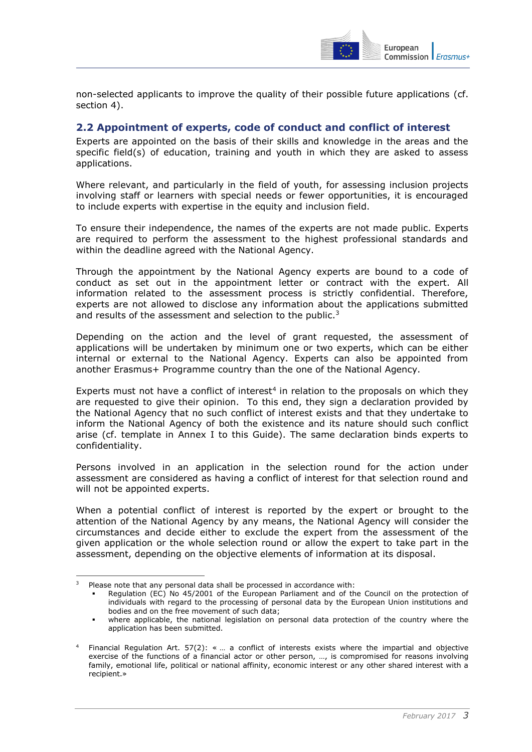non-selected applicants to improve the quality of their possible future applications (cf. section 4).

## 2.2 Appointment of experts, code of conduct and conflict of interest

Experts are appointed on the basis of their skills and knowledge in the areas and the specific field(s) of education, training and youth in which they are asked to assess applications.

Where relevant, and particularly in the field of youth, for assessing inclusion projects involving staff or learners with special needs or fewer opportunities, it is encouraged to include experts with expertise in the equity and inclusion field.

To ensure their independence, the names of the experts are not made public. Experts are required to perform the assessment to the highest professional standards and within the deadline agreed with the National Agency.

Through the appointment by the National Agency experts are bound to a code of conduct as set out in the appointment letter or contract with the expert. All information related to the assessment process is strictly confidential. Therefore, experts are not allowed to disclose any information about the applications submitted and results of the assessment and selection to the public.[3]

Depending on the action and the level of grant requested, the assessment of applications will be undertaken by minimum one or two experts, which can be either internal or external to the National Agency. Experts can also be appointed from another Erasmus+ Programme country than the one of the National Agency.

Experts must not have a conflict of interest[4] in relation to the proposals on which they are requested to give their opinion. To this end, they sign a declaration provided by the National Agency that no such conflict of interest exists and that they undertake to inform the National Agency of both the existence and its nature should such conflict arise (cf. template in Annex I to this Guide). The same declaration binds experts to confidentiality.

Persons involved in an application in the selection round for the action under assessment are considered as having a conflict of interest for that selection round and will not be appointed experts.

When a potential conflict of interest is reported by the expert or brought to the attention of the National Agency by any means, the National Agency will consider the circumstances and decide either to exclude the expert from the assessment of the given application or the whole selection round or allow the expert to take part in the assessment, depending on the objective elements of information at its disposal.

---

[3] Please note that any personal data shall be processed in accordance with:
- Regulation (EC) No 45/2001 of the European Parliament and of the Council on the protection of individuals with regard to the processing of personal data by the European Union institutions and bodies and on the free movement of such data;
- where applicable, the national legislation on personal data protection of the country where the application has been submitted.

[4] Financial Regulation Art. 57(2): « … a conflict of interests exists where the impartial and objective exercise of the functions of a financial actor or other person, …, is compromised for reasons involving family, emotional life, political or national affinity, economic interest or any other shared interest with a recipient.»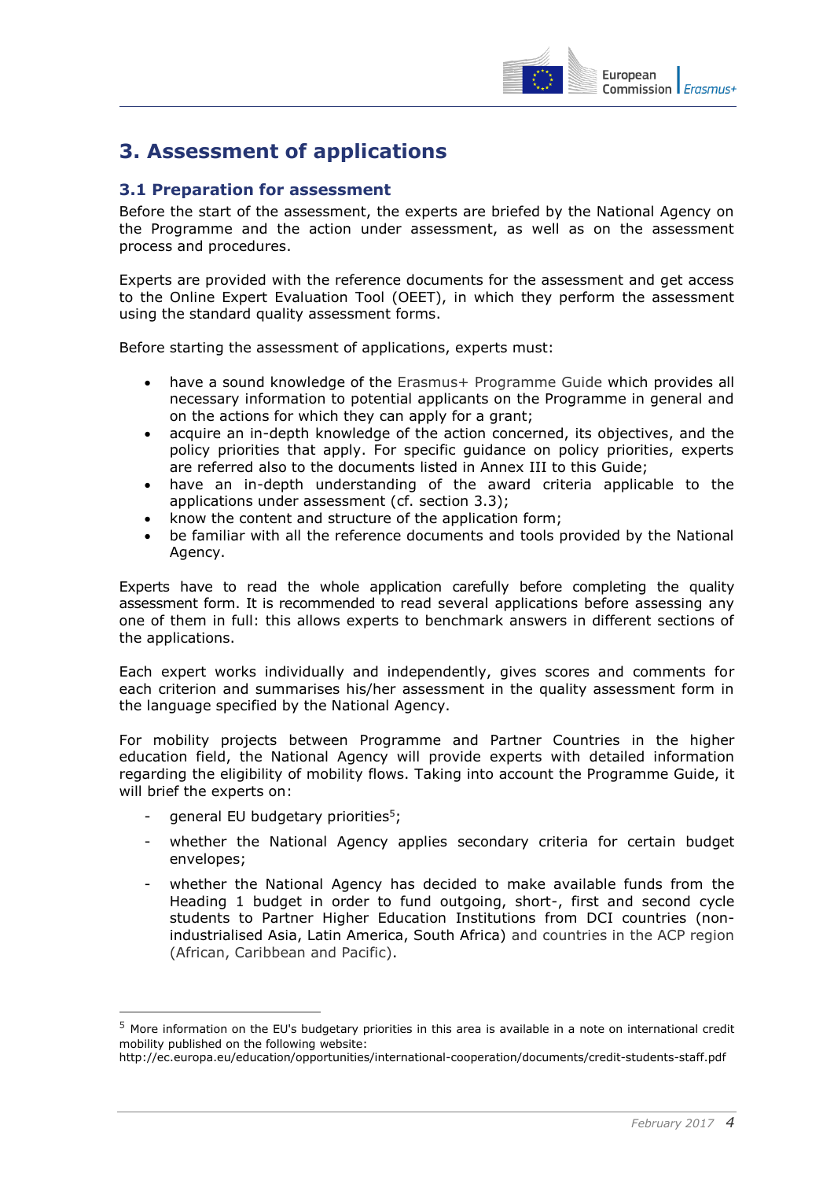# 3. Assessment of applications

## 3.1 Preparation for assessment

Before the start of the assessment, the experts are briefed by the National Agency on the Programme and the action under assessment, as well as on the assessment process and procedures.

Experts are provided with the reference documents for the assessment and get access to the Online Expert Evaluation Tool (OEET), in which they perform the assessment using the standard quality assessment forms.

Before starting the assessment of applications, experts must:

- have a sound knowledge of the Erasmus+ Programme Guide which provides all necessary information to potential applicants on the Programme in general and on the actions for which they can apply for a grant;
- acquire an in-depth knowledge of the action concerned, its objectives, and the policy priorities that apply. For specific guidance on policy priorities, experts are referred also to the documents listed in Annex III to this Guide;
- have an in-depth understanding of the award criteria applicable to the applications under assessment (cf. section 3.3);
- know the content and structure of the application form;
- be familiar with all the reference documents and tools provided by the National Agency.

Experts have to read the whole application carefully before completing the quality assessment form. It is recommended to read several applications before assessing any one of them in full: this allows experts to benchmark answers in different sections of the applications.

Each expert works individually and independently, gives scores and comments for each criterion and summarises his/her assessment in the quality assessment form in the language specified by the National Agency.

For mobility projects between Programme and Partner Countries in the higher education field, the National Agency will provide experts with detailed information regarding the eligibility of mobility flows. Taking into account the Programme Guide, it will brief the experts on:

- general EU budgetary priorities[5];
- whether the National Agency applies secondary criteria for certain budget envelopes;
- whether the National Agency has decided to make available funds from the Heading 1 budget in order to fund outgoing, short-, first and second cycle students to Partner Higher Education Institutions from DCI countries (non-industrialised Asia, Latin America, South Africa) and countries in the ACP region (African, Caribbean and Pacific).

[5] More information on the EU's budgetary priorities in this area is available in a note on international credit mobility published on the following website: http://ec.europa.eu/education/opportunities/international-cooperation/documents/credit-students-staff.pdf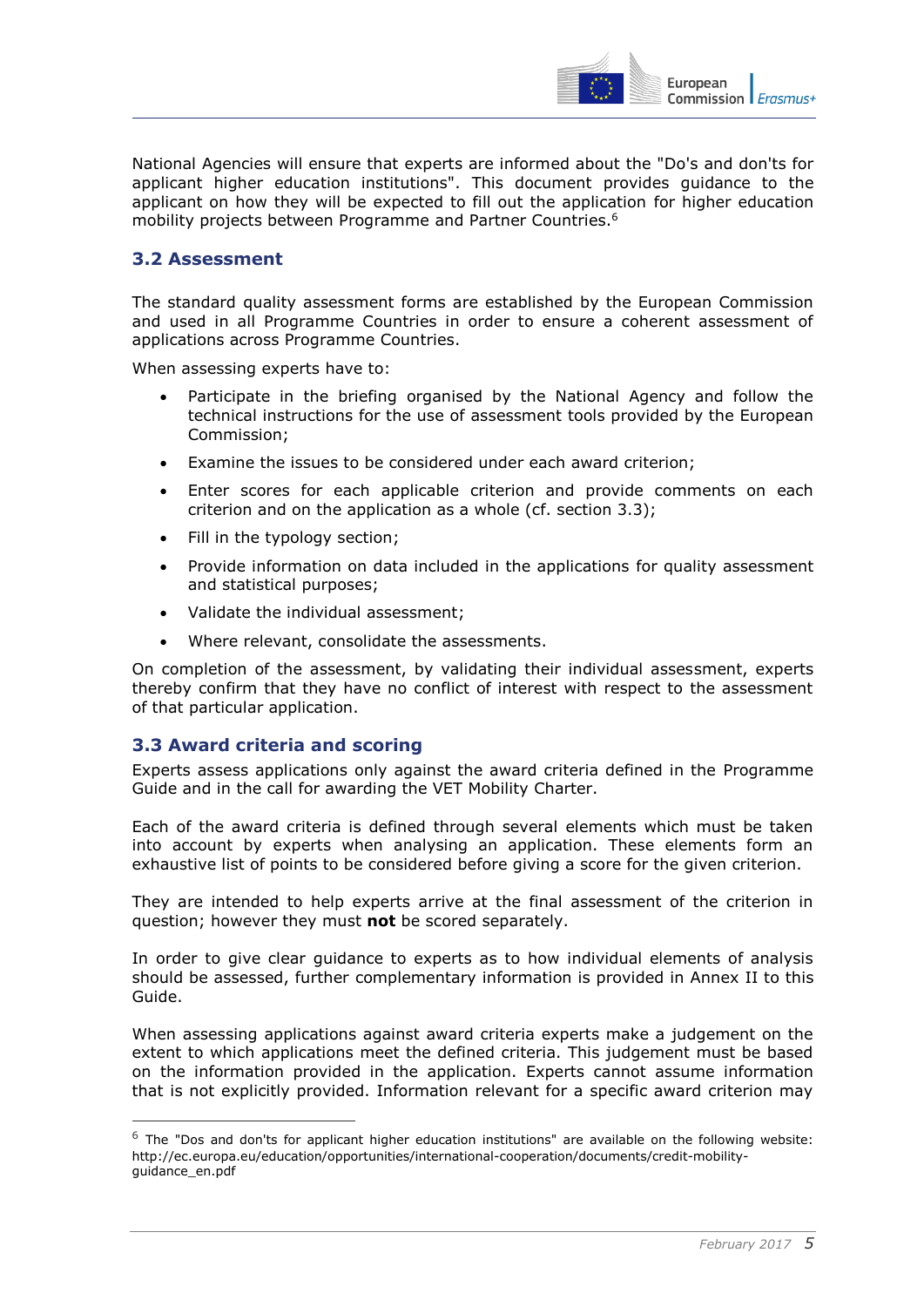National Agencies will ensure that experts are informed about the "Do's and don'ts for applicant higher education institutions". This document provides guidance to the applicant on how they will be expected to fill out the application for higher education mobility projects between Programme and Partner Countries.[6]

## 3.2 Assessment

The standard quality assessment forms are established by the European Commission and used in all Programme Countries in order to ensure a coherent assessment of applications across Programme Countries.

When assessing experts have to:

- Participate in the briefing organised by the National Agency and follow the technical instructions for the use of assessment tools provided by the European Commission;
- Examine the issues to be considered under each award criterion;
- Enter scores for each applicable criterion and provide comments on each criterion and on the application as a whole (cf. section 3.3);
- Fill in the typology section;
- Provide information on data included in the applications for quality assessment and statistical purposes;
- Validate the individual assessment;
- Where relevant, consolidate the assessments.

On completion of the assessment, by validating their individual assessment, experts thereby confirm that they have no conflict of interest with respect to the assessment of that particular application.

## 3.3 Award criteria and scoring

Experts assess applications only against the award criteria defined in the Programme Guide and in the call for awarding the VET Mobility Charter.

Each of the award criteria is defined through several elements which must be taken into account by experts when analysing an application. These elements form an exhaustive list of points to be considered before giving a score for the given criterion.

They are intended to help experts arrive at the final assessment of the criterion in question; however they must **not** be scored separately.

In order to give clear guidance to experts as to how individual elements of analysis should be assessed, further complementary information is provided in Annex II to this Guide.

When assessing applications against award criteria experts make a judgement on the extent to which applications meet the defined criteria. This judgement must be based on the information provided in the application. Experts cannot assume information that is not explicitly provided. Information relevant for a specific award criterion may

[6] The "Dos and don'ts for applicant higher education institutions" are available on the following website: http://ec.europa.eu/education/opportunities/international-cooperation/documents/credit-mobility-guidance_en.pdf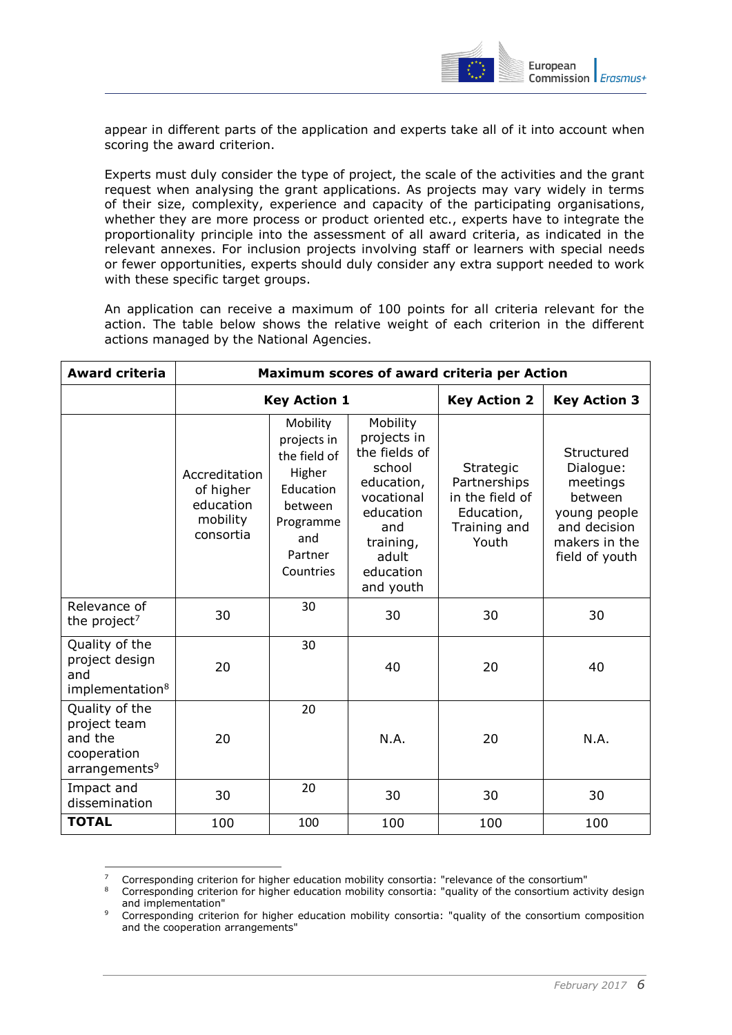appear in different parts of the application and experts take all of it into account when scoring the award criterion.

Experts must duly consider the type of project, the scale of the activities and the grant request when analysing the grant applications. As projects may vary widely in terms of their size, complexity, experience and capacity of the participating organisations, whether they are more process or product oriented etc., experts have to integrate the proportionality principle into the assessment of all award criteria, as indicated in the relevant annexes. For inclusion projects involving staff or learners with special needs or fewer opportunities, experts should duly consider any extra support needed to work with these specific target groups.

An application can receive a maximum of 100 points for all criteria relevant for the action. The table below shows the relative weight of each criterion in the different actions managed by the National Agencies.

| **Award criteria** | **Maximum scores of award criteria per Action** | | | | |
|---|---|---|---|---|---|
| | **Key Action 1** | | | **Key Action 2** | **Key Action 3** |
| | Accreditation of higher education mobility consortia | Mobility projects in the field of Higher Education between Programme and Partner Countries | Mobility projects in the fields of school education, vocational education and training, adult education and youth | Strategic Partnerships in the field of Education, Training and Youth | Structured Dialogue: meetings between young people and decision makers in the field of youth |
| Relevance of the project[7] | 30 | 30 | 30 | 30 | 30 |
| Quality of the project design and implementation[8] | 20 | 30 | 40 | 20 | 40 |
| Quality of the project team and the cooperation arrangements[9] | 20 | 20 | N.A. | 20 | N.A. |
| Impact and dissemination | 30 | 20 | 30 | 30 | 30 |
| **TOTAL** | 100 | 100 | 100 | 100 | 100 |

[7] Corresponding criterion for higher education mobility consortia: "relevance of the consortium"

[8] Corresponding criterion for higher education mobility consortia: "quality of the consortium activity design and implementation"

[9] Corresponding criterion for higher education mobility consortia: "quality of the consortium composition and the cooperation arrangements"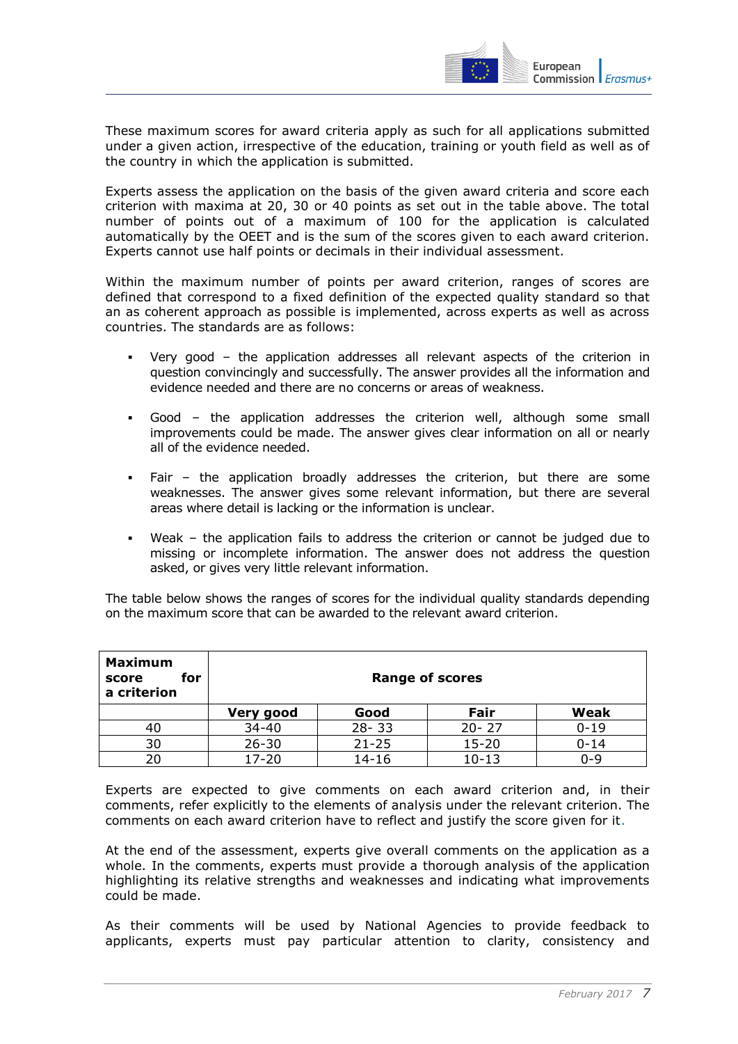These maximum scores for award criteria apply as such for all applications submitted under a given action, irrespective of the education, training or youth field as well as of the country in which the application is submitted.

Experts assess the application on the basis of the given award criteria and score each criterion with maxima at 20, 30 or 40 points as set out in the table above. The total number of points out of a maximum of 100 for the application is calculated automatically by the OEET and is the sum of the scores given to each award criterion. Experts cannot use half points or decimals in their individual assessment.

Within the maximum number of points per award criterion, ranges of scores are defined that correspond to a fixed definition of the expected quality standard so that an as coherent approach as possible is implemented, across experts as well as across countries. The standards are as follows:

- Very good – the application addresses all relevant aspects of the criterion in question convincingly and successfully. The answer provides all the information and evidence needed and there are no concerns or areas of weakness.

- Good – the application addresses the criterion well, although some small improvements could be made. The answer gives clear information on all or nearly all of the evidence needed.

- Fair – the application broadly addresses the criterion, but there are some weaknesses. The answer gives some relevant information, but there are several areas where detail is lacking or the information is unclear.

- Weak – the application fails to address the criterion or cannot be judged due to missing or incomplete information. The answer does not address the question asked, or gives very little relevant information.

The table below shows the ranges of scores for the individual quality standards depending on the maximum score that can be awarded to the relevant award criterion.

| **Maximum score for a criterion** | **Range of scores** | | | |
|---|---|---|---|---|
| | **Very good** | **Good** | **Fair** | **Weak** |
| 40 | 34-40 | 28- 33 | 20- 27 | 0-19 |
| 30 | 26-30 | 21-25 | 15-20 | 0-14 |
| 20 | 17-20 | 14-16 | 10-13 | 0-9 |

Experts are expected to give comments on each award criterion and, in their comments, refer explicitly to the elements of analysis under the relevant criterion. The comments on each award criterion have to reflect and justify the score given for it.

At the end of the assessment, experts give overall comments on the application as a whole. In the comments, experts must provide a thorough analysis of the application highlighting its relative strengths and weaknesses and indicating what improvements could be made.

As their comments will be used by National Agencies to provide feedback to applicants, experts must pay particular attention to clarity, consistency and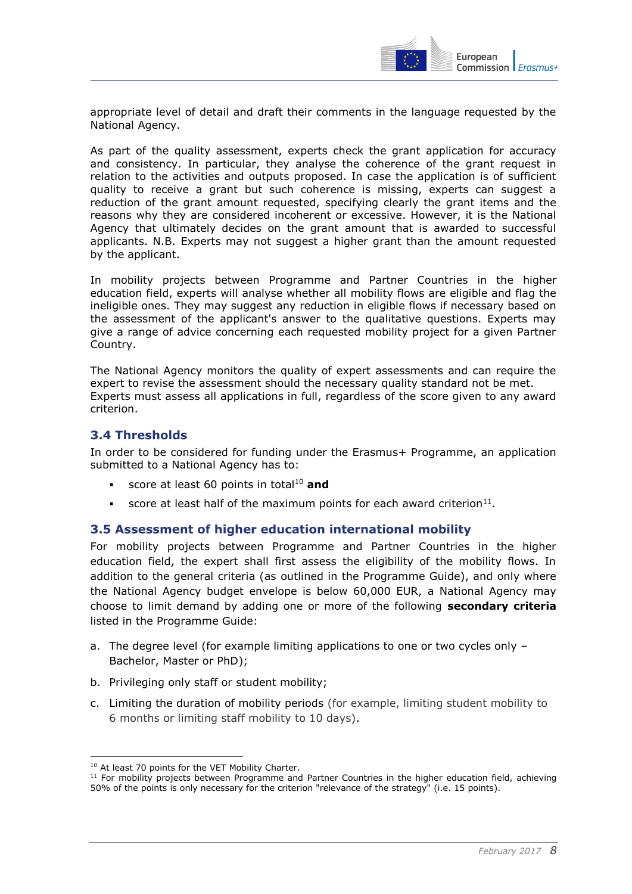appropriate level of detail and draft their comments in the language requested by the National Agency.

As part of the quality assessment, experts check the grant application for accuracy and consistency. In particular, they analyse the coherence of the grant request in relation to the activities and outputs proposed. In case the application is of sufficient quality to receive a grant but such coherence is missing, experts can suggest a reduction of the grant amount requested, specifying clearly the grant items and the reasons why they are considered incoherent or excessive. However, it is the National Agency that ultimately decides on the grant amount that is awarded to successful applicants. N.B. Experts may not suggest a higher grant than the amount requested by the applicant.

In mobility projects between Programme and Partner Countries in the higher education field, experts will analyse whether all mobility flows are eligible and flag the ineligible ones. They may suggest any reduction in eligible flows if necessary based on the assessment of the applicant's answer to the qualitative questions. Experts may give a range of advice concerning each requested mobility project for a given Partner Country.

The National Agency monitors the quality of expert assessments and can require the expert to revise the assessment should the necessary quality standard not be met. Experts must assess all applications in full, regardless of the score given to any award criterion.

### 3.4 Thresholds

In order to be considered for funding under the Erasmus+ Programme, an application submitted to a National Agency has to:

- score at least 60 points in total[10] **and**
- score at least half of the maximum points for each award criterion[11].

### 3.5 Assessment of higher education international mobility

For mobility projects between Programme and Partner Countries in the higher education field, the expert shall first assess the eligibility of the mobility flows. In addition to the general criteria (as outlined in the Programme Guide), and only where the National Agency budget envelope is below 60,000 EUR, a National Agency may choose to limit demand by adding one or more of the following **secondary criteria** listed in the Programme Guide:

a. The degree level (for example limiting applications to one or two cycles only – Bachelor, Master or PhD);

b. Privileging only staff or student mobility;

c. Limiting the duration of mobility periods (for example, limiting student mobility to 6 months or limiting staff mobility to 10 days).

---

[10] At least 70 points for the VET Mobility Charter.

[11] For mobility projects between Programme and Partner Countries in the higher education field, achieving 50% of the points is only necessary for the criterion "relevance of the strategy" (i.e. 15 points).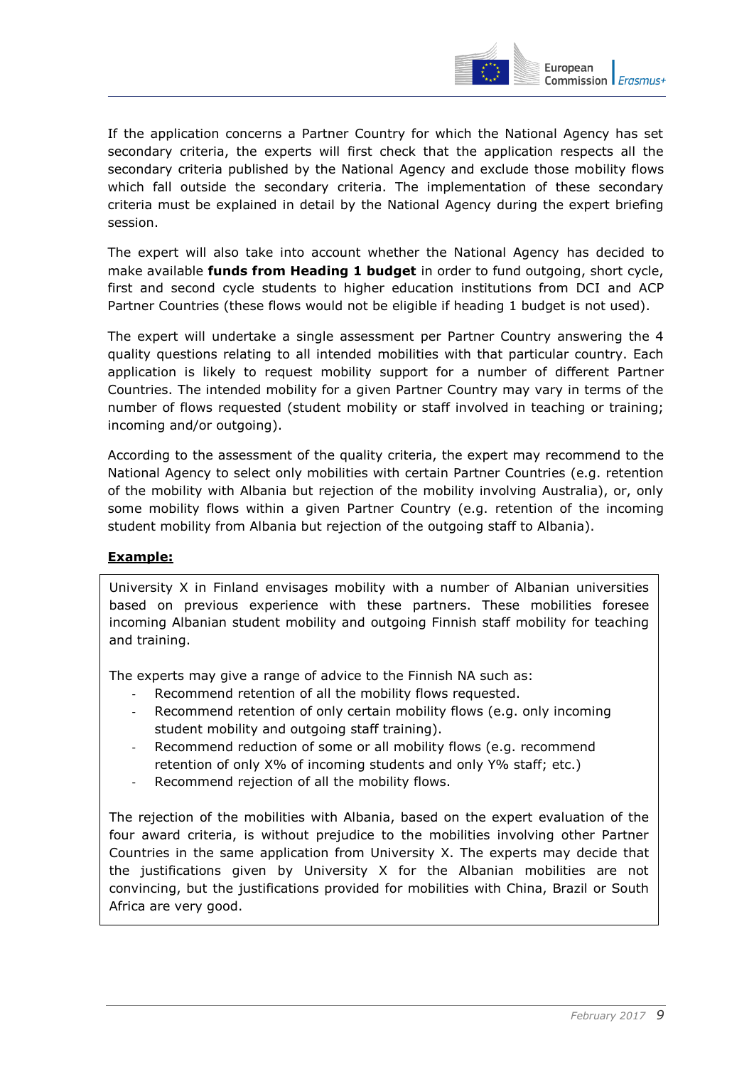If the application concerns a Partner Country for which the National Agency has set secondary criteria, the experts will first check that the application respects all the secondary criteria published by the National Agency and exclude those mobility flows which fall outside the secondary criteria. The implementation of these secondary criteria must be explained in detail by the National Agency during the expert briefing session.

The expert will also take into account whether the National Agency has decided to make available **funds from Heading 1 budget** in order to fund outgoing, short cycle, first and second cycle students to higher education institutions from DCI and ACP Partner Countries (these flows would not be eligible if heading 1 budget is not used).

The expert will undertake a single assessment per Partner Country answering the 4 quality questions relating to all intended mobilities with that particular country. Each application is likely to request mobility support for a number of different Partner Countries. The intended mobility for a given Partner Country may vary in terms of the number of flows requested (student mobility or staff involved in teaching or training; incoming and/or outgoing).

According to the assessment of the quality criteria, the expert may recommend to the National Agency to select only mobilities with certain Partner Countries (e.g. retention of the mobility with Albania but rejection of the mobility involving Australia), or, only some mobility flows within a given Partner Country (e.g. retention of the incoming student mobility from Albania but rejection of the outgoing staff to Albania).

**Example:**

University X in Finland envisages mobility with a number of Albanian universities based on previous experience with these partners. These mobilities foresee incoming Albanian student mobility and outgoing Finnish staff mobility for teaching and training.

The experts may give a range of advice to the Finnish NA such as:

- Recommend retention of all the mobility flows requested.
- Recommend retention of only certain mobility flows (e.g. only incoming student mobility and outgoing staff training).
- Recommend reduction of some or all mobility flows (e.g. recommend retention of only X% of incoming students and only Y% staff; etc.)
- Recommend rejection of all the mobility flows.

The rejection of the mobilities with Albania, based on the expert evaluation of the four award criteria, is without prejudice to the mobilities involving other Partner Countries in the same application from University X. The experts may decide that the justifications given by University X for the Albanian mobilities are not convincing, but the justifications provided for mobilities with China, Brazil or South Africa are very good.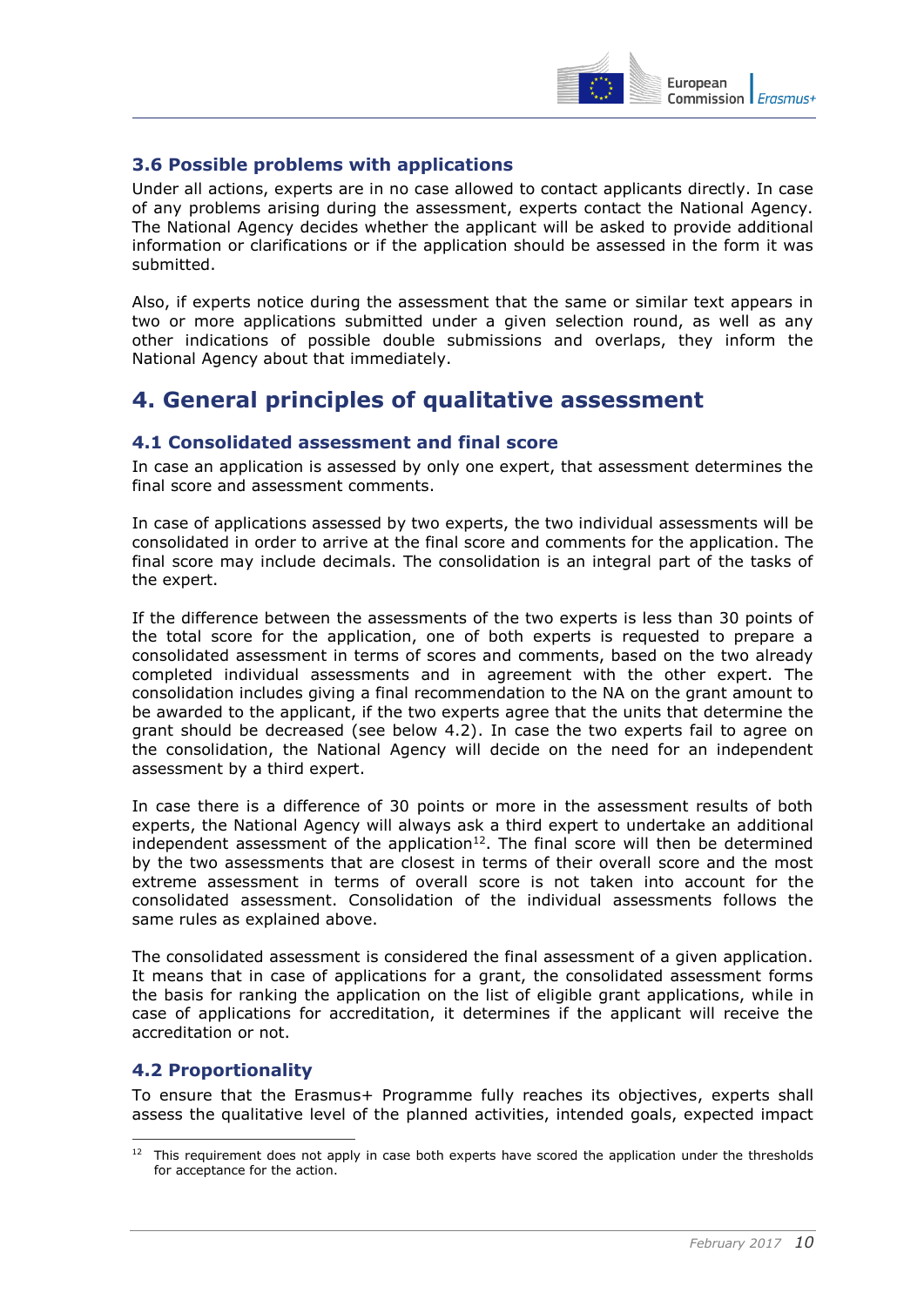### 3.6 Possible problems with applications

Under all actions, experts are in no case allowed to contact applicants directly. In case of any problems arising during the assessment, experts contact the National Agency. The National Agency decides whether the applicant will be asked to provide additional information or clarifications or if the application should be assessed in the form it was submitted.

Also, if experts notice during the assessment that the same or similar text appears in two or more applications submitted under a given selection round, as well as any other indications of possible double submissions and overlaps, they inform the National Agency about that immediately.

## 4. General principles of qualitative assessment

### 4.1 Consolidated assessment and final score

In case an application is assessed by only one expert, that assessment determines the final score and assessment comments.

In case of applications assessed by two experts, the two individual assessments will be consolidated in order to arrive at the final score and comments for the application. The final score may include decimals. The consolidation is an integral part of the tasks of the expert.

If the difference between the assessments of the two experts is less than 30 points of the total score for the application, one of both experts is requested to prepare a consolidated assessment in terms of scores and comments, based on the two already completed individual assessments and in agreement with the other expert. The consolidation includes giving a final recommendation to the NA on the grant amount to be awarded to the applicant, if the two experts agree that the units that determine the grant should be decreased (see below 4.2). In case the two experts fail to agree on the consolidation, the National Agency will decide on the need for an independent assessment by a third expert.

In case there is a difference of 30 points or more in the assessment results of both experts, the National Agency will always ask a third expert to undertake an additional independent assessment of the application[12]. The final score will then be determined by the two assessments that are closest in terms of their overall score and the most extreme assessment in terms of overall score is not taken into account for the consolidated assessment. Consolidation of the individual assessments follows the same rules as explained above.

The consolidated assessment is considered the final assessment of a given application. It means that in case of applications for a grant, the consolidated assessment forms the basis for ranking the application on the list of eligible grant applications, while in case of applications for accreditation, it determines if the applicant will receive the accreditation or not.

### 4.2 Proportionality

To ensure that the Erasmus+ Programme fully reaches its objectives, experts shall assess the qualitative level of the planned activities, intended goals, expected impact

[12] This requirement does not apply in case both experts have scored the application under the thresholds for acceptance for the action.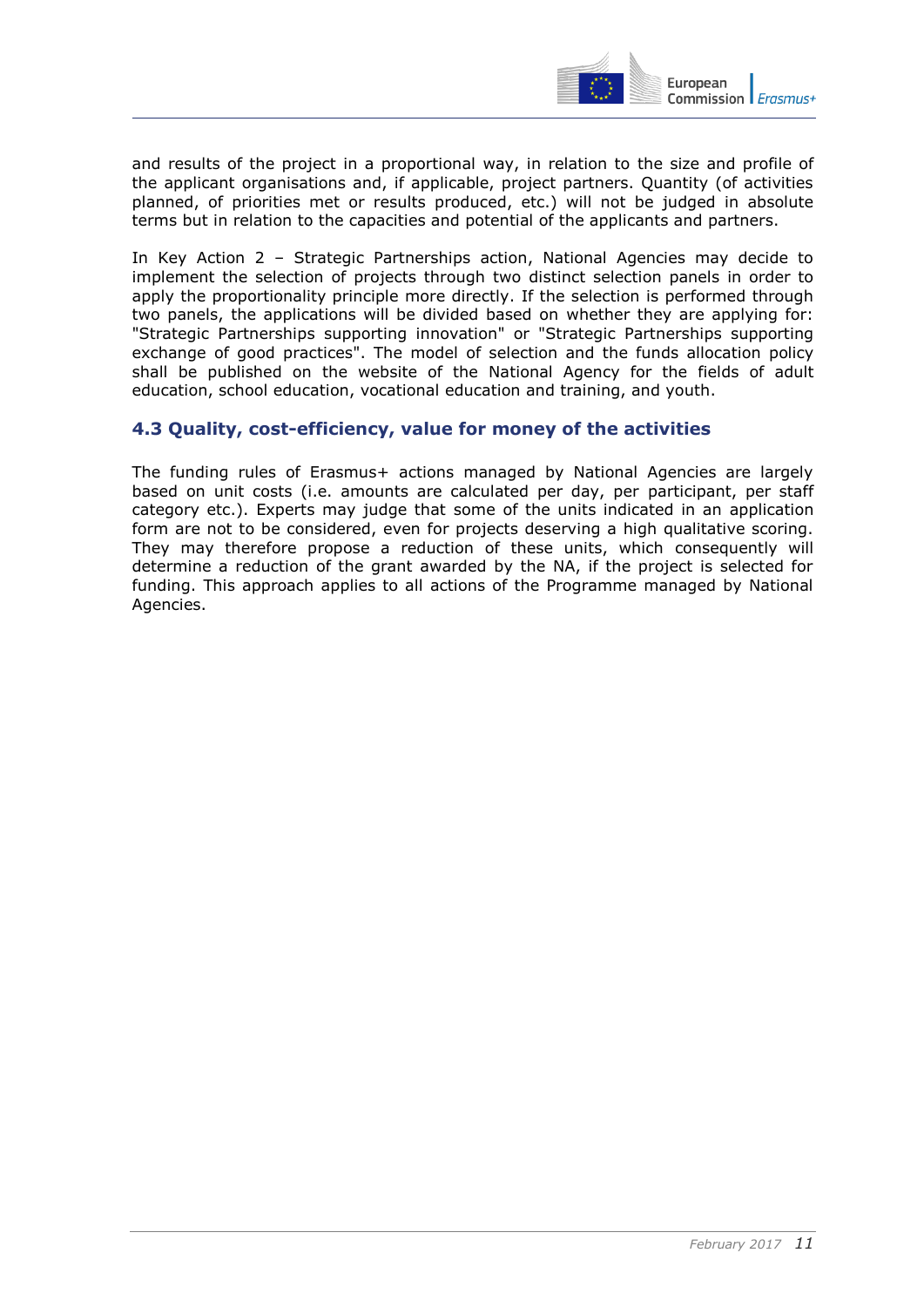and results of the project in a proportional way, in relation to the size and profile of the applicant organisations and, if applicable, project partners. Quantity (of activities planned, of priorities met or results produced, etc.) will not be judged in absolute terms but in relation to the capacities and potential of the applicants and partners.

In Key Action 2 – Strategic Partnerships action, National Agencies may decide to implement the selection of projects through two distinct selection panels in order to apply the proportionality principle more directly. If the selection is performed through two panels, the applications will be divided based on whether they are applying for: "Strategic Partnerships supporting innovation" or "Strategic Partnerships supporting exchange of good practices". The model of selection and the funds allocation policy shall be published on the website of the National Agency for the fields of adult education, school education, vocational education and training, and youth.

## 4.3 Quality, cost-efficiency, value for money of the activities

The funding rules of Erasmus+ actions managed by National Agencies are largely based on unit costs (i.e. amounts are calculated per day, per participant, per staff category etc.). Experts may judge that some of the units indicated in an application form are not to be considered, even for projects deserving a high qualitative scoring. They may therefore propose a reduction of these units, which consequently will determine a reduction of the grant awarded by the NA, if the project is selected for funding. This approach applies to all actions of the Programme managed by National Agencies.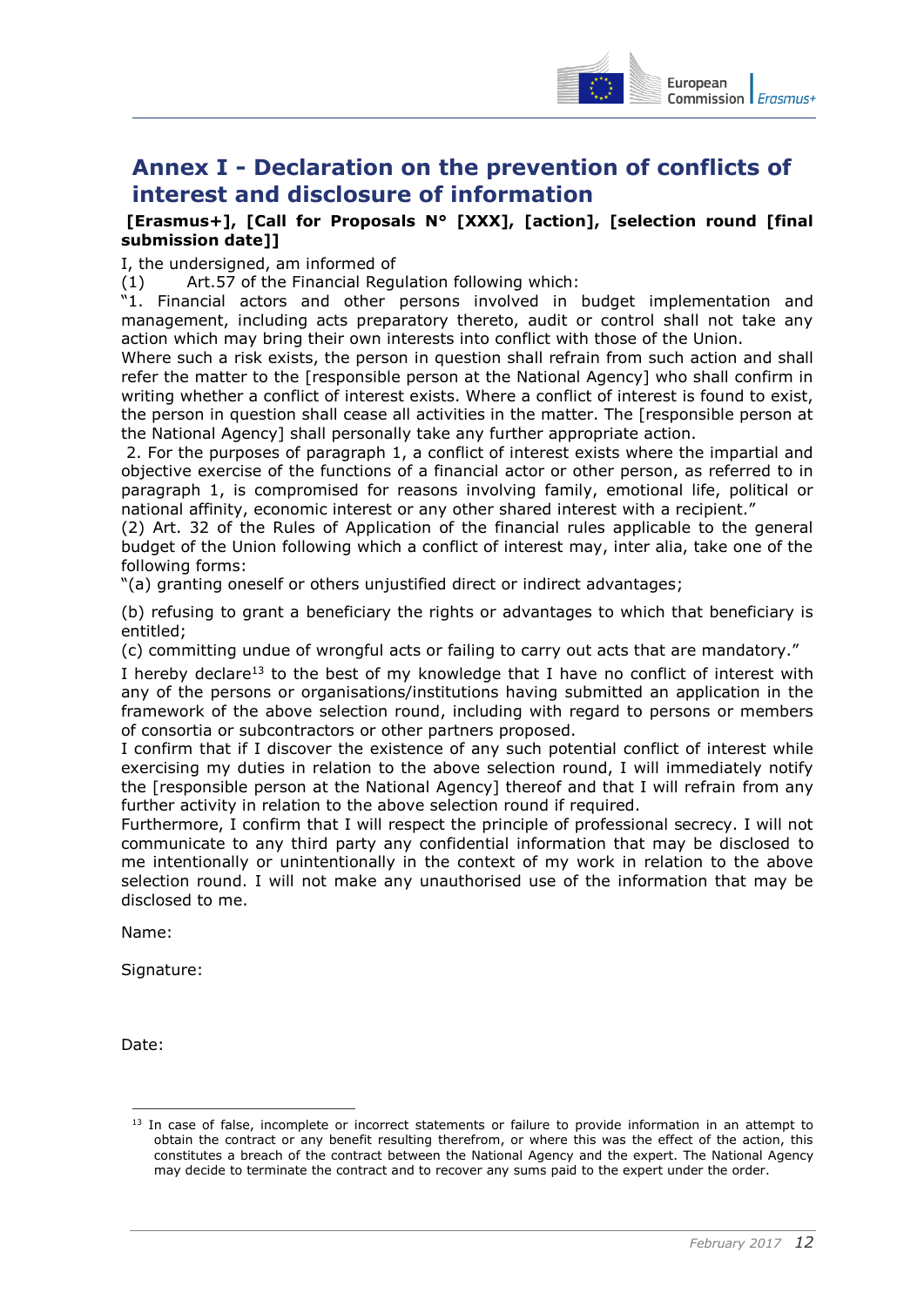# Annex I - Declaration on the prevention of conflicts of interest and disclosure of information

**[Erasmus+], [Call for Proposals N° [XXX], [action], [selection round [final submission date]]**

I, the undersigned, am informed of

(1) Art.57 of the Financial Regulation following which:

"1. Financial actors and other persons involved in budget implementation and management, including acts preparatory thereto, audit or control shall not take any action which may bring their own interests into conflict with those of the Union.

Where such a risk exists, the person in question shall refrain from such action and shall refer the matter to the [responsible person at the National Agency] who shall confirm in writing whether a conflict of interest exists. Where a conflict of interest is found to exist, the person in question shall cease all activities in the matter. The [responsible person at the National Agency] shall personally take any further appropriate action.

2. For the purposes of paragraph 1, a conflict of interest exists where the impartial and objective exercise of the functions of a financial actor or other person, as referred to in paragraph 1, is compromised for reasons involving family, emotional life, political or national affinity, economic interest or any other shared interest with a recipient."

(2) Art. 32 of the Rules of Application of the financial rules applicable to the general budget of the Union following which a conflict of interest may, inter alia, take one of the following forms:

"(a) granting oneself or others unjustified direct or indirect advantages;

(b) refusing to grant a beneficiary the rights or advantages to which that beneficiary is entitled;

(c) committing undue of wrongful acts or failing to carry out acts that are mandatory."

I hereby declare[13] to the best of my knowledge that I have no conflict of interest with any of the persons or organisations/institutions having submitted an application in the framework of the above selection round, including with regard to persons or members of consortia or subcontractors or other partners proposed.

I confirm that if I discover the existence of any such potential conflict of interest while exercising my duties in relation to the above selection round, I will immediately notify the [responsible person at the National Agency] thereof and that I will refrain from any further activity in relation to the above selection round if required.

Furthermore, I confirm that I will respect the principle of professional secrecy. I will not communicate to any third party any confidential information that may be disclosed to me intentionally or unintentionally in the context of my work in relation to the above selection round. I will not make any unauthorised use of the information that may be disclosed to me.

Name:

Signature:

Date:

[13] In case of false, incomplete or incorrect statements or failure to provide information in an attempt to obtain the contract or any benefit resulting therefrom, or where this was the effect of the action, this constitutes a breach of the contract between the National Agency and the expert. The National Agency may decide to terminate the contract and to recover any sums paid to the expert under the order.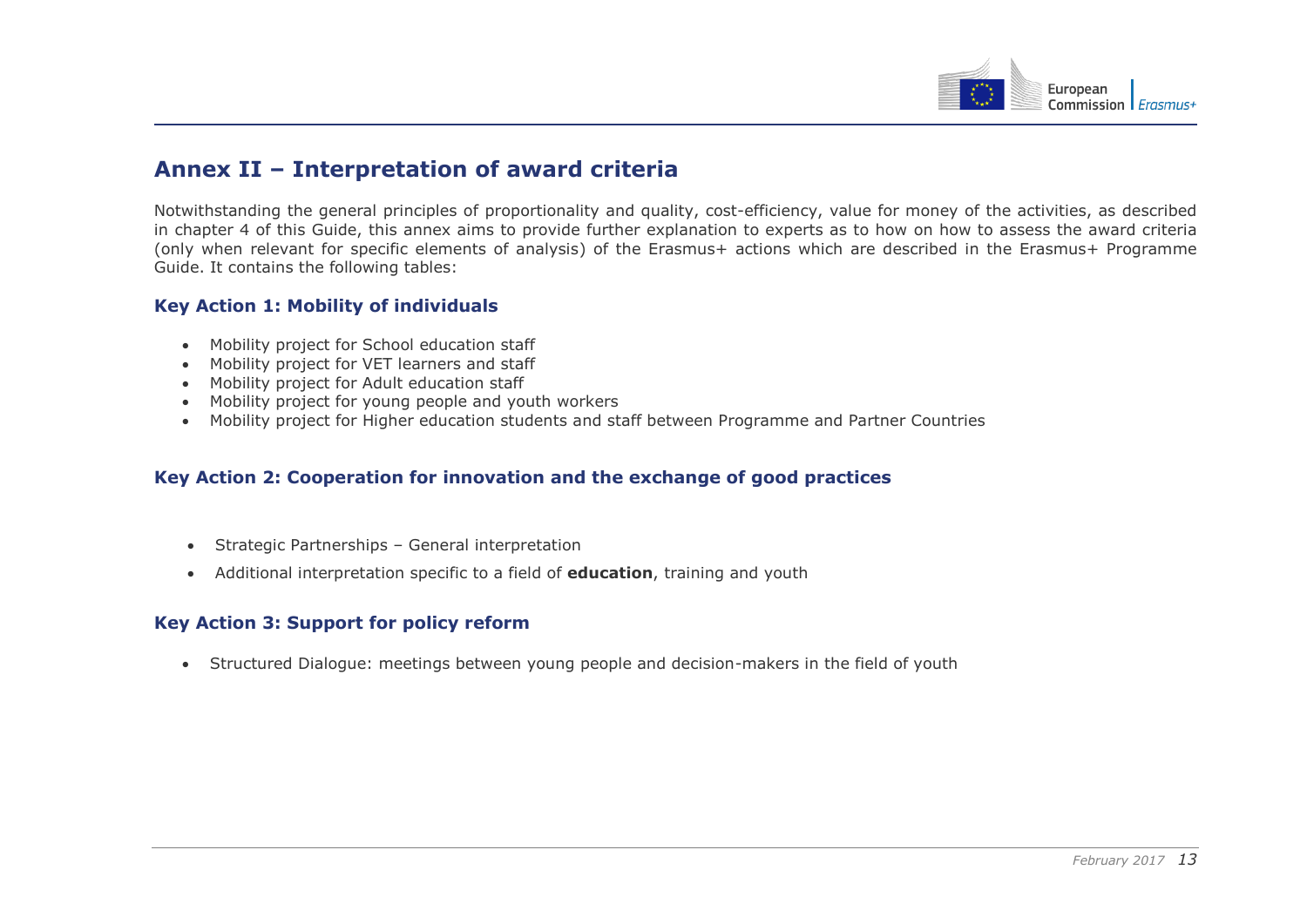## Annex II – Interpretation of award criteria

Notwithstanding the general principles of proportionality and quality, cost-efficiency, value for money of the activities, as described in chapter 4 of this Guide, this annex aims to provide further explanation to experts as to how on how to assess the award criteria (only when relevant for specific elements of analysis) of the Erasmus+ actions which are described in the Erasmus+ Programme Guide. It contains the following tables:

### Key Action 1: Mobility of individuals

- Mobility project for School education staff
- Mobility project for VET learners and staff
- Mobility project for Adult education staff
- Mobility project for young people and youth workers
- Mobility project for Higher education students and staff between Programme and Partner Countries

### Key Action 2: Cooperation for innovation and the exchange of good practices

- Strategic Partnerships – General interpretation
- Additional interpretation specific to a field of **education**, training and youth

### Key Action 3: Support for policy reform

- Structured Dialogue: meetings between young people and decision-makers in the field of youth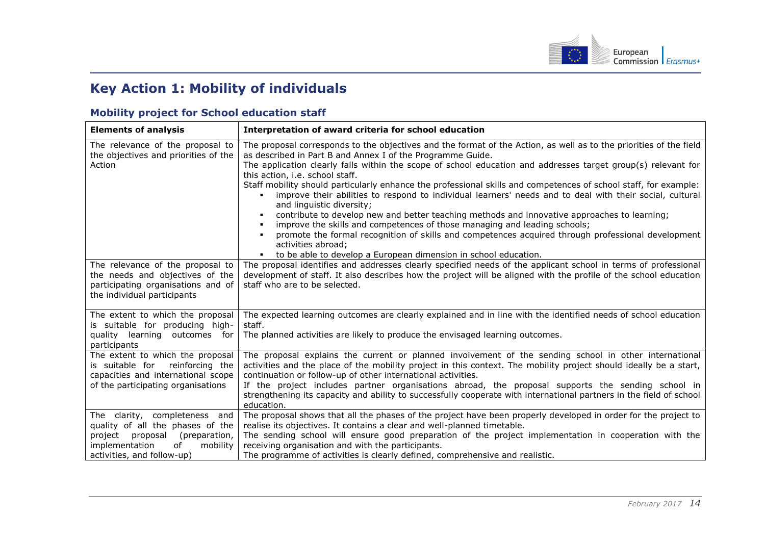# Key Action 1: Mobility of individuals

## Mobility project for School education staff

| Elements of analysis | Interpretation of award criteria for school education |
|---|---|
| The relevance of the proposal to the objectives and priorities of the Action | The proposal corresponds to the objectives and the format of the Action, as well as to the priorities of the field as described in Part B and Annex I of the Programme Guide.<br>The application clearly falls within the scope of school education and addresses target group(s) relevant for this action, i.e. school staff.<br>Staff mobility should particularly enhance the professional skills and competences of school staff, for example:<br>▪ improve their abilities to respond to individual learners' needs and to deal with their social, cultural and linguistic diversity;<br>▪ contribute to develop new and better teaching methods and innovative approaches to learning;<br>▪ improve the skills and competences of those managing and leading schools;<br>▪ promote the formal recognition of skills and competences acquired through professional development activities abroad;<br>▪ to be able to develop a European dimension in school education. |
| The relevance of the proposal to the needs and objectives of the participating organisations and of the individual participants | The proposal identifies and addresses clearly specified needs of the applicant school in terms of professional development of staff. It also describes how the project will be aligned with the profile of the school education staff who are to be selected. |
| The extent to which the proposal is suitable for producing high-quality learning outcomes for participants | The expected learning outcomes are clearly explained and in line with the identified needs of school education staff.<br>The planned activities are likely to produce the envisaged learning outcomes. |
| The extent to which the proposal is suitable for reinforcing the capacities and international scope of the participating organisations | The proposal explains the current or planned involvement of the sending school in other international activities and the place of the mobility project in this context. The mobility project should ideally be a start, continuation or follow-up of other international activities.<br>If the project includes partner organisations abroad, the proposal supports the sending school in strengthening its capacity and ability to successfully cooperate with international partners in the field of school education. |
| The clarity, completeness and quality of all the phases of the project proposal (preparation, implementation of mobility activities, and follow-up) | The proposal shows that all the phases of the project have been properly developed in order for the project to realise its objectives. It contains a clear and well-planned timetable.<br>The sending school will ensure good preparation of the project implementation in cooperation with the receiving organisation and with the participants.<br>The programme of activities is clearly defined, comprehensive and realistic. |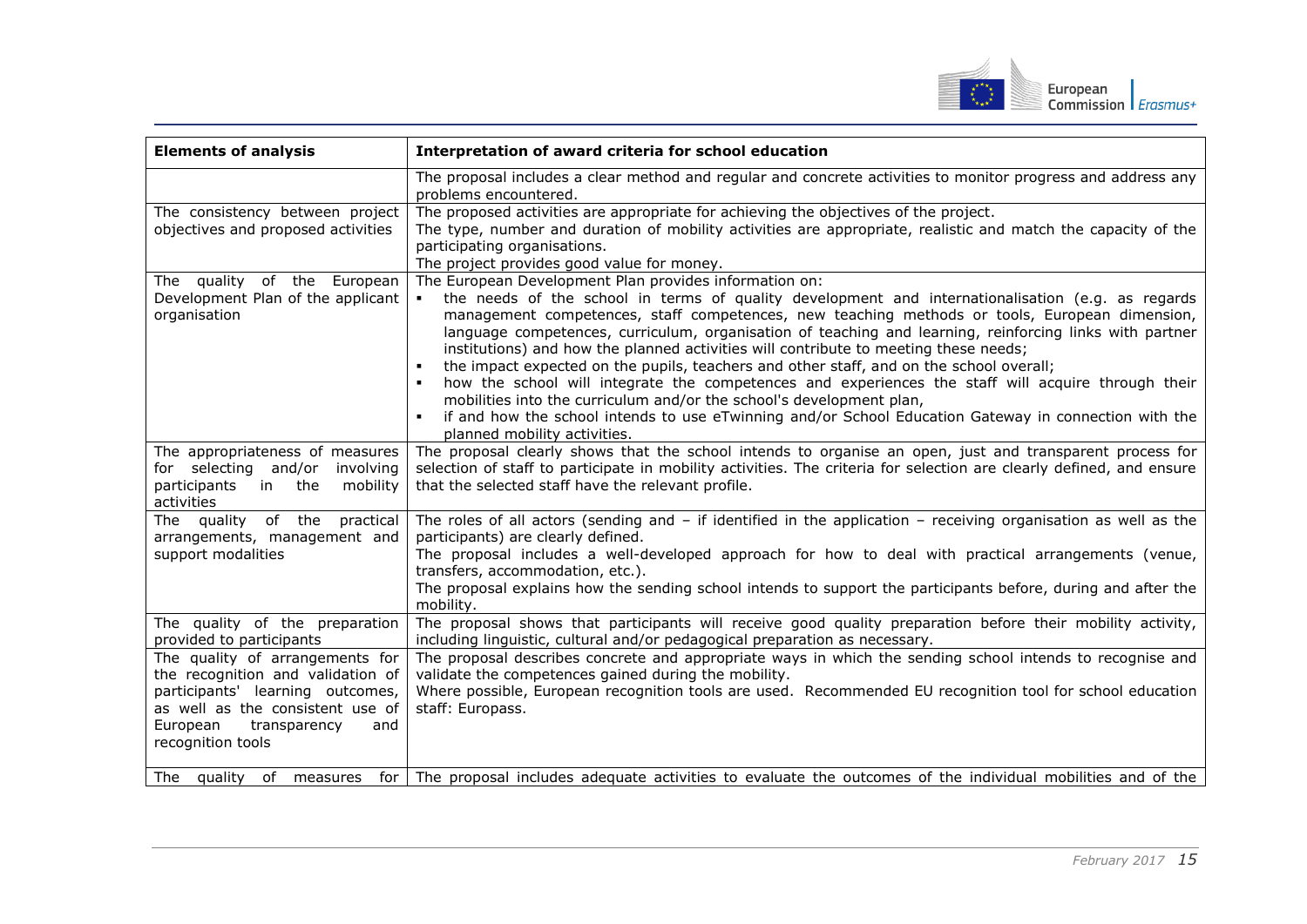| Elements of analysis | Interpretation of award criteria for school education |
|---|---|
| | The proposal includes a clear method and regular and concrete activities to monitor progress and address any problems encountered. |
| The consistency between project objectives and proposed activities | The proposed activities are appropriate for achieving the objectives of the project.<br>The type, number and duration of mobility activities are appropriate, realistic and match the capacity of the participating organisations.<br>The project provides good value for money. |
| The quality of the European Development Plan of the applicant organisation | The European Development Plan provides information on:<br>▪ the needs of the school in terms of quality development and internationalisation (e.g. as regards management competences, staff competences, new teaching methods or tools, European dimension, language competences, curriculum, organisation of teaching and learning, reinforcing links with partner institutions) and how the planned activities will contribute to meeting these needs;<br>▪ the impact expected on the pupils, teachers and other staff, and on the school overall;<br>▪ how the school will integrate the competences and experiences the staff will acquire through their mobilities into the curriculum and/or the school's development plan,<br>▪ if and how the school intends to use eTwinning and/or School Education Gateway in connection with the planned mobility activities. |
| The appropriateness of measures for selecting and/or involving participants in the mobility activities | The proposal clearly shows that the school intends to organise an open, just and transparent process for selection of staff to participate in mobility activities. The criteria for selection are clearly defined, and ensure that the selected staff have the relevant profile. |
| The quality of the practical arrangements, management and support modalities | The roles of all actors (sending and – if identified in the application – receiving organisation as well as the participants) are clearly defined.<br>The proposal includes a well-developed approach for how to deal with practical arrangements (venue, transfers, accommodation, etc.).<br>The proposal explains how the sending school intends to support the participants before, during and after the mobility. |
| The quality of the preparation provided to participants | The proposal shows that participants will receive good quality preparation before their mobility activity, including linguistic, cultural and/or pedagogical preparation as necessary. |
| The quality of arrangements for the recognition and validation of participants' learning outcomes, as well as the consistent use of European transparency and recognition tools | The proposal describes concrete and appropriate ways in which the sending school intends to recognise and validate the competences gained during the mobility.<br>Where possible, European recognition tools are used. Recommended EU recognition tool for school education staff: Europass. |
| The quality of measures for | The proposal includes adequate activities to evaluate the outcomes of the individual mobilities and of the |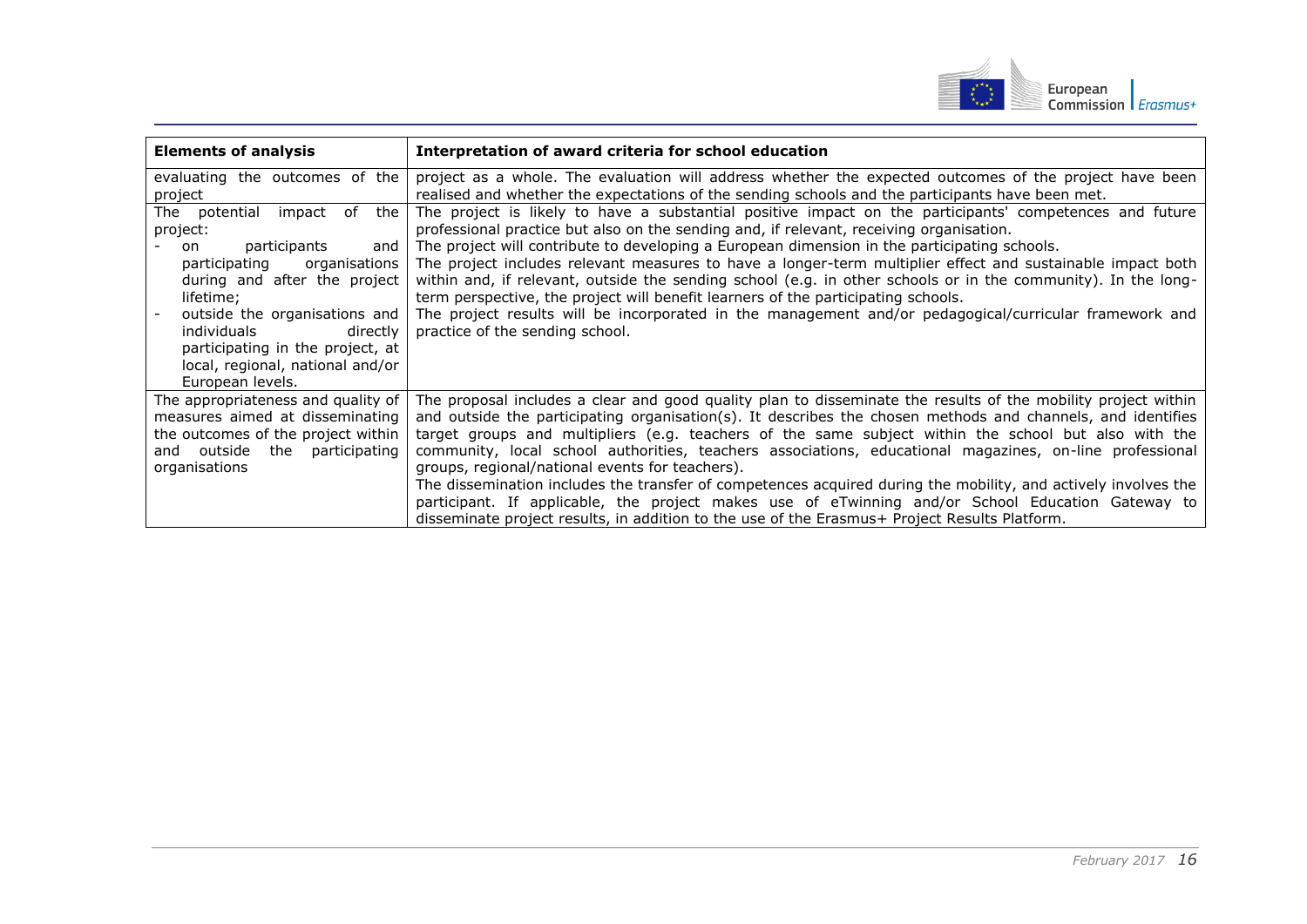| Elements of analysis | Interpretation of award criteria for school education |
|---|---|
| evaluating the outcomes of the project | project as a whole. The evaluation will address whether the expected outcomes of the project have been realised and whether the expectations of the sending schools and the participants have been met. |
| The potential impact of the project:<br>- on participants and participating organisations during and after the project lifetime;<br>- outside the organisations and individuals directly participating in the project, at local, regional, national and/or European levels. | The project is likely to have a substantial positive impact on the participants' competences and future professional practice but also on the sending and, if relevant, receiving organisation.<br>The project will contribute to developing a European dimension in the participating schools.<br>The project includes relevant measures to have a longer-term multiplier effect and sustainable impact both within and, if relevant, outside the sending school (e.g. in other schools or in the community). In the long-term perspective, the project will benefit learners of the participating schools.<br>The project results will be incorporated in the management and/or pedagogical/curricular framework and practice of the sending school. |
| The appropriateness and quality of measures aimed at disseminating the outcomes of the project within and outside the participating organisations | The proposal includes a clear and good quality plan to disseminate the results of the mobility project within and outside the participating organisation(s). It describes the chosen methods and channels, and identifies target groups and multipliers (e.g. teachers of the same subject within the school but also with the community, local school authorities, teachers associations, educational magazines, on-line professional groups, regional/national events for teachers).<br>The dissemination includes the transfer of competences acquired during the mobility, and actively involves the participant. If applicable, the project makes use of eTwinning and/or School Education Gateway to disseminate project results, in addition to the use of the Erasmus+ Project Results Platform. |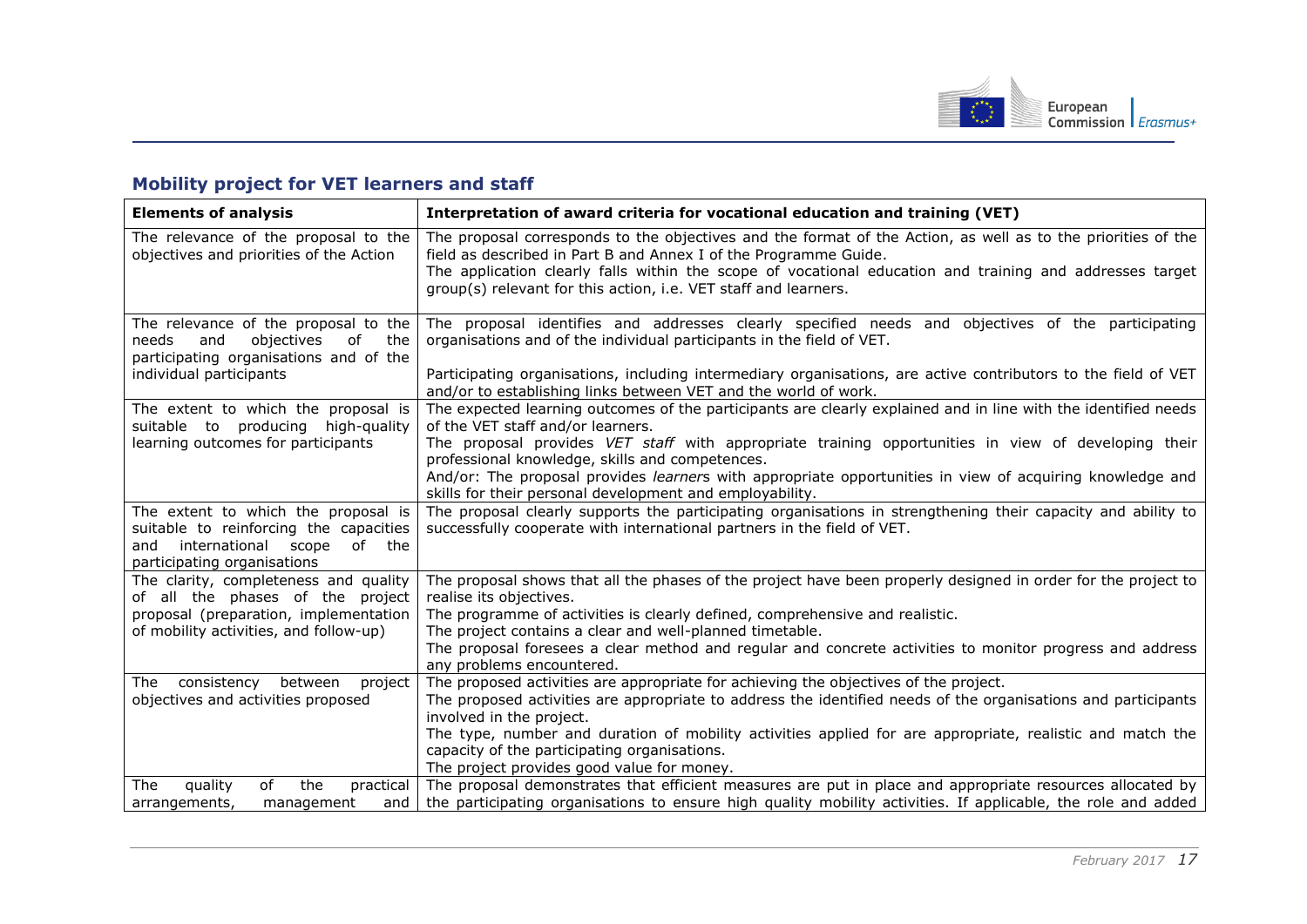## Mobility project for VET learners and staff

| Elements of analysis | Interpretation of award criteria for vocational education and training (VET) |
|---|---|
| The relevance of the proposal to the objectives and priorities of the Action | The proposal corresponds to the objectives and the format of the Action, as well as to the priorities of the field as described in Part B and Annex I of the Programme Guide.<br>The application clearly falls within the scope of vocational education and training and addresses target group(s) relevant for this action, i.e. VET staff and learners. |
| The relevance of the proposal to the needs and objectives of the participating organisations and of the individual participants | The proposal identifies and addresses clearly specified needs and objectives of the participating organisations and of the individual participants in the field of VET.<br><br>Participating organisations, including intermediary organisations, are active contributors to the field of VET and/or to establishing links between VET and the world of work. |
| The extent to which the proposal is suitable to producing high-quality learning outcomes for participants | The expected learning outcomes of the participants are clearly explained and in line with the identified needs of the VET staff and/or learners.<br>The proposal provides *VET staff* with appropriate training opportunities in view of developing their professional knowledge, skills and competences.<br>And/or: The proposal provides *learner*s with appropriate opportunities in view of acquiring knowledge and skills for their personal development and employability. |
| The extent to which the proposal is suitable to reinforcing the capacities and international scope of the participating organisations | The proposal clearly supports the participating organisations in strengthening their capacity and ability to successfully cooperate with international partners in the field of VET. |
| The clarity, completeness and quality of all the phases of the project proposal (preparation, implementation of mobility activities, and follow-up) | The proposal shows that all the phases of the project have been properly designed in order for the project to realise its objectives.<br>The programme of activities is clearly defined, comprehensive and realistic.<br>The project contains a clear and well-planned timetable.<br>The proposal foresees a clear method and regular and concrete activities to monitor progress and address any problems encountered. |
| The consistency between project objectives and activities proposed | The proposed activities are appropriate for achieving the objectives of the project.<br>The proposed activities are appropriate to address the identified needs of the organisations and participants involved in the project.<br>The type, number and duration of mobility activities applied for are appropriate, realistic and match the capacity of the participating organisations.<br>The project provides good value for money. |
| The quality of the practical arrangements, management and | The proposal demonstrates that efficient measures are put in place and appropriate resources allocated by the participating organisations to ensure high quality mobility activities. If applicable, the role and added |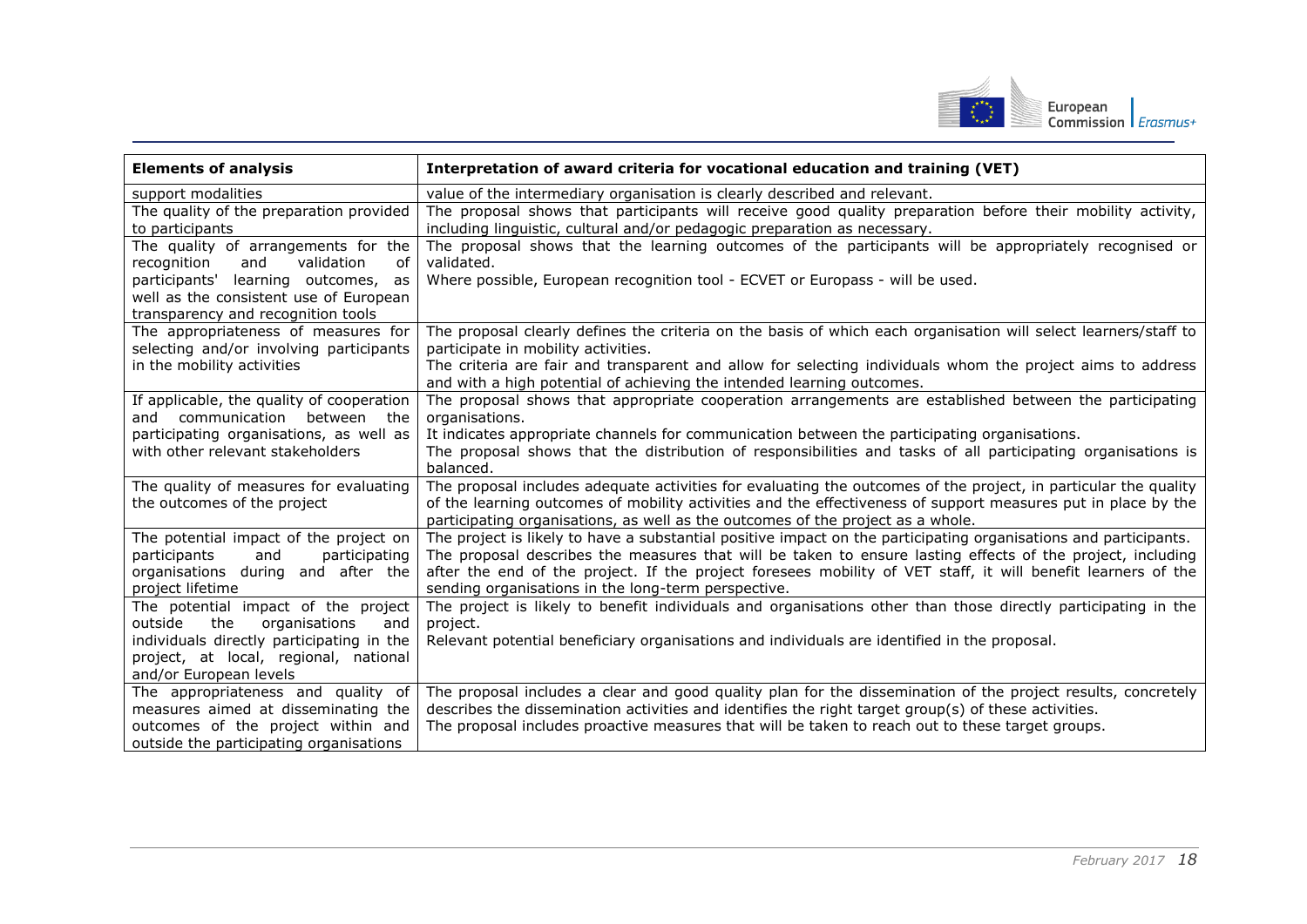| Elements of analysis | Interpretation of award criteria for vocational education and training (VET) |
|---|---|
| support modalities | value of the intermediary organisation is clearly described and relevant. |
| The quality of the preparation provided to participants | The proposal shows that participants will receive good quality preparation before their mobility activity, including linguistic, cultural and/or pedagogic preparation as necessary. |
| The quality of arrangements for the recognition and validation of participants' learning outcomes, as well as the consistent use of European transparency and recognition tools | The proposal shows that the learning outcomes of the participants will be appropriately recognised or validated.<br>Where possible, European recognition tool - ECVET or Europass - will be used. |
| The appropriateness of measures for selecting and/or involving participants in the mobility activities | The proposal clearly defines the criteria on the basis of which each organisation will select learners/staff to participate in mobility activities.<br>The criteria are fair and transparent and allow for selecting individuals whom the project aims to address and with a high potential of achieving the intended learning outcomes. |
| If applicable, the quality of cooperation and communication between the participating organisations, as well as with other relevant stakeholders | The proposal shows that appropriate cooperation arrangements are established between the participating organisations.<br>It indicates appropriate channels for communication between the participating organisations.<br>The proposal shows that the distribution of responsibilities and tasks of all participating organisations is balanced. |
| The quality of measures for evaluating the outcomes of the project | The proposal includes adequate activities for evaluating the outcomes of the project, in particular the quality of the learning outcomes of mobility activities and the effectiveness of support measures put in place by the participating organisations, as well as the outcomes of the project as a whole. |
| The potential impact of the project on participants and participating organisations during and after the project lifetime | The project is likely to have a substantial positive impact on the participating organisations and participants.<br>The proposal describes the measures that will be taken to ensure lasting effects of the project, including after the end of the project. If the project foresees mobility of VET staff, it will benefit learners of the sending organisations in the long-term perspective. |
| The potential impact of the project outside the organisations and individuals directly participating in the project, at local, regional, national and/or European levels | The project is likely to benefit individuals and organisations other than those directly participating in the project.<br>Relevant potential beneficiary organisations and individuals are identified in the proposal. |
| The appropriateness and quality of measures aimed at disseminating the outcomes of the project within and outside the participating organisations | The proposal includes a clear and good quality plan for the dissemination of the project results, concretely describes the dissemination activities and identifies the right target group(s) of these activities.<br>The proposal includes proactive measures that will be taken to reach out to these target groups. |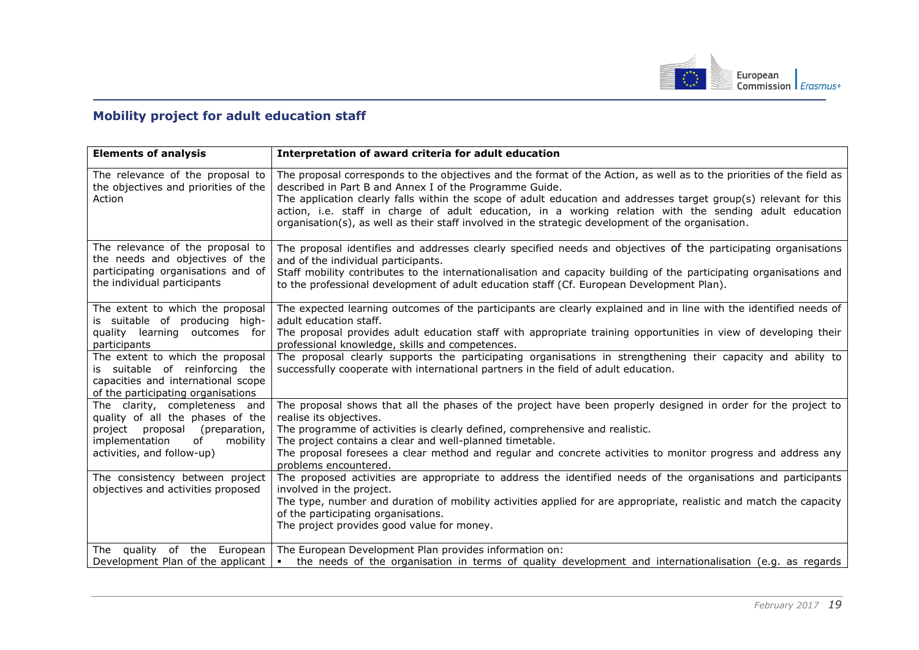### Mobility project for adult education staff

| Elements of analysis | Interpretation of award criteria for adult education |
|---|---|
| The relevance of the proposal to the objectives and priorities of the Action | The proposal corresponds to the objectives and the format of the Action, as well as to the priorities of the field as described in Part B and Annex I of the Programme Guide.<br>The application clearly falls within the scope of adult education and addresses target group(s) relevant for this action, i.e. staff in charge of adult education, in a working relation with the sending adult education organisation(s), as well as their staff involved in the strategic development of the organisation. |
| The relevance of the proposal to the needs and objectives of the participating organisations and of the individual participants | The proposal identifies and addresses clearly specified needs and objectives of the participating organisations and of the individual participants.<br>Staff mobility contributes to the internationalisation and capacity building of the participating organisations and to the professional development of adult education staff (Cf. European Development Plan). |
| The extent to which the proposal is suitable of producing high-quality learning outcomes for participants | The expected learning outcomes of the participants are clearly explained and in line with the identified needs of adult education staff.<br>The proposal provides adult education staff with appropriate training opportunities in view of developing their professional knowledge, skills and competences. |
| The extent to which the proposal is suitable of reinforcing the capacities and international scope of the participating organisations | The proposal clearly supports the participating organisations in strengthening their capacity and ability to successfully cooperate with international partners in the field of adult education. |
| The clarity, completeness and quality of all the phases of the project proposal (preparation, implementation of mobility activities, and follow-up) | The proposal shows that all the phases of the project have been properly designed in order for the project to realise its objectives.<br>The programme of activities is clearly defined, comprehensive and realistic.<br>The project contains a clear and well-planned timetable.<br>The proposal foresees a clear method and regular and concrete activities to monitor progress and address any problems encountered. |
| The consistency between project objectives and activities proposed | The proposed activities are appropriate to address the identified needs of the organisations and participants involved in the project.<br>The type, number and duration of mobility activities applied for are appropriate, realistic and match the capacity of the participating organisations.<br>The project provides good value for money. |
| The quality of the European Development Plan of the applicant | The European Development Plan provides information on:<br>▪ the needs of the organisation in terms of quality development and internationalisation (e.g. as regards |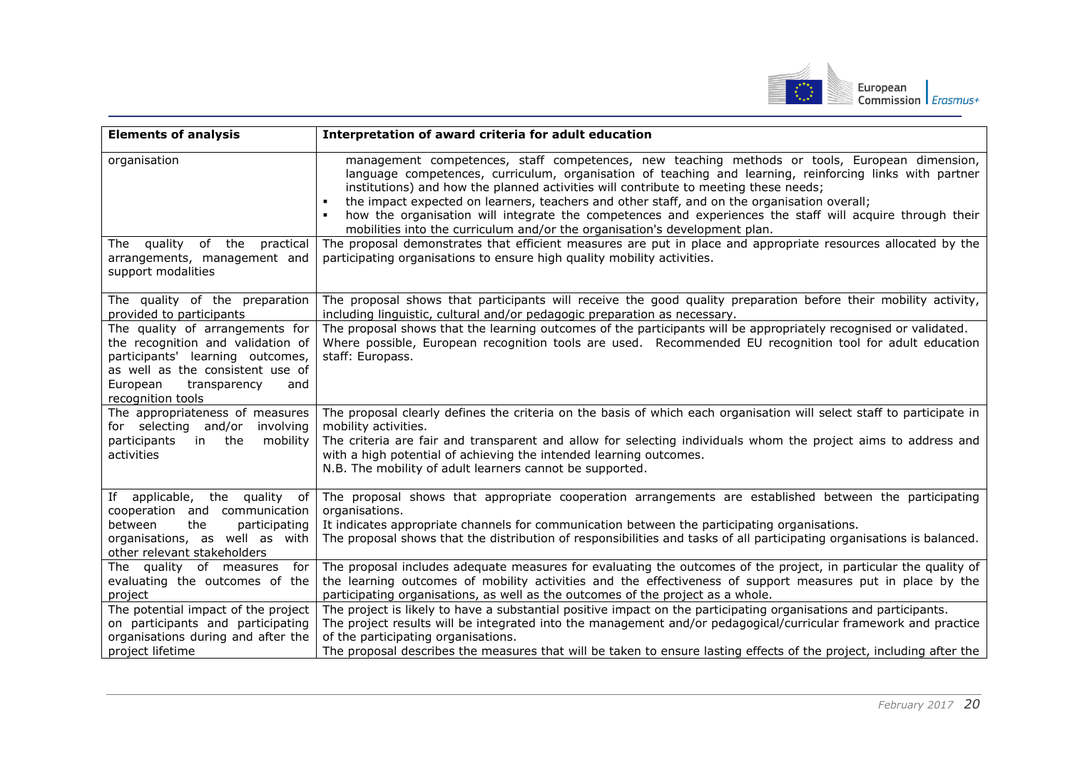| Elements of analysis | Interpretation of award criteria for adult education |
|---|---|
| organisation | management competences, staff competences, new teaching methods or tools, European dimension, language competences, curriculum, organisation of teaching and learning, reinforcing links with partner institutions) and how the planned activities will contribute to meeting these needs;<br>▪ the impact expected on learners, teachers and other staff, and on the organisation overall;<br>▪ how the organisation will integrate the competences and experiences the staff will acquire through their mobilities into the curriculum and/or the organisation's development plan. |
| The quality of the practical arrangements, management and support modalities | The proposal demonstrates that efficient measures are put in place and appropriate resources allocated by the participating organisations to ensure high quality mobility activities. |
| The quality of the preparation provided to participants | The proposal shows that participants will receive the good quality preparation before their mobility activity, including linguistic, cultural and/or pedagogic preparation as necessary. |
| The quality of arrangements for the recognition and validation of participants' learning outcomes, as well as the consistent use of European transparency and recognition tools | The proposal shows that the learning outcomes of the participants will be appropriately recognised or validated. Where possible, European recognition tools are used. Recommended EU recognition tool for adult education staff: Europass. |
| The appropriateness of measures for selecting and/or involving participants in the mobility activities | The proposal clearly defines the criteria on the basis of which each organisation will select staff to participate in mobility activities.<br>The criteria are fair and transparent and allow for selecting individuals whom the project aims to address and with a high potential of achieving the intended learning outcomes.<br>N.B. The mobility of adult learners cannot be supported. |
| If applicable, the quality of cooperation and communication between the participating organisations, as well as with other relevant stakeholders | The proposal shows that appropriate cooperation arrangements are established between the participating organisations.<br>It indicates appropriate channels for communication between the participating organisations.<br>The proposal shows that the distribution of responsibilities and tasks of all participating organisations is balanced. |
| The quality of measures for evaluating the outcomes of the project | The proposal includes adequate measures for evaluating the outcomes of the project, in particular the quality of the learning outcomes of mobility activities and the effectiveness of support measures put in place by the participating organisations, as well as the outcomes of the project as a whole. |
| The potential impact of the project on participants and participating organisations during and after the project lifetime | The project is likely to have a substantial positive impact on the participating organisations and participants.<br>The project results will be integrated into the management and/or pedagogical/curricular framework and practice of the participating organisations.<br>The proposal describes the measures that will be taken to ensure lasting effects of the project, including after the |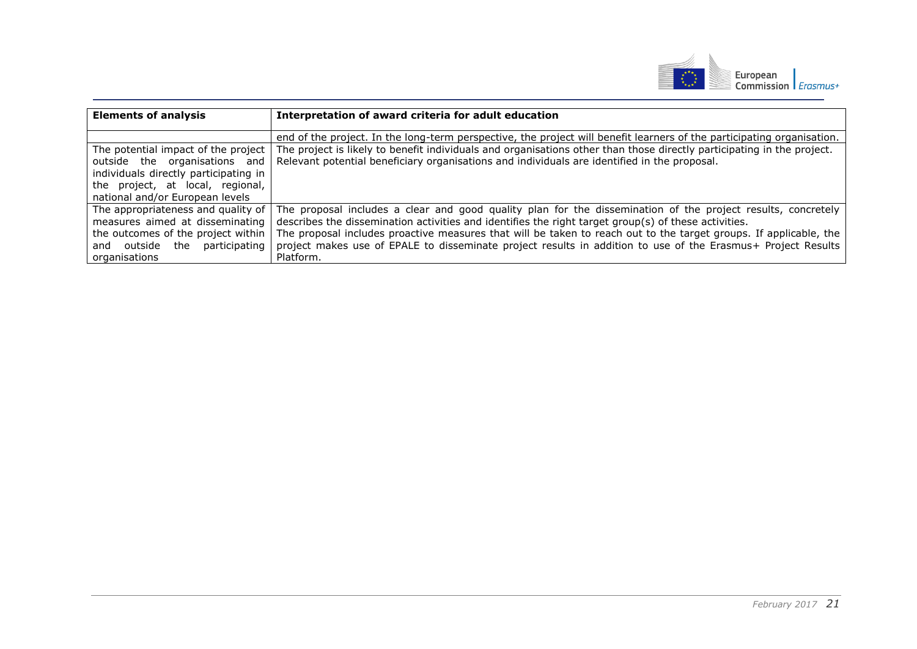| Elements of analysis | Interpretation of award criteria for adult education |
| --- | --- |
| | end of the project. In the long-term perspective, the project will benefit learners of the participating organisation. |
| The potential impact of the project outside the organisations and individuals directly participating in the project, at local, regional, national and/or European levels | The project is likely to benefit individuals and organisations other than those directly participating in the project. Relevant potential beneficiary organisations and individuals are identified in the proposal. |
| The appropriateness and quality of measures aimed at disseminating the outcomes of the project within and outside the participating organisations | The proposal includes a clear and good quality plan for the dissemination of the project results, concretely describes the dissemination activities and identifies the right target group(s) of these activities.<br>The proposal includes proactive measures that will be taken to reach out to the target groups. If applicable, the project makes use of EPALE to disseminate project results in addition to use of the Erasmus+ Project Results Platform. |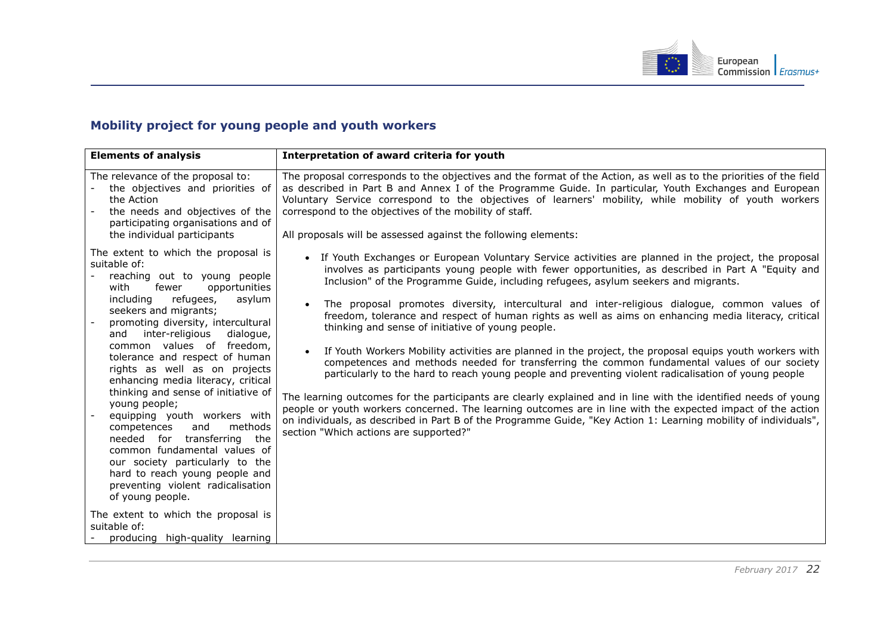## Mobility project for young people and youth workers

| Elements of analysis | Interpretation of award criteria for youth |
|---|---|
| The relevance of the proposal to:<br>- the objectives and priorities of the Action<br>- the needs and objectives of the participating organisations and of the individual participants<br><br>The extent to which the proposal is suitable of:<br>- reaching out to young people with fewer opportunities including refugees, asylum seekers and migrants;<br>- promoting diversity, intercultural and inter-religious dialogue, common values of freedom, tolerance and respect of human rights as well as on projects enhancing media literacy, critical thinking and sense of initiative of young people;<br>- equipping youth workers with competences and methods needed for transferring the common fundamental values of our society particularly to the hard to reach young people and preventing violent radicalisation of young people.<br><br>The extent to which the proposal is suitable of:<br>- producing high-quality learning | The proposal corresponds to the objectives and the format of the Action, as well as to the priorities of the field as described in Part B and Annex I of the Programme Guide. In particular, Youth Exchanges and European Voluntary Service correspond to the objectives of learners' mobility, while mobility of youth workers correspond to the objectives of the mobility of staff.<br><br>All proposals will be assessed against the following elements:<br><br>• If Youth Exchanges or European Voluntary Service activities are planned in the project, the proposal involves as participants young people with fewer opportunities, as described in Part A "Equity and Inclusion" of the Programme Guide, including refugees, asylum seekers and migrants.<br><br>• The proposal promotes diversity, intercultural and inter-religious dialogue, common values of freedom, tolerance and respect of human rights as well as aims on enhancing media literacy, critical thinking and sense of initiative of young people.<br><br>• If Youth Workers Mobility activities are planned in the project, the proposal equips youth workers with competences and methods needed for transferring the common fundamental values of our society particularly to the hard to reach young people and preventing violent radicalisation of young people<br><br>The learning outcomes for the participants are clearly explained and in line with the identified needs of young people or youth workers concerned. The learning outcomes are in line with the expected impact of the action on individuals, as described in Part B of the Programme Guide, "Key Action 1: Learning mobility of individuals", section "Which actions are supported?" |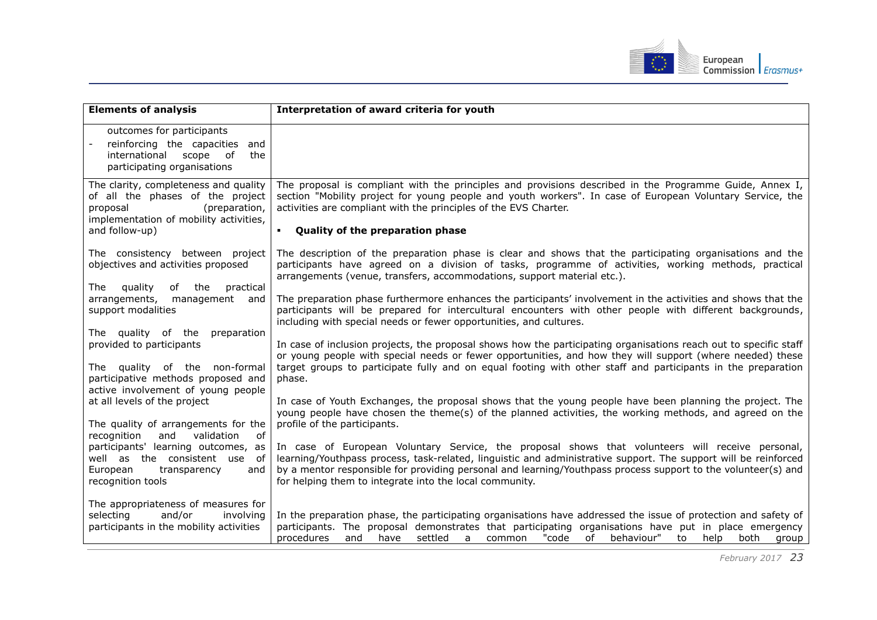| Elements of analysis | Interpretation of award criteria for youth |
|---|---|
| outcomes for participants<br>- reinforcing the capacities and international scope of the participating organisations | |
| The clarity, completeness and quality of all the phases of the project proposal (preparation, implementation of mobility activities, and follow-up)<br><br>The consistency between project objectives and activities proposed<br><br>The quality of the practical arrangements, management and support modalities<br><br>The quality of the preparation provided to participants<br><br>The quality of the non-formal participative methods proposed and active involvement of young people at all levels of the project<br><br>The quality of arrangements for the recognition and validation of participants' learning outcomes, as well as the consistent use of European transparency and recognition tools<br><br>The appropriateness of measures for selecting and/or involving participants in the mobility activities | The proposal is compliant with the principles and provisions described in the Programme Guide, Annex I, section "Mobility project for young people and youth workers". In case of European Voluntary Service, the activities are compliant with the principles of the EVS Charter.<br><br>▪ **Quality of the preparation phase**<br><br>The description of the preparation phase is clear and shows that the participating organisations and the participants have agreed on a division of tasks, programme of activities, working methods, practical arrangements (venue, transfers, accommodations, support material etc.).<br><br>The preparation phase furthermore enhances the participants' involvement in the activities and shows that the participants will be prepared for intercultural encounters with other people with different backgrounds, including with special needs or fewer opportunities, and cultures.<br><br>In case of inclusion projects, the proposal shows how the participating organisations reach out to specific staff or young people with special needs or fewer opportunities, and how they will support (where needed) these target groups to participate fully and on equal footing with other staff and participants in the preparation phase.<br><br>In case of Youth Exchanges, the proposal shows that the young people have been planning the project. The young people have chosen the theme(s) of the planned activities, the working methods, and agreed on the profile of the participants.<br><br>In case of European Voluntary Service, the proposal shows that volunteers will receive personal, learning/Youthpass process, task-related, linguistic and administrative support. The support will be reinforced by a mentor responsible for providing personal and learning/Youthpass process support to the volunteer(s) and for helping them to integrate into the local community.<br><br>In the preparation phase, the participating organisations have addressed the issue of protection and safety of participants. The proposal demonstrates that participating organisations have put in place emergency procedures and have settled a common "code of behaviour" to help both group |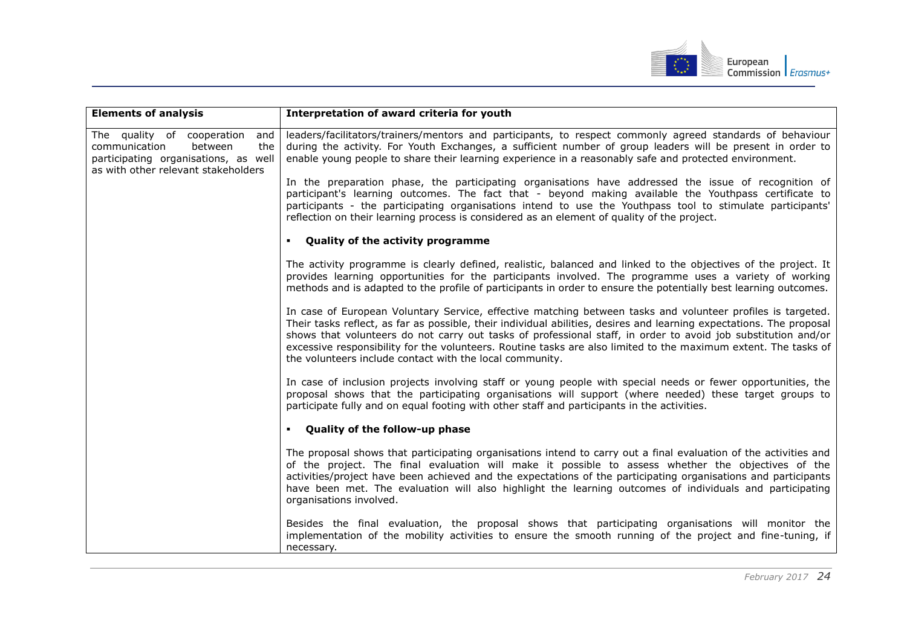| Elements of analysis | Interpretation of award criteria for youth |
|---|---|
| The quality of cooperation and communication between the participating organisations, as well as with other relevant stakeholders | leaders/facilitators/trainers/mentors and participants, to respect commonly agreed standards of behaviour during the activity. For Youth Exchanges, a sufficient number of group leaders will be present in order to enable young people to share their learning experience in a reasonably safe and protected environment.<br><br>In the preparation phase, the participating organisations have addressed the issue of recognition of participant's learning outcomes. The fact that - beyond making available the Youthpass certificate to participants - the participating organisations intend to use the Youthpass tool to stimulate participants' reflection on their learning process is considered as an element of quality of the project.<br><br>▪ **Quality of the activity programme**<br><br>The activity programme is clearly defined, realistic, balanced and linked to the objectives of the project. It provides learning opportunities for the participants involved. The programme uses a variety of working methods and is adapted to the profile of participants in order to ensure the potentially best learning outcomes.<br><br>In case of European Voluntary Service, effective matching between tasks and volunteer profiles is targeted. Their tasks reflect, as far as possible, their individual abilities, desires and learning expectations. The proposal shows that volunteers do not carry out tasks of professional staff, in order to avoid job substitution and/or excessive responsibility for the volunteers. Routine tasks are also limited to the maximum extent. The tasks of the volunteers include contact with the local community.<br><br>In case of inclusion projects involving staff or young people with special needs or fewer opportunities, the proposal shows that the participating organisations will support (where needed) these target groups to participate fully and on equal footing with other staff and participants in the activities.<br><br>▪ **Quality of the follow-up phase**<br><br>The proposal shows that participating organisations intend to carry out a final evaluation of the activities and of the project. The final evaluation will make it possible to assess whether the objectives of the activities/project have been achieved and the expectations of the participating organisations and participants have been met. The evaluation will also highlight the learning outcomes of individuals and participating organisations involved.<br><br>Besides the final evaluation, the proposal shows that participating organisations will monitor the implementation of the mobility activities to ensure the smooth running of the project and fine-tuning, if necessary. |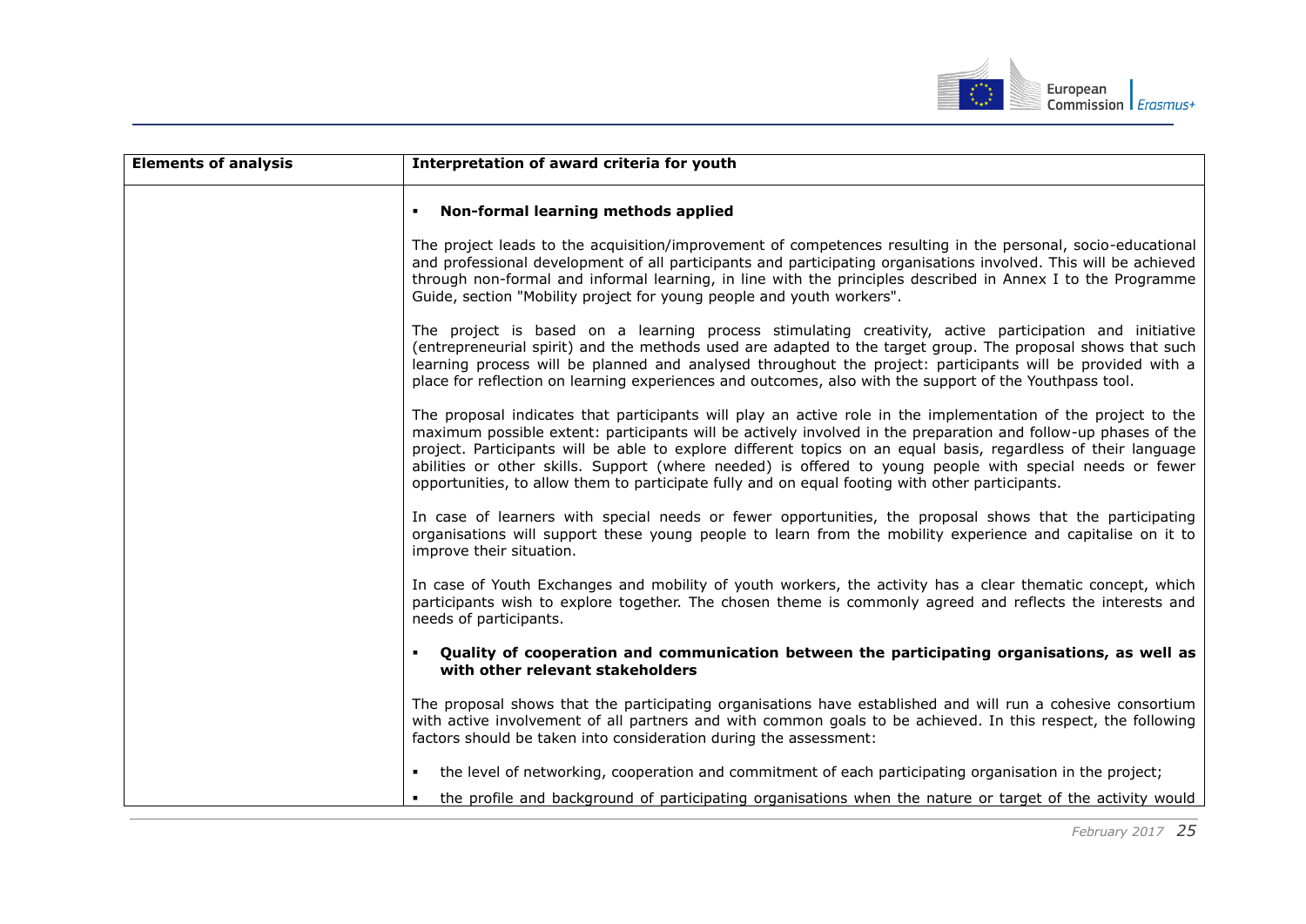| Elements of analysis | Interpretation of award criteria for youth |
| --- | --- |
| | ▪ **Non-formal learning methods applied**<br><br>The project leads to the acquisition/improvement of competences resulting in the personal, socio-educational and professional development of all participants and participating organisations involved. This will be achieved through non-formal and informal learning, in line with the principles described in Annex I to the Programme Guide, section "Mobility project for young people and youth workers".<br><br>The project is based on a learning process stimulating creativity, active participation and initiative (entrepreneurial spirit) and the methods used are adapted to the target group. The proposal shows that such learning process will be planned and analysed throughout the project: participants will be provided with a place for reflection on learning experiences and outcomes, also with the support of the Youthpass tool.<br><br>The proposal indicates that participants will play an active role in the implementation of the project to the maximum possible extent: participants will be actively involved in the preparation and follow-up phases of the project. Participants will be able to explore different topics on an equal basis, regardless of their language abilities or other skills. Support (where needed) is offered to young people with special needs or fewer opportunities, to allow them to participate fully and on equal footing with other participants.<br><br>In case of learners with special needs or fewer opportunities, the proposal shows that the participating organisations will support these young people to learn from the mobility experience and capitalise on it to improve their situation.<br><br>In case of Youth Exchanges and mobility of youth workers, the activity has a clear thematic concept, which participants wish to explore together. The chosen theme is commonly agreed and reflects the interests and needs of participants.<br><br>▪ **Quality of cooperation and communication between the participating organisations, as well as with other relevant stakeholders**<br><br>The proposal shows that the participating organisations have established and will run a cohesive consortium with active involvement of all partners and with common goals to be achieved. In this respect, the following factors should be taken into consideration during the assessment:<br><br>▪ the level of networking, cooperation and commitment of each participating organisation in the project;<br>▪ the profile and background of participating organisations when the nature or target of the activity would |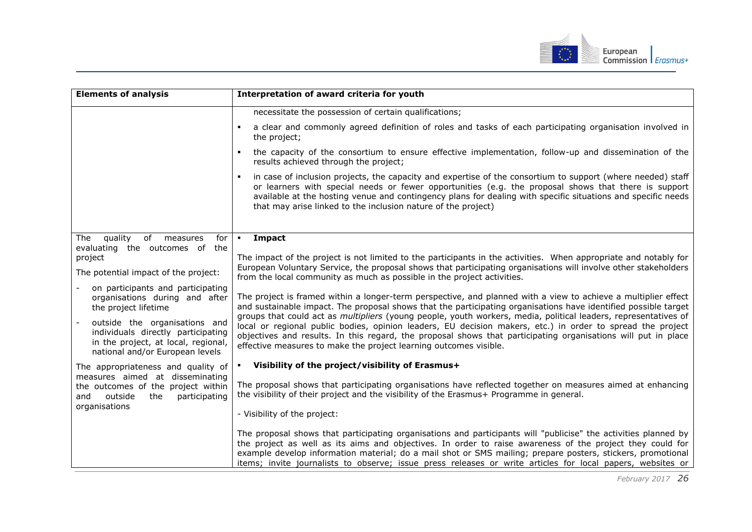| Elements of analysis | Interpretation of award criteria for youth |
| --- | --- |
| | necessitate the possession of certain qualifications;<br>▪ a clear and commonly agreed definition of roles and tasks of each participating organisation involved in the project;<br>▪ the capacity of the consortium to ensure effective implementation, follow-up and dissemination of the results achieved through the project;<br>▪ in case of inclusion projects, the capacity and expertise of the consortium to support (where needed) staff or learners with special needs or fewer opportunities (e.g. the proposal shows that there is support available at the hosting venue and contingency plans for dealing with specific situations and specific needs that may arise linked to the inclusion nature of the project) |
| The quality of measures for evaluating the outcomes of the project<br><br>The potential impact of the project:<br>- on participants and participating organisations during and after the project lifetime<br>- outside the organisations and individuals directly participating in the project, at local, regional, national and/or European levels<br><br>The appropriateness and quality of measures aimed at disseminating the outcomes of the project within and outside the participating organisations | ▪ **Impact**<br><br>The impact of the project is not limited to the participants in the activities. When appropriate and notably for European Voluntary Service, the proposal shows that participating organisations will involve other stakeholders from the local community as much as possible in the project activities.<br><br>The project is framed within a longer-term perspective, and planned with a view to achieve a multiplier effect and sustainable impact. The proposal shows that the participating organisations have identified possible target groups that could act as *multipliers* (young people, youth workers, media, political leaders, representatives of local or regional public bodies, opinion leaders, EU decision makers, etc.) in order to spread the project objectives and results. In this regard, the proposal shows that participating organisations will put in place effective measures to make the project learning outcomes visible.<br><br>▪ **Visibility of the project/visibility of Erasmus+**<br><br>The proposal shows that participating organisations have reflected together on measures aimed at enhancing the visibility of their project and the visibility of the Erasmus+ Programme in general.<br><br>- Visibility of the project:<br><br>The proposal shows that participating organisations and participants will "publicise" the activities planned by the project as well as its aims and objectives. In order to raise awareness of the project they could for example develop information material; do a mail shot or SMS mailing; prepare posters, stickers, promotional items; invite journalists to observe; issue press releases or write articles for local papers, websites or |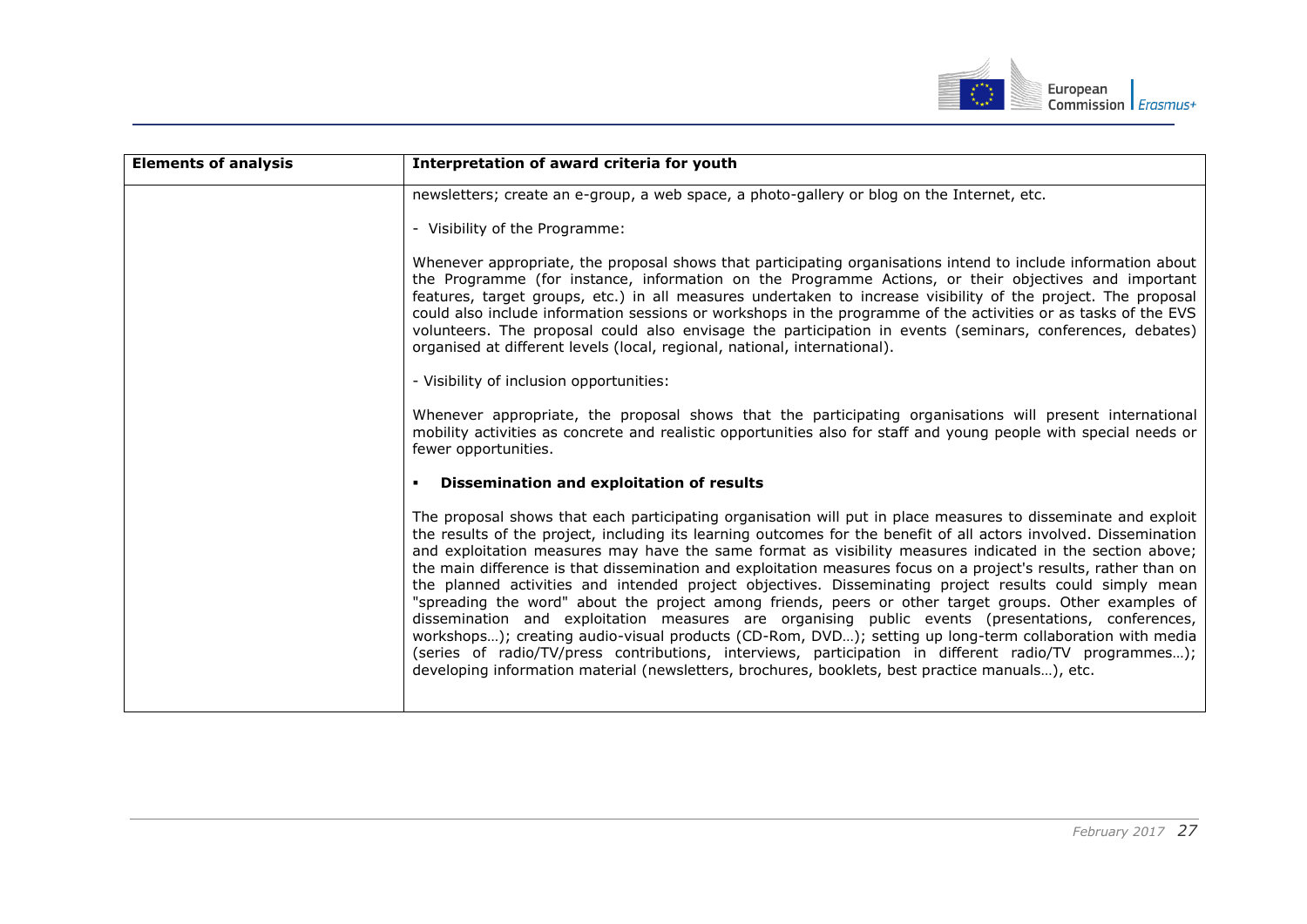| Elements of analysis | Interpretation of award criteria for youth |
|---|---|
| | newsletters; create an e-group, a web space, a photo-gallery or blog on the Internet, etc.<br><br>- Visibility of the Programme:<br><br>Whenever appropriate, the proposal shows that participating organisations intend to include information about the Programme (for instance, information on the Programme Actions, or their objectives and important features, target groups, etc.) in all measures undertaken to increase visibility of the project. The proposal could also include information sessions or workshops in the programme of the activities or as tasks of the EVS volunteers. The proposal could also envisage the participation in events (seminars, conferences, debates) organised at different levels (local, regional, national, international).<br><br>- Visibility of inclusion opportunities:<br><br>Whenever appropriate, the proposal shows that the participating organisations will present international mobility activities as concrete and realistic opportunities also for staff and young people with special needs or fewer opportunities.<br><br>▪ **Dissemination and exploitation of results**<br><br>The proposal shows that each participating organisation will put in place measures to disseminate and exploit the results of the project, including its learning outcomes for the benefit of all actors involved. Dissemination and exploitation measures may have the same format as visibility measures indicated in the section above; the main difference is that dissemination and exploitation measures focus on a project's results, rather than on the planned activities and intended project objectives. Disseminating project results could simply mean "spreading the word" about the project among friends, peers or other target groups. Other examples of dissemination and exploitation measures are organising public events (presentations, conferences, workshops…); creating audio-visual products (CD-Rom, DVD…); setting up long-term collaboration with media (series of radio/TV/press contributions, interviews, participation in different radio/TV programmes…); developing information material (newsletters, brochures, booklets, best practice manuals…), etc. |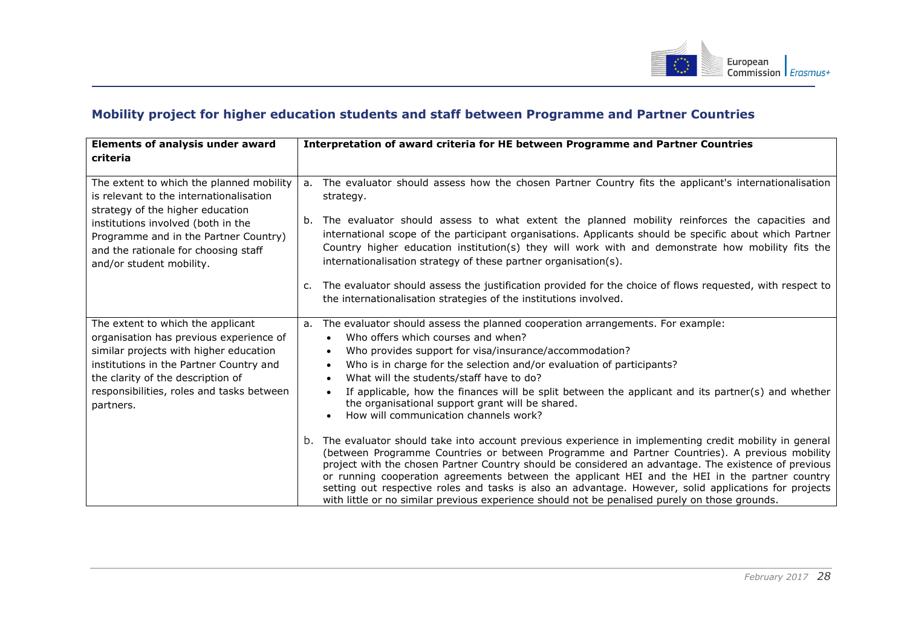## Mobility project for higher education students and staff between Programme and Partner Countries

| Elements of analysis under award criteria | Interpretation of award criteria for HE between Programme and Partner Countries |
|---|---|
| The extent to which the planned mobility is relevant to the internationalisation strategy of the higher education institutions involved (both in the Programme and in the Partner Country) and the rationale for choosing staff and/or student mobility. | a. The evaluator should assess how the chosen Partner Country fits the applicant's internationalisation strategy.<br><br>b. The evaluator should assess to what extent the planned mobility reinforces the capacities and international scope of the participant organisations. Applicants should be specific about which Partner Country higher education institution(s) they will work with and demonstrate how mobility fits the internationalisation strategy of these partner organisation(s).<br><br>c. The evaluator should assess the justification provided for the choice of flows requested, with respect to the internationalisation strategies of the institutions involved. |
| The extent to which the applicant organisation has previous experience of similar projects with higher education institutions in the Partner Country and the clarity of the description of responsibilities, roles and tasks between partners. | a. The evaluator should assess the planned cooperation arrangements. For example:<br>• Who offers which courses and when?<br>• Who provides support for visa/insurance/accommodation?<br>• Who is in charge for the selection and/or evaluation of participants?<br>• What will the students/staff have to do?<br>• If applicable, how the finances will be split between the applicant and its partner(s) and whether the organisational support grant will be shared.<br>• How will communication channels work?<br><br>b. The evaluator should take into account previous experience in implementing credit mobility in general (between Programme Countries or between Programme and Partner Countries). A previous mobility project with the chosen Partner Country should be considered an advantage. The existence of previous or running cooperation agreements between the applicant HEI and the HEI in the partner country setting out respective roles and tasks is also an advantage. However, solid applications for projects with little or no similar previous experience should not be penalised purely on those grounds. |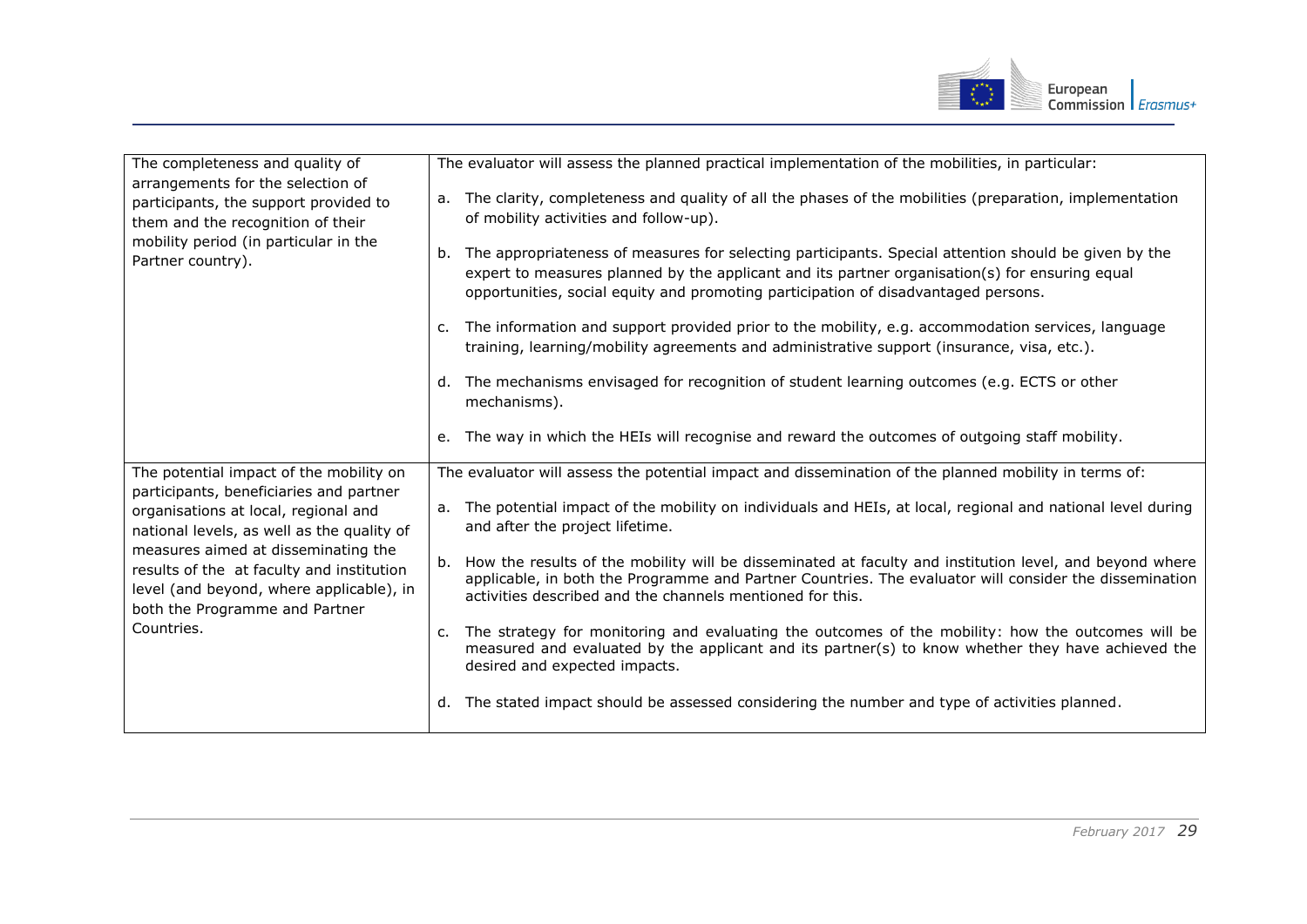| | |
|---|---|
| The completeness and quality of arrangements for the selection of participants, the support provided to them and the recognition of their mobility period (in particular in the Partner country). | The evaluator will assess the planned practical implementation of the mobilities, in particular:<br><br>a. The clarity, completeness and quality of all the phases of the mobilities (preparation, implementation of mobility activities and follow-up).<br><br>b. The appropriateness of measures for selecting participants. Special attention should be given by the expert to measures planned by the applicant and its partner organisation(s) for ensuring equal opportunities, social equity and promoting participation of disadvantaged persons.<br><br>c. The information and support provided prior to the mobility, e.g. accommodation services, language training, learning/mobility agreements and administrative support (insurance, visa, etc.).<br><br>d. The mechanisms envisaged for recognition of student learning outcomes (e.g. ECTS or other mechanisms).<br><br>e. The way in which the HEIs will recognise and reward the outcomes of outgoing staff mobility. |
| The potential impact of the mobility on participants, beneficiaries and partner organisations at local, regional and national levels, as well as the quality of measures aimed at disseminating the results of the at faculty and institution level (and beyond, where applicable), in both the Programme and Partner Countries. | The evaluator will assess the potential impact and dissemination of the planned mobility in terms of:<br><br>a. The potential impact of the mobility on individuals and HEIs, at local, regional and national level during and after the project lifetime.<br><br>b. How the results of the mobility will be disseminated at faculty and institution level, and beyond where applicable, in both the Programme and Partner Countries. The evaluator will consider the dissemination activities described and the channels mentioned for this.<br><br>c. The strategy for monitoring and evaluating the outcomes of the mobility: how the outcomes will be measured and evaluated by the applicant and its partner(s) to know whether they have achieved the desired and expected impacts.<br><br>d. The stated impact should be assessed considering the number and type of activities planned. |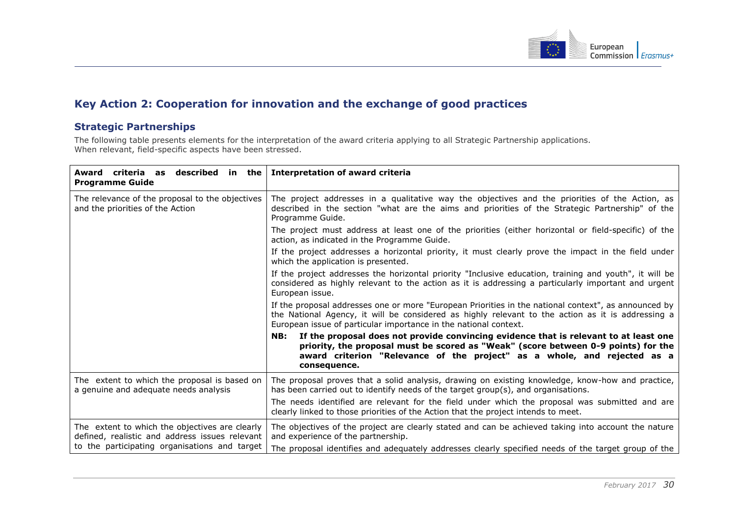## Key Action 2: Cooperation for innovation and the exchange of good practices

### Strategic Partnerships

The following table presents elements for the interpretation of the award criteria applying to all Strategic Partnership applications.
When relevant, field-specific aspects have been stressed.

| **Award criteria as described in the Programme Guide** | **Interpretation of award criteria** |
|---|---|
| The relevance of the proposal to the objectives and the priorities of the Action | The project addresses in a qualitative way the objectives and the priorities of the Action, as described in the section "what are the aims and priorities of the Strategic Partnership" of the Programme Guide. <br><br> The project must address at least one of the priorities (either horizontal or field-specific) of the action, as indicated in the Programme Guide. <br><br> If the project addresses a horizontal priority, it must clearly prove the impact in the field under which the application is presented. <br><br> If the project addresses the horizontal priority "Inclusive education, training and youth", it will be considered as highly relevant to the action as it is addressing a particularly important and urgent European issue. <br><br> If the proposal addresses one or more "European Priorities in the national context", as announced by the National Agency, it will be considered as highly relevant to the action as it is addressing a European issue of particular importance in the national context. <br><br> **NB: If the proposal does not provide convincing evidence that is relevant to at least one priority, the proposal must be scored as "Weak" (score between 0-9 points) for the award criterion "Relevance of the project" as a whole, and rejected as a consequence.** |
| The extent to which the proposal is based on a genuine and adequate needs analysis | The proposal proves that a solid analysis, drawing on existing knowledge, know-how and practice, has been carried out to identify needs of the target group(s), and organisations. <br><br> The needs identified are relevant for the field under which the proposal was submitted and are clearly linked to those priorities of the Action that the project intends to meet. |
| The extent to which the objectives are clearly defined, realistic and address issues relevant to the participating organisations and target | The objectives of the project are clearly stated and can be achieved taking into account the nature and experience of the partnership. <br><br> The proposal identifies and adequately addresses clearly specified needs of the target group of the |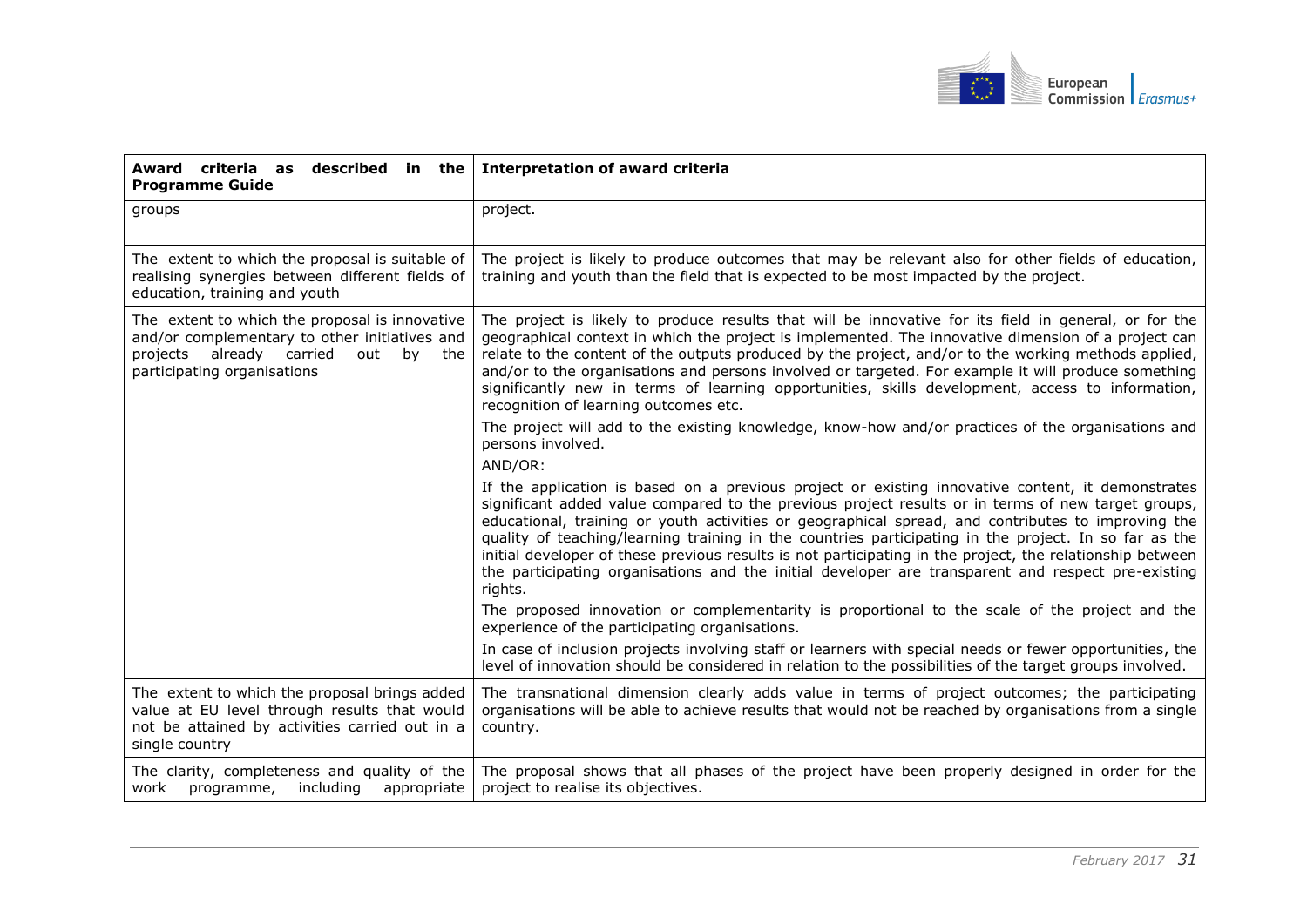| Award criteria as described in the Programme Guide | Interpretation of award criteria |
| --- | --- |
| groups | project. |
| The extent to which the proposal is suitable of realising synergies between different fields of education, training and youth | The project is likely to produce outcomes that may be relevant also for other fields of education, training and youth than the field that is expected to be most impacted by the project. |
| The extent to which the proposal is innovative and/or complementary to other initiatives and projects already carried out by the participating organisations | The project is likely to produce results that will be innovative for its field in general, or for the geographical context in which the project is implemented. The innovative dimension of a project can relate to the content of the outputs produced by the project, and/or to the working methods applied, and/or to the organisations and persons involved or targeted. For example it will produce something significantly new in terms of learning opportunities, skills development, access to information, recognition of learning outcomes etc.<br><br>The project will add to the existing knowledge, know-how and/or practices of the organisations and persons involved.<br><br>AND/OR:<br><br>If the application is based on a previous project or existing innovative content, it demonstrates significant added value compared to the previous project results or in terms of new target groups, educational, training or youth activities or geographical spread, and contributes to improving the quality of teaching/learning training in the countries participating in the project. In so far as the initial developer of these previous results is not participating in the project, the relationship between the participating organisations and the initial developer are transparent and respect pre-existing rights.<br><br>The proposed innovation or complementarity is proportional to the scale of the project and the experience of the participating organisations.<br><br>In case of inclusion projects involving staff or learners with special needs or fewer opportunities, the level of innovation should be considered in relation to the possibilities of the target groups involved. |
| The extent to which the proposal brings added value at EU level through results that would not be attained by activities carried out in a single country | The transnational dimension clearly adds value in terms of project outcomes; the participating organisations will be able to achieve results that would not be reached by organisations from a single country. |
| The clarity, completeness and quality of the work programme, including appropriate | The proposal shows that all phases of the project have been properly designed in order for the project to realise its objectives. |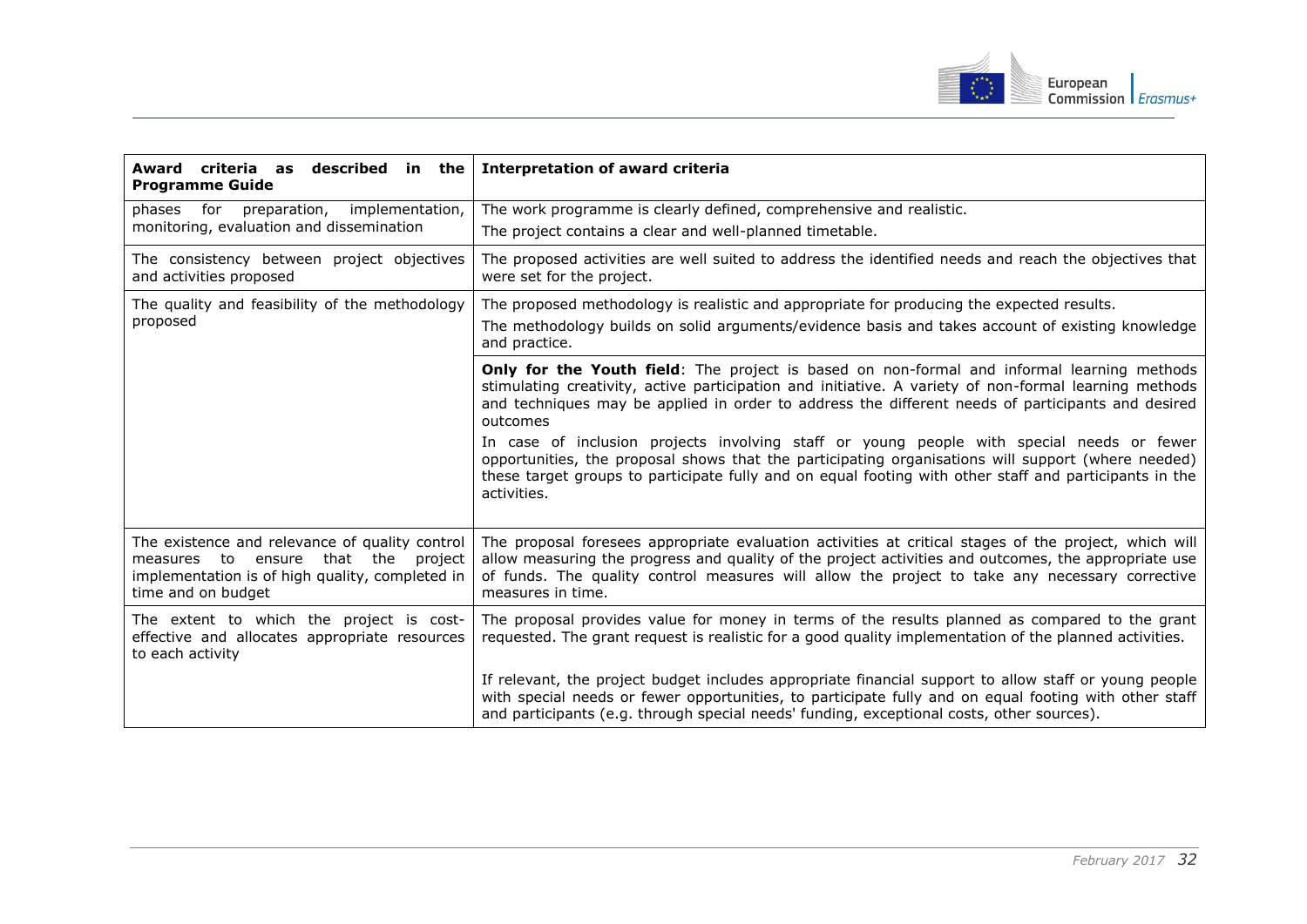| Award criteria as described in the Programme Guide | Interpretation of award criteria |
|---|---|
| phases for preparation, implementation, monitoring, evaluation and dissemination | The work programme is clearly defined, comprehensive and realistic.<br>The project contains a clear and well-planned timetable. |
| The consistency between project objectives and activities proposed | The proposed activities are well suited to address the identified needs and reach the objectives that were set for the project. |
| The quality and feasibility of the methodology proposed | The proposed methodology is realistic and appropriate for producing the expected results.<br>The methodology builds on solid arguments/evidence basis and takes account of existing knowledge and practice. |
| | **Only for the Youth field**: The project is based on non-formal and informal learning methods stimulating creativity, active participation and initiative. A variety of non-formal learning methods and techniques may be applied in order to address the different needs of participants and desired outcomes<br>In case of inclusion projects involving staff or young people with special needs or fewer opportunities, the proposal shows that the participating organisations will support (where needed) these target groups to participate fully and on equal footing with other staff and participants in the activities. |
| The existence and relevance of quality control measures to ensure that the project implementation is of high quality, completed in time and on budget | The proposal foresees appropriate evaluation activities at critical stages of the project, which will allow measuring the progress and quality of the project activities and outcomes, the appropriate use of funds. The quality control measures will allow the project to take any necessary corrective measures in time. |
| The extent to which the project is cost-effective and allocates appropriate resources to each activity | The proposal provides value for money in terms of the results planned as compared to the grant requested. The grant request is realistic for a good quality implementation of the planned activities.<br><br>If relevant, the project budget includes appropriate financial support to allow staff or young people with special needs or fewer opportunities, to participate fully and on equal footing with other staff and participants (e.g. through special needs' funding, exceptional costs, other sources). |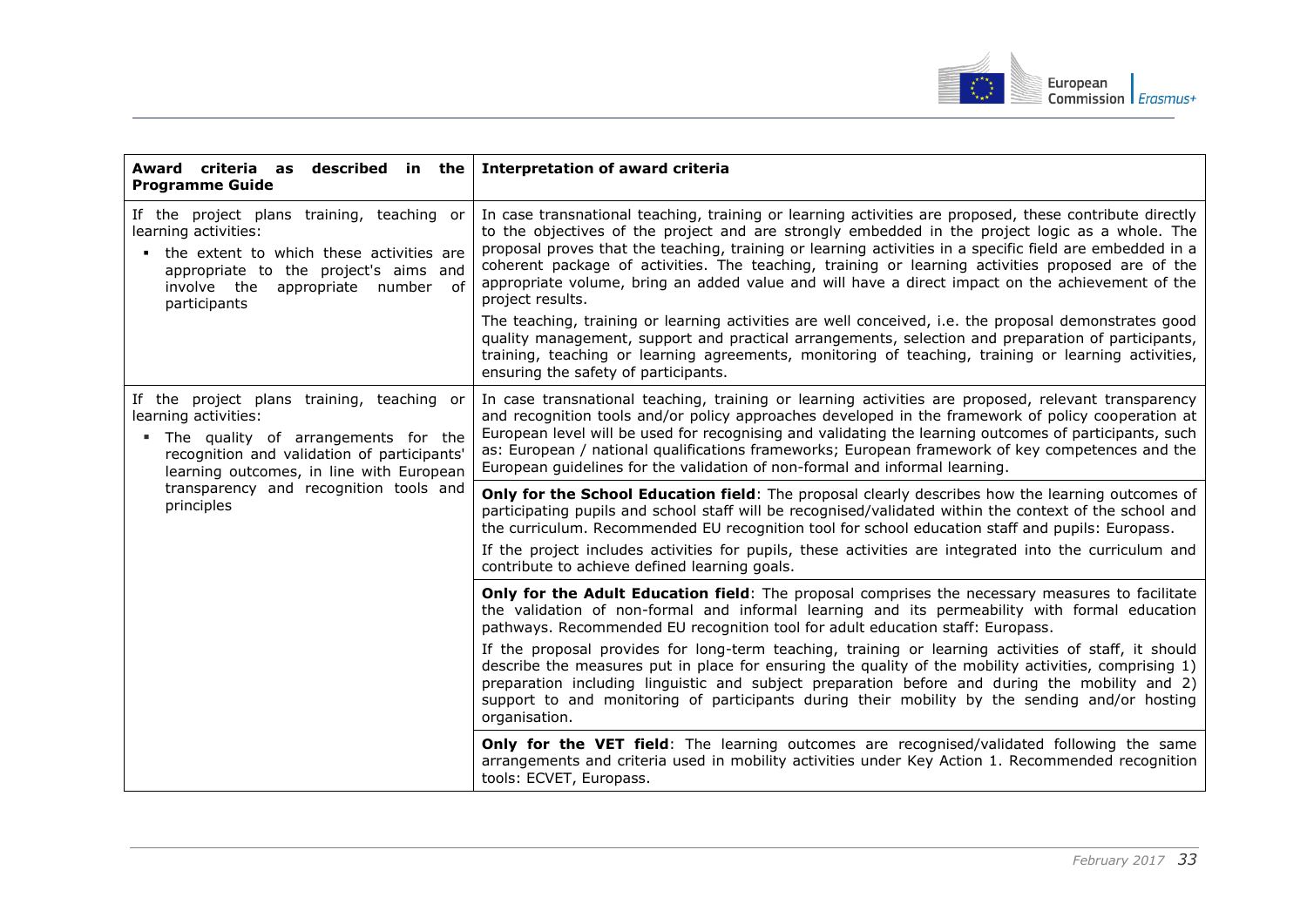| Award criteria as described in the Programme Guide | Interpretation of award criteria |
|---|---|
| If the project plans training, teaching or learning activities:<br>▪ the extent to which these activities are appropriate to the project's aims and involve the appropriate number of participants | In case transnational teaching, training or learning activities are proposed, these contribute directly to the objectives of the project and are strongly embedded in the project logic as a whole. The proposal proves that the teaching, training or learning activities in a specific field are embedded in a coherent package of activities. The teaching, training or learning activities proposed are of the appropriate volume, bring an added value and will have a direct impact on the achievement of the project results.<br>The teaching, training or learning activities are well conceived, i.e. the proposal demonstrates good quality management, support and practical arrangements, selection and preparation of participants, training, teaching or learning agreements, monitoring of teaching, training or learning activities, ensuring the safety of participants. |
| If the project plans training, teaching or learning activities:<br>▪ The quality of arrangements for the recognition and validation of participants' learning outcomes, in line with European transparency and recognition tools and principles | In case transnational teaching, training or learning activities are proposed, relevant transparency and recognition tools and/or policy approaches developed in the framework of policy cooperation at European level will be used for recognising and validating the learning outcomes of participants, such as: European / national qualifications frameworks; European framework of key competences and the European guidelines for the validation of non-formal and informal learning. |
| | **Only for the School Education field**: The proposal clearly describes how the learning outcomes of participating pupils and school staff will be recognised/validated within the context of the school and the curriculum. Recommended EU recognition tool for school education staff and pupils: Europass.<br>If the project includes activities for pupils, these activities are integrated into the curriculum and contribute to achieve defined learning goals. |
| | **Only for the Adult Education field**: The proposal comprises the necessary measures to facilitate the validation of non-formal and informal learning and its permeability with formal education pathways. Recommended EU recognition tool for adult education staff: Europass.<br>If the proposal provides for long-term teaching, training or learning activities of staff, it should describe the measures put in place for ensuring the quality of the mobility activities, comprising 1) preparation including linguistic and subject preparation before and during the mobility and 2) support to and monitoring of participants during their mobility by the sending and/or hosting organisation. |
| | **Only for the VET field**: The learning outcomes are recognised/validated following the same arrangements and criteria used in mobility activities under Key Action 1. Recommended recognition tools: ECVET, Europass. |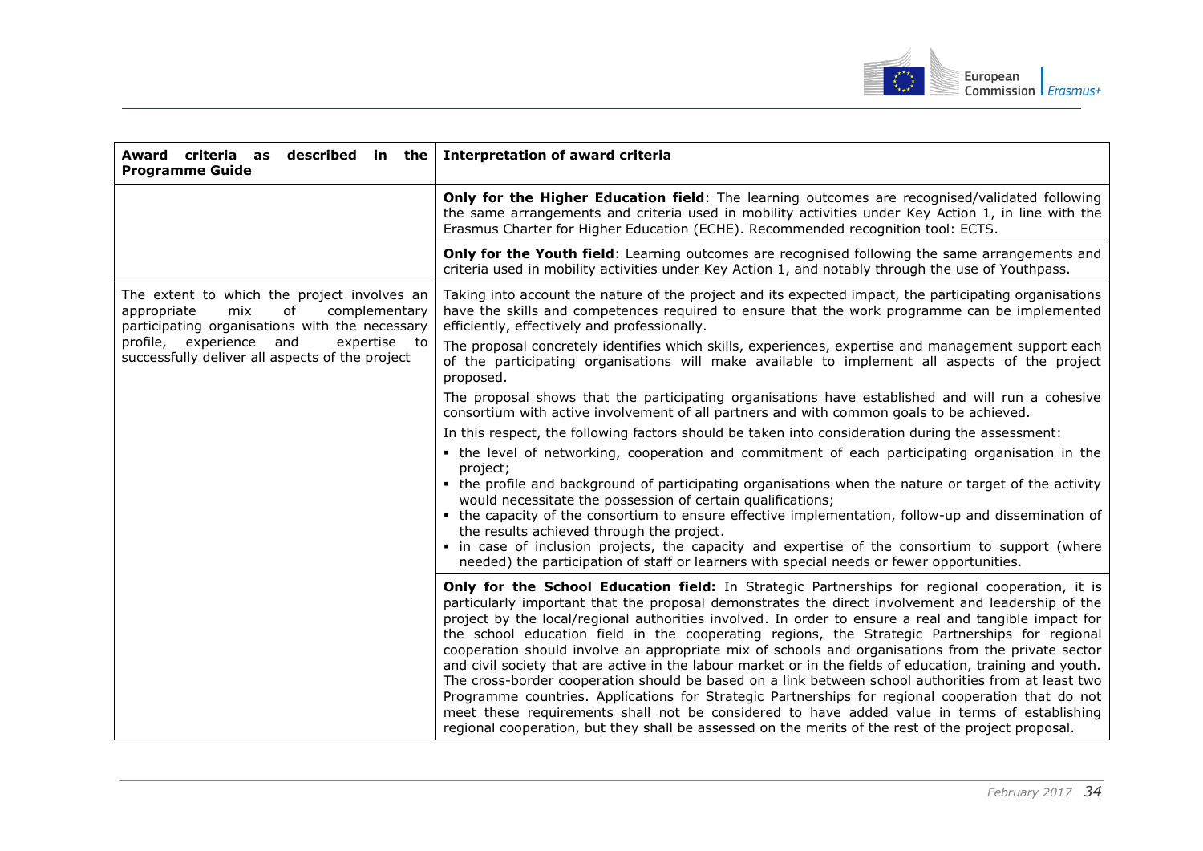| Award criteria as described in the Programme Guide | Interpretation of award criteria |
|---|---|
| | **Only for the Higher Education field**: The learning outcomes are recognised/validated following the same arrangements and criteria used in mobility activities under Key Action 1, in line with the Erasmus Charter for Higher Education (ECHE). Recommended recognition tool: ECTS. |
| | **Only for the Youth field**: Learning outcomes are recognised following the same arrangements and criteria used in mobility activities under Key Action 1, and notably through the use of Youthpass. |
| The extent to which the project involves an appropriate mix of complementary participating organisations with the necessary profile, experience and expertise to successfully deliver all aspects of the project | Taking into account the nature of the project and its expected impact, the participating organisations have the skills and competences required to ensure that the work programme can be implemented efficiently, effectively and professionally.<br><br>The proposal concretely identifies which skills, experiences, expertise and management support each of the participating organisations will make available to implement all aspects of the project proposed.<br><br>The proposal shows that the participating organisations have established and will run a cohesive consortium with active involvement of all partners and with common goals to be achieved.<br><br>In this respect, the following factors should be taken into consideration during the assessment:<br>▪ the level of networking, cooperation and commitment of each participating organisation in the project;<br>▪ the profile and background of participating organisations when the nature or target of the activity would necessitate the possession of certain qualifications;<br>▪ the capacity of the consortium to ensure effective implementation, follow-up and dissemination of the results achieved through the project.<br>▪ in case of inclusion projects, the capacity and expertise of the consortium to support (where needed) the participation of staff or learners with special needs or fewer opportunities. |
| | **Only for the School Education field:** In Strategic Partnerships for regional cooperation, it is particularly important that the proposal demonstrates the direct involvement and leadership of the project by the local/regional authorities involved. In order to ensure a real and tangible impact for the school education field in the cooperating regions, the Strategic Partnerships for regional cooperation should involve an appropriate mix of schools and organisations from the private sector and civil society that are active in the labour market or in the fields of education, training and youth. The cross-border cooperation should be based on a link between school authorities from at least two Programme countries. Applications for Strategic Partnerships for regional cooperation that do not meet these requirements shall not be considered to have added value in terms of establishing regional cooperation, but they shall be assessed on the merits of the rest of the project proposal. |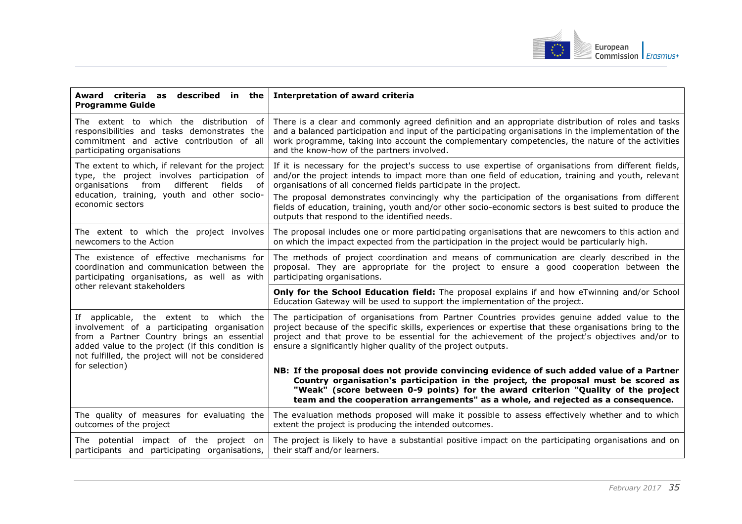| Award criteria as described in the Programme Guide | Interpretation of award criteria |
|---|---|
| The extent to which the distribution of responsibilities and tasks demonstrates the commitment and active contribution of all participating organisations | There is a clear and commonly agreed definition and an appropriate distribution of roles and tasks and a balanced participation and input of the participating organisations in the implementation of the work programme, taking into account the complementary competencies, the nature of the activities and the know-how of the partners involved. |
| The extent to which, if relevant for the project type, the project involves participation of organisations from different fields of education, training, youth and other socio-economic sectors | If it is necessary for the project's success to use expertise of organisations from different fields, and/or the project intends to impact more than one field of education, training and youth, relevant organisations of all concerned fields participate in the project.<br><br>The proposal demonstrates convincingly why the participation of the organisations from different fields of education, training, youth and/or other socio-economic sectors is best suited to produce the outputs that respond to the identified needs. |
| The extent to which the project involves newcomers to the Action | The proposal includes one or more participating organisations that are newcomers to this action and on which the impact expected from the participation in the project would be particularly high. |
| The existence of effective mechanisms for coordination and communication between the participating organisations, as well as with other relevant stakeholders | The methods of project coordination and means of communication are clearly described in the proposal. They are appropriate for the project to ensure a good cooperation between the participating organisations.<br><br>**Only for the School Education field:** The proposal explains if and how eTwinning and/or School Education Gateway will be used to support the implementation of the project. |
| If applicable, the extent to which the involvement of a participating organisation from a Partner Country brings an essential added value to the project (if this condition is not fulfilled, the project will not be considered for selection) | The participation of organisations from Partner Countries provides genuine added value to the project because of the specific skills, experiences or expertise that these organisations bring to the project and that prove to be essential for the achievement of the project's objectives and/or to ensure a significantly higher quality of the project outputs.<br><br>**NB: If the proposal does not provide convincing evidence of such added value of a Partner Country organisation's participation in the project, the proposal must be scored as "Weak" (score between 0-9 points) for the award criterion "Quality of the project team and the cooperation arrangements" as a whole, and rejected as a consequence.** |
| The quality of measures for evaluating the outcomes of the project | The evaluation methods proposed will make it possible to assess effectively whether and to which extent the project is producing the intended outcomes. |
| The potential impact of the project on participants and participating organisations, | The project is likely to have a substantial positive impact on the participating organisations and on their staff and/or learners. |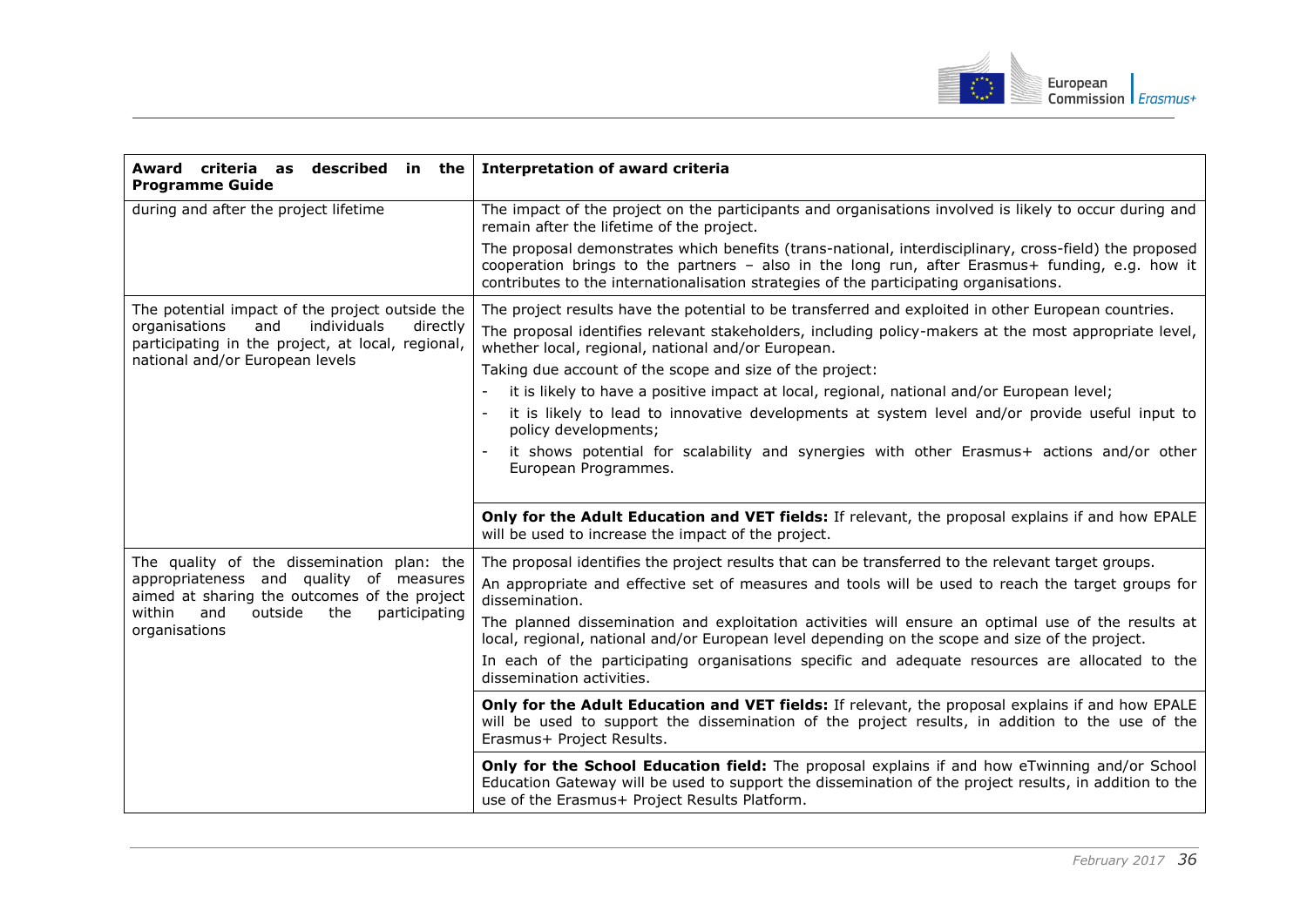| Award criteria as described in the Programme Guide | Interpretation of award criteria |
|---|---|
| during and after the project lifetime | The impact of the project on the participants and organisations involved is likely to occur during and remain after the lifetime of the project.<br><br>The proposal demonstrates which benefits (trans-national, interdisciplinary, cross-field) the proposed cooperation brings to the partners – also in the long run, after Erasmus+ funding, e.g. how it contributes to the internationalisation strategies of the participating organisations. |
| The potential impact of the project outside the organisations and individuals directly participating in the project, at local, regional, national and/or European levels | The project results have the potential to be transferred and exploited in other European countries.<br><br>The proposal identifies relevant stakeholders, including policy-makers at the most appropriate level, whether local, regional, national and/or European.<br><br>Taking due account of the scope and size of the project:<br>- it is likely to have a positive impact at local, regional, national and/or European level;<br>- it is likely to lead to innovative developments at system level and/or provide useful input to policy developments;<br>- it shows potential for scalability and synergies with other Erasmus+ actions and/or other European Programmes. |
| | **Only for the Adult Education and VET fields:** If relevant, the proposal explains if and how EPALE will be used to increase the impact of the project. |
| The quality of the dissemination plan: the appropriateness and quality of measures aimed at sharing the outcomes of the project within and outside the participating organisations | The proposal identifies the project results that can be transferred to the relevant target groups.<br><br>An appropriate and effective set of measures and tools will be used to reach the target groups for dissemination.<br><br>The planned dissemination and exploitation activities will ensure an optimal use of the results at local, regional, national and/or European level depending on the scope and size of the project.<br><br>In each of the participating organisations specific and adequate resources are allocated to the dissemination activities. |
| | **Only for the Adult Education and VET fields:** If relevant, the proposal explains if and how EPALE will be used to support the dissemination of the project results, in addition to the use of the Erasmus+ Project Results. |
| | **Only for the School Education field:** The proposal explains if and how eTwinning and/or School Education Gateway will be used to support the dissemination of the project results, in addition to the use of the Erasmus+ Project Results Platform. |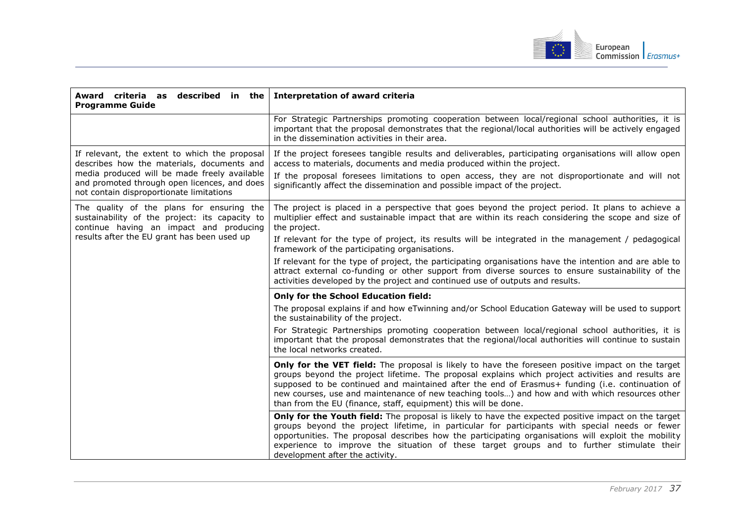| Award criteria as described in the Programme Guide | Interpretation of award criteria |
| --- | --- |
| | For Strategic Partnerships promoting cooperation between local/regional school authorities, it is important that the proposal demonstrates that the regional/local authorities will be actively engaged in the dissemination activities in their area. |
| If relevant, the extent to which the proposal describes how the materials, documents and media produced will be made freely available and promoted through open licences, and does not contain disproportionate limitations | If the project foresees tangible results and deliverables, participating organisations will allow open access to materials, documents and media produced within the project.<br>If the proposal foresees limitations to open access, they are not disproportionate and will not significantly affect the dissemination and possible impact of the project. |
| The quality of the plans for ensuring the sustainability of the project: its capacity to continue having an impact and producing results after the EU grant has been used up | The project is placed in a perspective that goes beyond the project period. It plans to achieve a multiplier effect and sustainable impact that are within its reach considering the scope and size of the project.<br>If relevant for the type of project, its results will be integrated in the management / pedagogical framework of the participating organisations.<br>If relevant for the type of project, the participating organisations have the intention and are able to attract external co-funding or other support from diverse sources to ensure sustainability of the activities developed by the project and continued use of outputs and results. |
| | **Only for the School Education field:**<br>The proposal explains if and how eTwinning and/or School Education Gateway will be used to support the sustainability of the project.<br>For Strategic Partnerships promoting cooperation between local/regional school authorities, it is important that the proposal demonstrates that the regional/local authorities will continue to sustain the local networks created. |
| | **Only for the VET field:** The proposal is likely to have the foreseen positive impact on the target groups beyond the project lifetime. The proposal explains which project activities and results are supposed to be continued and maintained after the end of Erasmus+ funding (i.e. continuation of new courses, use and maintenance of new teaching tools…) and how and with which resources other than from the EU (finance, staff, equipment) this will be done. |
| | **Only for the Youth field:** The proposal is likely to have the expected positive impact on the target groups beyond the project lifetime, in particular for participants with special needs or fewer opportunities. The proposal describes how the participating organisations will exploit the mobility experience to improve the situation of these target groups and to further stimulate their development after the activity. |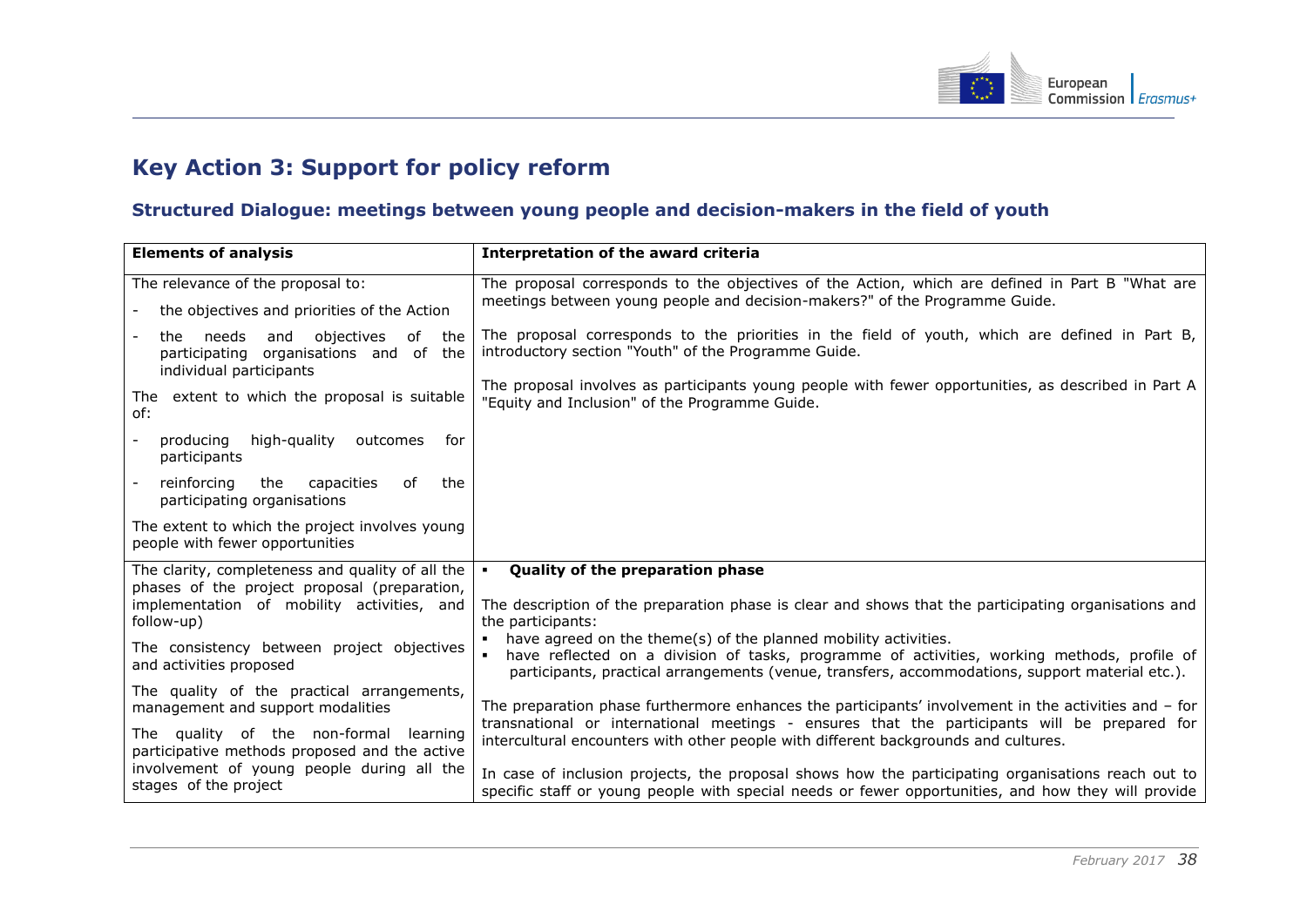# Key Action 3: Support for policy reform

## Structured Dialogue: meetings between young people and decision-makers in the field of youth

| **Elements of analysis** | **Interpretation of the award criteria** |
|---|---|
| The relevance of the proposal to:<br>- the objectives and priorities of the Action<br>- the needs and objectives of the participating organisations and of the individual participants<br><br>The extent to which the proposal is suitable of:<br>- producing high-quality outcomes for participants<br>- reinforcing the capacities of the participating organisations<br><br>The extent to which the project involves young people with fewer opportunities | The proposal corresponds to the objectives of the Action, which are defined in Part B "What are meetings between young people and decision-makers?" of the Programme Guide.<br><br>The proposal corresponds to the priorities in the field of youth, which are defined in Part B, introductory section "Youth" of the Programme Guide.<br><br>The proposal involves as participants young people with fewer opportunities, as described in Part A "Equity and Inclusion" of the Programme Guide. |
| The clarity, completeness and quality of all the phases of the project proposal (preparation, implementation of mobility activities, and follow-up)<br><br>The consistency between project objectives and activities proposed<br><br>The quality of the practical arrangements, management and support modalities<br><br>The quality of the non-formal learning participative methods proposed and the active involvement of young people during all the stages of the project | ▪ **Quality of the preparation phase**<br><br>The description of the preparation phase is clear and shows that the participating organisations and the participants:<br>▪ have agreed on the theme(s) of the planned mobility activities.<br>▪ have reflected on a division of tasks, programme of activities, working methods, profile of participants, practical arrangements (venue, transfers, accommodations, support material etc.).<br><br>The preparation phase furthermore enhances the participants' involvement in the activities and – for transnational or international meetings - ensures that the participants will be prepared for intercultural encounters with other people with different backgrounds and cultures.<br><br>In case of inclusion projects, the proposal shows how the participating organisations reach out to specific staff or young people with special needs or fewer opportunities, and how they will provide |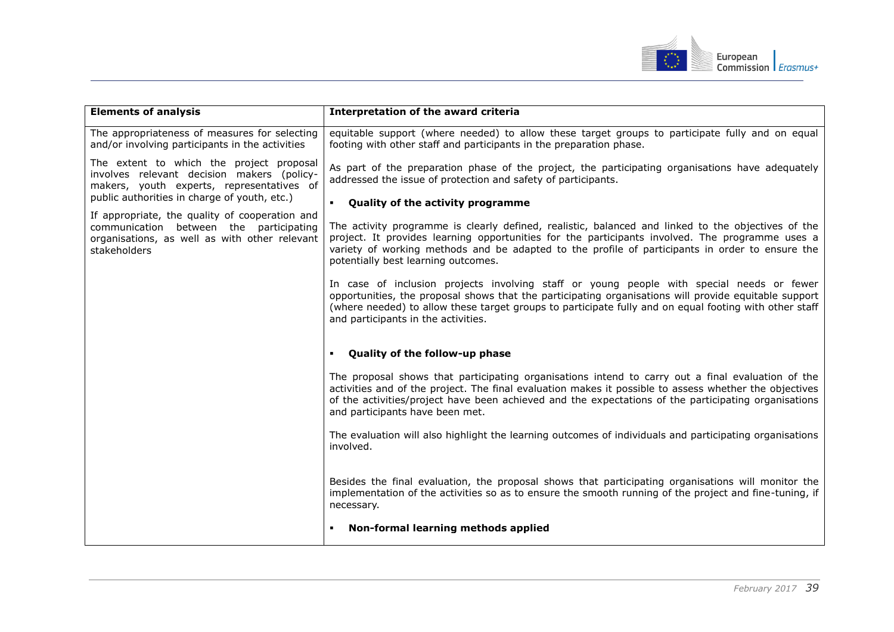| Elements of analysis | Interpretation of the award criteria |
| --- | --- |
| The appropriateness of measures for selecting and/or involving participants in the activities<br><br>The extent to which the project proposal involves relevant decision makers (policy-makers, youth experts, representatives of public authorities in charge of youth, etc.)<br><br>If appropriate, the quality of cooperation and communication between the participating organisations, as well as with other relevant stakeholders | equitable support (where needed) to allow these target groups to participate fully and on equal footing with other staff and participants in the preparation phase.<br><br>As part of the preparation phase of the project, the participating organisations have adequately addressed the issue of protection and safety of participants.<br><br>▪ **Quality of the activity programme**<br><br>The activity programme is clearly defined, realistic, balanced and linked to the objectives of the project. It provides learning opportunities for the participants involved. The programme uses a variety of working methods and be adapted to the profile of participants in order to ensure the potentially best learning outcomes.<br><br>In case of inclusion projects involving staff or young people with special needs or fewer opportunities, the proposal shows that the participating organisations will provide equitable support (where needed) to allow these target groups to participate fully and on equal footing with other staff and participants in the activities.<br><br>▪ **Quality of the follow-up phase**<br><br>The proposal shows that participating organisations intend to carry out a final evaluation of the activities and of the project. The final evaluation makes it possible to assess whether the objectives of the activities/project have been achieved and the expectations of the participating organisations and participants have been met.<br><br>The evaluation will also highlight the learning outcomes of individuals and participating organisations involved.<br><br>Besides the final evaluation, the proposal shows that participating organisations will monitor the implementation of the activities so as to ensure the smooth running of the project and fine-tuning, if necessary.<br><br>▪ **Non-formal learning methods applied** |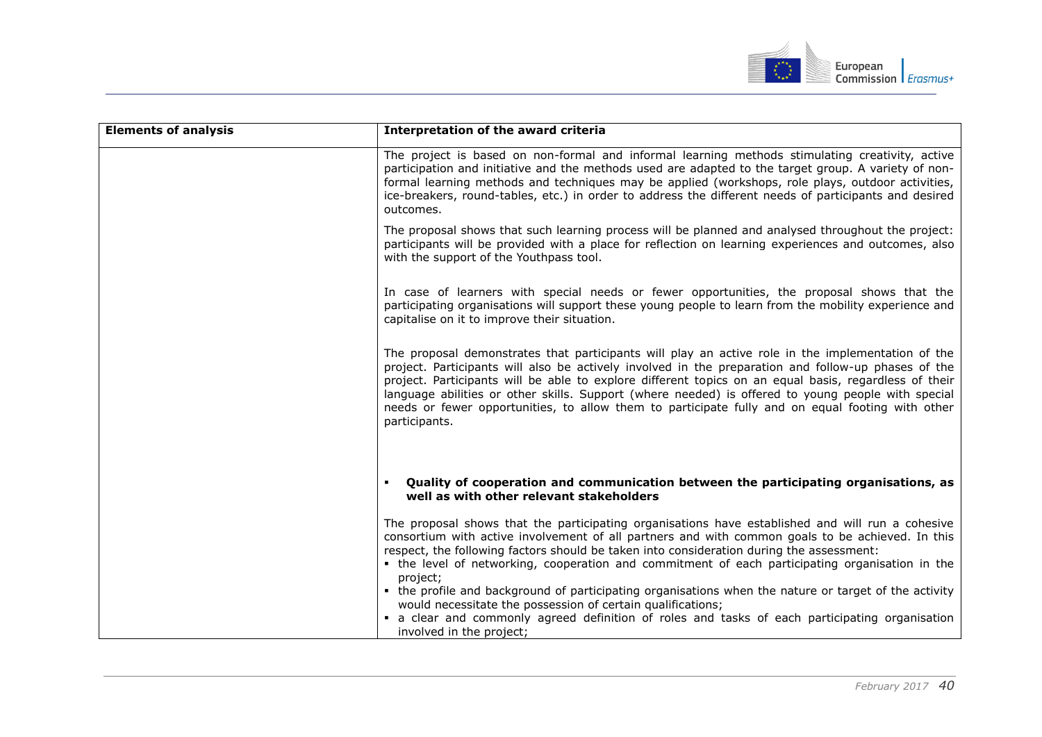| Elements of analysis | Interpretation of the award criteria |
|---|---|
| | The project is based on non-formal and informal learning methods stimulating creativity, active participation and initiative and the methods used are adapted to the target group. A variety of non-formal learning methods and techniques may be applied (workshops, role plays, outdoor activities, ice-breakers, round-tables, etc.) in order to address the different needs of participants and desired outcomes.<br><br>The proposal shows that such learning process will be planned and analysed throughout the project: participants will be provided with a place for reflection on learning experiences and outcomes, also with the support of the Youthpass tool.<br><br>In case of learners with special needs or fewer opportunities, the proposal shows that the participating organisations will support these young people to learn from the mobility experience and capitalise on it to improve their situation.<br><br>The proposal demonstrates that participants will play an active role in the implementation of the project. Participants will also be actively involved in the preparation and follow-up phases of the project. Participants will be able to explore different topics on an equal basis, regardless of their language abilities or other skills. Support (where needed) is offered to young people with special needs or fewer opportunities, to allow them to participate fully and on equal footing with other participants.<br><br>▪ **Quality of cooperation and communication between the participating organisations, as well as with other relevant stakeholders**<br><br>The proposal shows that the participating organisations have established and will run a cohesive consortium with active involvement of all partners and with common goals to be achieved. In this respect, the following factors should be taken into consideration during the assessment:<br>▪ the level of networking, cooperation and commitment of each participating organisation in the project;<br>▪ the profile and background of participating organisations when the nature or target of the activity would necessitate the possession of certain qualifications;<br>▪ a clear and commonly agreed definition of roles and tasks of each participating organisation involved in the project; |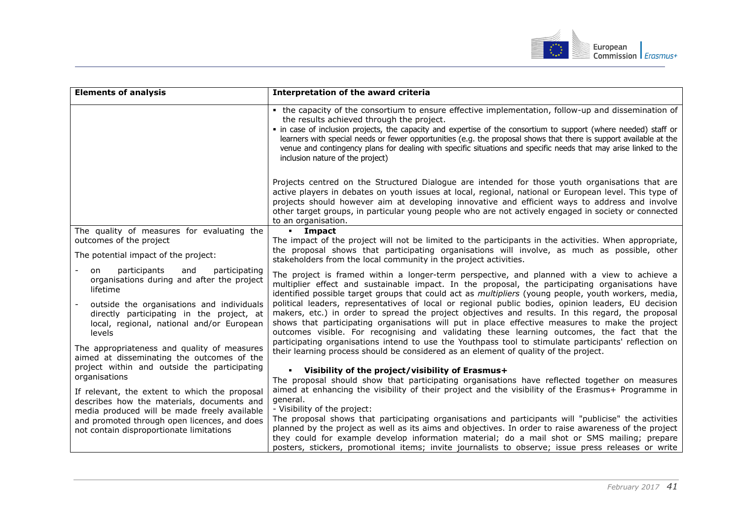| Elements of analysis | Interpretation of the award criteria |
|---|---|
| | ▪ the capacity of the consortium to ensure effective implementation, follow-up and dissemination of the results achieved through the project.<br>▪ in case of inclusion projects, the capacity and expertise of the consortium to support (where needed) staff or learners with special needs or fewer opportunities (e.g. the proposal shows that there is support available at the venue and contingency plans for dealing with specific situations and specific needs that may arise linked to the inclusion nature of the project)<br><br>Projects centred on the Structured Dialogue are intended for those youth organisations that are active players in debates on youth issues at local, regional, national or European level. This type of projects should however aim at developing innovative and efficient ways to address and involve other target groups, in particular young people who are not actively engaged in society or connected to an organisation. |
| The quality of measures for evaluating the outcomes of the project<br><br>The potential impact of the project:<br>- on participants and participating organisations during and after the project lifetime<br>- outside the organisations and individuals directly participating in the project, at local, regional, national and/or European levels<br><br>The appropriateness and quality of measures aimed at disseminating the outcomes of the project within and outside the participating organisations<br><br>If relevant, the extent to which the proposal describes how the materials, documents and media produced will be made freely available and promoted through open licences, and does not contain disproportionate limitations | ▪ **Impact**<br>The impact of the project will not be limited to the participants in the activities. When appropriate, the proposal shows that participating organisations will involve, as much as possible, other stakeholders from the local community in the project activities.<br><br>The project is framed within a longer-term perspective, and planned with a view to achieve a multiplier effect and sustainable impact. In the proposal, the participating organisations have identified possible target groups that could act as *multipliers* (young people, youth workers, media, political leaders, representatives of local or regional public bodies, opinion leaders, EU decision makers, etc.) in order to spread the project objectives and results. In this regard, the proposal shows that participating organisations will put in place effective measures to make the project outcomes visible. For recognising and validating these learning outcomes, the fact that the participating organisations intend to use the Youthpass tool to stimulate participants' reflection on their learning process should be considered as an element of quality of the project.<br><br>▪ **Visibility of the project/visibility of Erasmus+**<br>The proposal should show that participating organisations have reflected together on measures aimed at enhancing the visibility of their project and the visibility of the Erasmus+ Programme in general.<br>- Visibility of the project:<br>The proposal shows that participating organisations and participants will "publicise" the activities planned by the project as well as its aims and objectives. In order to raise awareness of the project they could for example develop information material; do a mail shot or SMS mailing; prepare posters, stickers, promotional items; invite journalists to observe; issue press releases or write |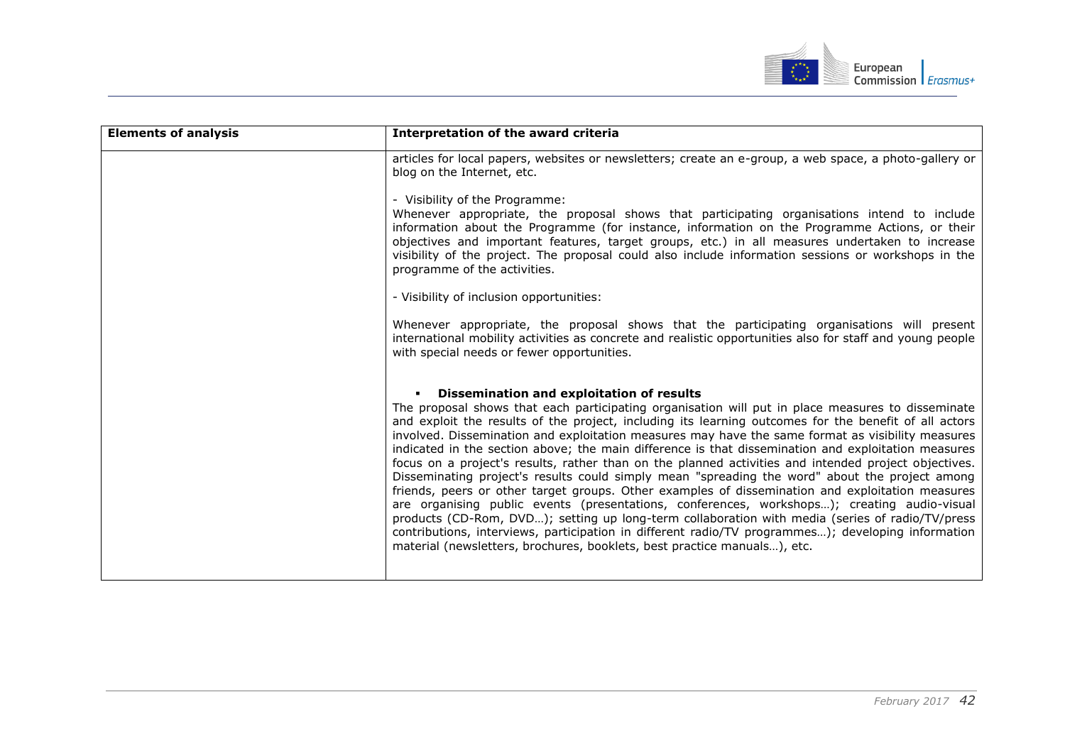| Elements of analysis | Interpretation of the award criteria |
|---|---|
| | articles for local papers, websites or newsletters; create an e-group, a web space, a photo-gallery or blog on the Internet, etc.<br><br>- Visibility of the Programme:<br>Whenever appropriate, the proposal shows that participating organisations intend to include information about the Programme (for instance, information on the Programme Actions, or their objectives and important features, target groups, etc.) in all measures undertaken to increase visibility of the project. The proposal could also include information sessions or workshops in the programme of the activities.<br><br>- Visibility of inclusion opportunities:<br><br>Whenever appropriate, the proposal shows that the participating organisations will present international mobility activities as concrete and realistic opportunities also for staff and young people with special needs or fewer opportunities.<br><br>▪ **Dissemination and exploitation of results**<br>The proposal shows that each participating organisation will put in place measures to disseminate and exploit the results of the project, including its learning outcomes for the benefit of all actors involved. Dissemination and exploitation measures may have the same format as visibility measures indicated in the section above; the main difference is that dissemination and exploitation measures focus on a project's results, rather than on the planned activities and intended project objectives. Disseminating project's results could simply mean "spreading the word" about the project among friends, peers or other target groups. Other examples of dissemination and exploitation measures are organising public events (presentations, conferences, workshops…); creating audio-visual products (CD-Rom, DVD…); setting up long-term collaboration with media (series of radio/TV/press contributions, interviews, participation in different radio/TV programmes…); developing information material (newsletters, brochures, booklets, best practice manuals…), etc. |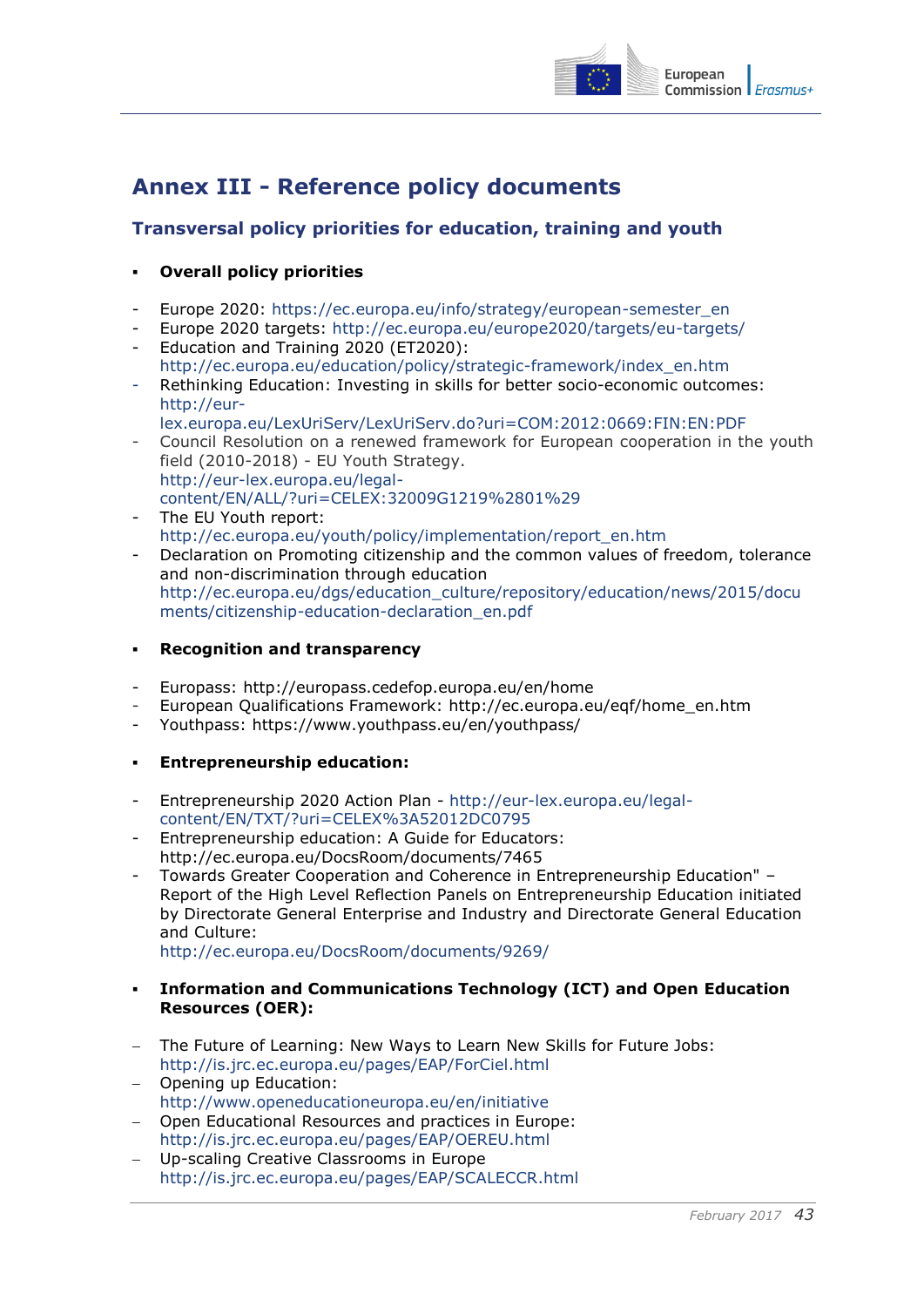# Annex III - Reference policy documents

## Transversal policy priorities for education, training and youth

- **Overall policy priorities**

- Europe 2020: https://ec.europa.eu/info/strategy/european-semester_en
- Europe 2020 targets: http://ec.europa.eu/europe2020/targets/eu-targets/
- Education and Training 2020 (ET2020): http://ec.europa.eu/education/policy/strategic-framework/index_en.htm
- Rethinking Education: Investing in skills for better socio-economic outcomes: http://eur-lex.europa.eu/LexUriServ/LexUriServ.do?uri=COM:2012:0669:FIN:EN:PDF
- Council Resolution on a renewed framework for European cooperation in the youth field (2010-2018) - EU Youth Strategy. http://eur-lex.europa.eu/legal-content/EN/ALL/?uri=CELEX:32009G1219%2801%29
- The EU Youth report: http://ec.europa.eu/youth/policy/implementation/report_en.htm
- Declaration on Promoting citizenship and the common values of freedom, tolerance and non-discrimination through education http://ec.europa.eu/dgs/education_culture/repository/education/news/2015/documents/citizenship-education-declaration_en.pdf

- **Recognition and transparency**

- Europass: http://europass.cedefop.europa.eu/en/home
- European Qualifications Framework: http://ec.europa.eu/eqf/home_en.htm
- Youthpass: https://www.youthpass.eu/en/youthpass/

- **Entrepreneurship education:**

- Entrepreneurship 2020 Action Plan - http://eur-lex.europa.eu/legal-content/EN/TXT/?uri=CELEX%3A52012DC0795
- Entrepreneurship education: A Guide for Educators: http://ec.europa.eu/DocsRoom/documents/7465
- Towards Greater Cooperation and Coherence in Entrepreneurship Education" – Report of the High Level Reflection Panels on Entrepreneurship Education initiated by Directorate General Enterprise and Industry and Directorate General Education and Culture: http://ec.europa.eu/DocsRoom/documents/9269/

- **Information and Communications Technology (ICT) and Open Education Resources (OER):**

- The Future of Learning: New Ways to Learn New Skills for Future Jobs: http://is.jrc.ec.europa.eu/pages/EAP/ForCiel.html
- Opening up Education: http://www.openeducationeuropa.eu/en/initiative
- Open Educational Resources and practices in Europe: http://is.jrc.ec.europa.eu/pages/EAP/OEREU.html
- Up-scaling Creative Classrooms in Europe http://is.jrc.ec.europa.eu/pages/EAP/SCALECCR.html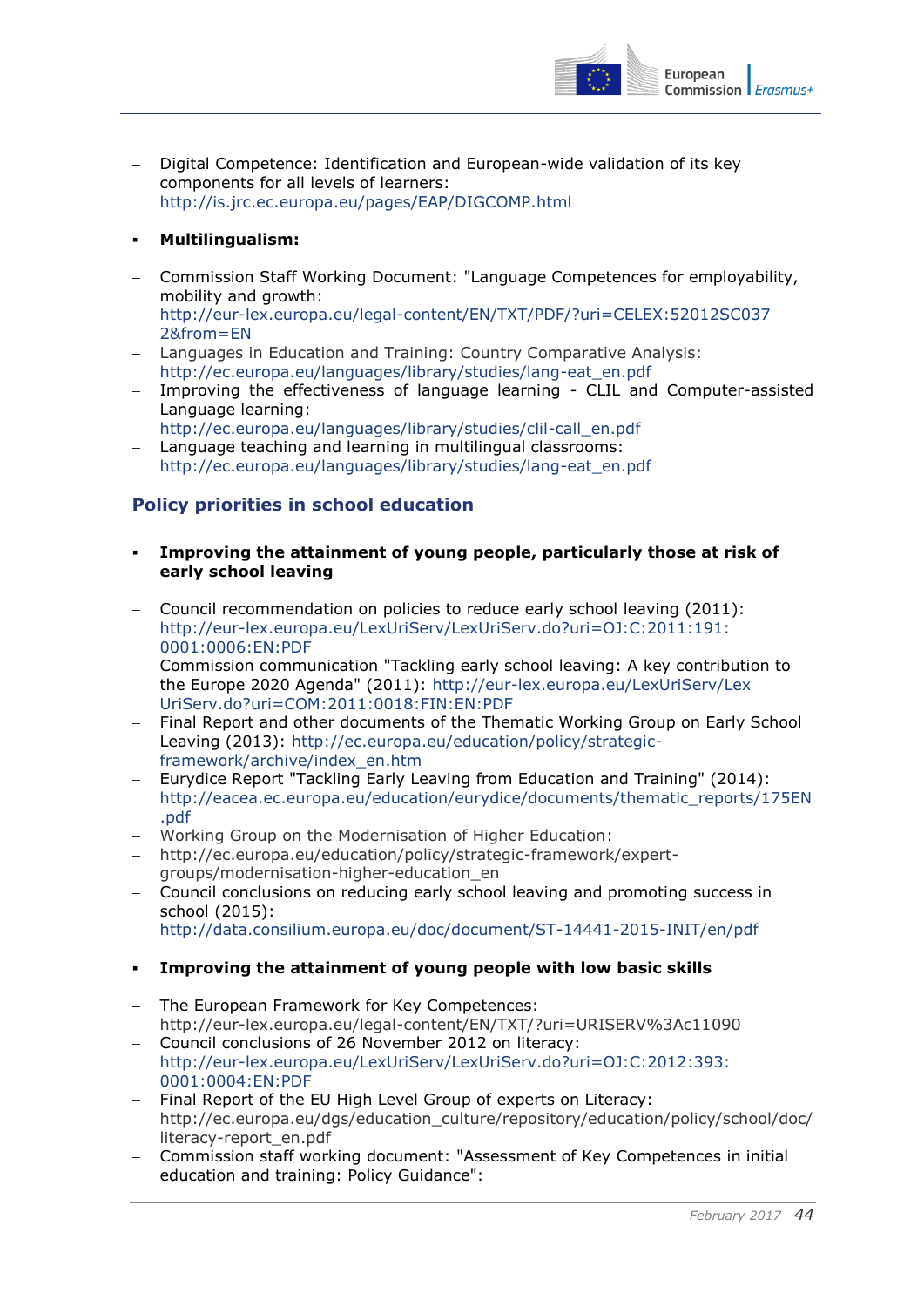- Digital Competence: Identification and European-wide validation of its key components for all levels of learners: http://is.jrc.ec.europa.eu/pages/EAP/DIGCOMP.html

- **Multilingualism:**

- Commission Staff Working Document: "Language Competences for employability, mobility and growth: http://eur-lex.europa.eu/legal-content/EN/TXT/PDF/?uri=CELEX:52012SC0372&from=EN
- Languages in Education and Training: Country Comparative Analysis: http://ec.europa.eu/languages/library/studies/lang-eat_en.pdf
- Improving the effectiveness of language learning - CLIL and Computer-assisted Language learning: http://ec.europa.eu/languages/library/studies/clil-call_en.pdf
- Language teaching and learning in multilingual classrooms: http://ec.europa.eu/languages/library/studies/lang-eat_en.pdf

## Policy priorities in school education

- **Improving the attainment of young people, particularly those at risk of early school leaving**

- Council recommendation on policies to reduce early school leaving (2011): http://eur-lex.europa.eu/LexUriServ/LexUriServ.do?uri=OJ:C:2011:191:0001:0006:EN:PDF
- Commission communication "Tackling early school leaving: A key contribution to the Europe 2020 Agenda" (2011): http://eur-lex.europa.eu/LexUriServ/LexUriServ.do?uri=COM:2011:0018:FIN:EN:PDF
- Final Report and other documents of the Thematic Working Group on Early School Leaving (2013): http://ec.europa.eu/education/policy/strategic-framework/archive/index_en.htm
- Eurydice Report "Tackling Early Leaving from Education and Training" (2014): http://eacea.ec.europa.eu/education/eurydice/documents/thematic_reports/175EN.pdf
- Working Group on the Modernisation of Higher Education:
- http://ec.europa.eu/education/policy/strategic-framework/expert-groups/modernisation-higher-education_en
- Council conclusions on reducing early school leaving and promoting success in school (2015): http://data.consilium.europa.eu/doc/document/ST-14441-2015-INIT/en/pdf

- **Improving the attainment of young people with low basic skills**

- The European Framework for Key Competences: http://eur-lex.europa.eu/legal-content/EN/TXT/?uri=URISERV%3Ac11090
- Council conclusions of 26 November 2012 on literacy: http://eur-lex.europa.eu/LexUriServ/LexUriServ.do?uri=OJ:C:2012:393:0001:0004:EN:PDF
- Final Report of the EU High Level Group of experts on Literacy: http://ec.europa.eu/dgs/education_culture/repository/education/policy/school/doc/literacy-report_en.pdf
- Commission staff working document: "Assessment of Key Competences in initial education and training: Policy Guidance":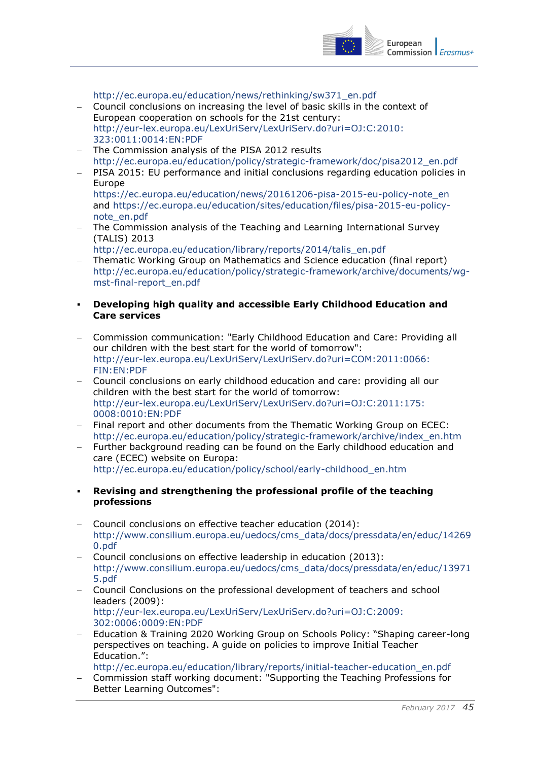http://ec.europa.eu/education/news/rethinking/sw371_en.pdf

- Council conclusions on increasing the level of basic skills in the context of European cooperation on schools for the 21st century: http://eur-lex.europa.eu/LexUriServ/LexUriServ.do?uri=OJ:C:2010:323:0011:0014:EN:PDF
- The Commission analysis of the PISA 2012 results http://ec.europa.eu/education/policy/strategic-framework/doc/pisa2012_en.pdf
- PISA 2015: EU performance and initial conclusions regarding education policies in Europe https://ec.europa.eu/education/news/20161206-pisa-2015-eu-policy-note_en and https://ec.europa.eu/education/sites/education/files/pisa-2015-eu-policy-note_en.pdf
- The Commission analysis of the Teaching and Learning International Survey (TALIS) 2013 http://ec.europa.eu/education/library/reports/2014/talis_en.pdf
- Thematic Working Group on Mathematics and Science education (final report) http://ec.europa.eu/education/policy/strategic-framework/archive/documents/wg-mst-final-report_en.pdf

- **Developing high quality and accessible Early Childhood Education and Care services**

- Commission communication: "Early Childhood Education and Care: Providing all our children with the best start for the world of tomorrow": http://eur-lex.europa.eu/LexUriServ/LexUriServ.do?uri=COM:2011:0066:FIN:EN:PDF
- Council conclusions on early childhood education and care: providing all our children with the best start for the world of tomorrow: http://eur-lex.europa.eu/LexUriServ/LexUriServ.do?uri=OJ:C:2011:175:0008:0010:EN:PDF
- Final report and other documents from the Thematic Working Group on ECEC: http://ec.europa.eu/education/policy/strategic-framework/archive/index_en.htm
- Further background reading can be found on the Early childhood education and care (ECEC) website on Europa: http://ec.europa.eu/education/policy/school/early-childhood_en.htm

- **Revising and strengthening the professional profile of the teaching professions**

- Council conclusions on effective teacher education (2014): http://www.consilium.europa.eu/uedocs/cms_data/docs/pressdata/en/educ/142690.pdf
- Council conclusions on effective leadership in education (2013): http://www.consilium.europa.eu/uedocs/cms_data/docs/pressdata/en/educ/139715.pdf
- Council Conclusions on the professional development of teachers and school leaders (2009): http://eur-lex.europa.eu/LexUriServ/LexUriServ.do?uri=OJ:C:2009:302:0006:0009:EN:PDF
- Education & Training 2020 Working Group on Schools Policy: "Shaping career-long perspectives on teaching. A guide on policies to improve Initial Teacher Education.": http://ec.europa.eu/education/library/reports/initial-teacher-education_en.pdf
- Commission staff working document: "Supporting the Teaching Professions for Better Learning Outcomes":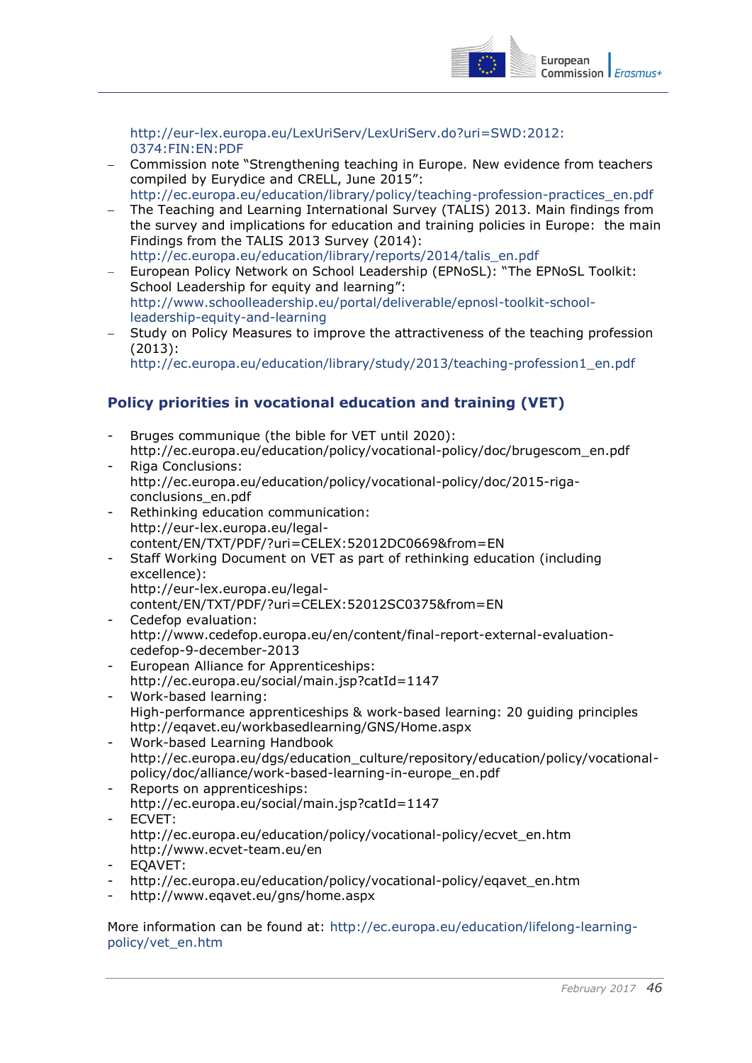http://eur-lex.europa.eu/LexUriServ/LexUriServ.do?uri=SWD:2012:0374:FIN:EN:PDF

- Commission note "Strengthening teaching in Europe. New evidence from teachers compiled by Eurydice and CRELL, June 2015": http://ec.europa.eu/education/library/policy/teaching-profession-practices_en.pdf
- The Teaching and Learning International Survey (TALIS) 2013. Main findings from the survey and implications for education and training policies in Europe: the main Findings from the TALIS 2013 Survey (2014): http://ec.europa.eu/education/library/reports/2014/talis_en.pdf
- European Policy Network on School Leadership (EPNoSL): "The EPNoSL Toolkit: School Leadership for equity and learning": http://www.schoolleadership.eu/portal/deliverable/epnosl-toolkit-school-leadership-equity-and-learning
- Study on Policy Measures to improve the attractiveness of the teaching profession (2013): http://ec.europa.eu/education/library/study/2013/teaching-profession1_en.pdf

### Policy priorities in vocational education and training (VET)

- Bruges communique (the bible for VET until 2020): http://ec.europa.eu/education/policy/vocational-policy/doc/brugescom_en.pdf
- Riga Conclusions: http://ec.europa.eu/education/policy/vocational-policy/doc/2015-riga-conclusions_en.pdf
- Rethinking education communication: http://eur-lex.europa.eu/legal-content/EN/TXT/PDF/?uri=CELEX:52012DC0669&from=EN
- Staff Working Document on VET as part of rethinking education (including excellence): http://eur-lex.europa.eu/legal-content/EN/TXT/PDF/?uri=CELEX:52012SC0375&from=EN
- Cedefop evaluation: http://www.cedefop.europa.eu/en/content/final-report-external-evaluation-cedefop-9-december-2013
- European Alliance for Apprenticeships: http://ec.europa.eu/social/main.jsp?catId=1147
- Work-based learning: High-performance apprenticeships & work-based learning: 20 guiding principles http://eqavet.eu/workbasedlearning/GNS/Home.aspx
- Work-based Learning Handbook http://ec.europa.eu/dgs/education_culture/repository/education/policy/vocational-policy/doc/alliance/work-based-learning-in-europe_en.pdf
- Reports on apprenticeships: http://ec.europa.eu/social/main.jsp?catId=1147
- ECVET: http://ec.europa.eu/education/policy/vocational-policy/ecvet_en.htm http://www.ecvet-team.eu/en
- EQAVET:
- http://ec.europa.eu/education/policy/vocational-policy/eqavet_en.htm
- http://www.eqavet.eu/gns/home.aspx

More information can be found at: http://ec.europa.eu/education/lifelong-learning-policy/vet_en.htm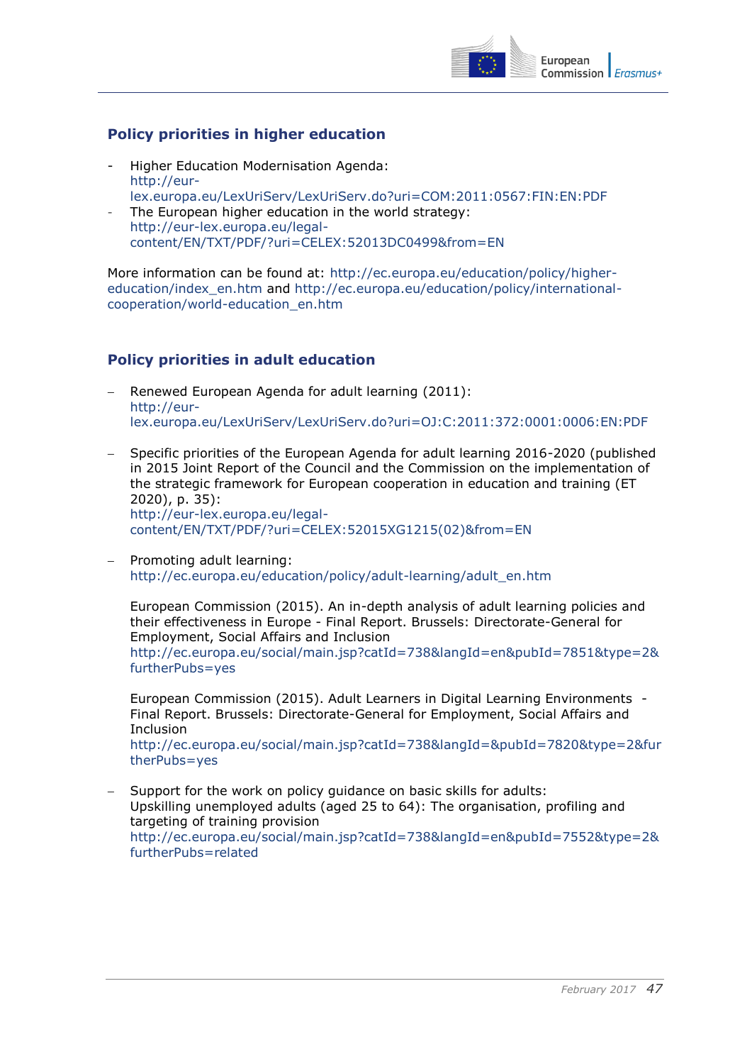## Policy priorities in higher education

- Higher Education Modernisation Agenda: http://eur-lex.europa.eu/LexUriServ/LexUriServ.do?uri=COM:2011:0567:FIN:EN:PDF
- The European higher education in the world strategy: http://eur-lex.europa.eu/legal-content/EN/TXT/PDF/?uri=CELEX:52013DC0499&from=EN

More information can be found at: http://ec.europa.eu/education/policy/higher-education/index_en.htm and http://ec.europa.eu/education/policy/international-cooperation/world-education_en.htm

## Policy priorities in adult education

- Renewed European Agenda for adult learning (2011): http://eur-lex.europa.eu/LexUriServ/LexUriServ.do?uri=OJ:C:2011:372:0001:0006:EN:PDF

- Specific priorities of the European Agenda for adult learning 2016-2020 (published in 2015 Joint Report of the Council and the Commission on the implementation of the strategic framework for European cooperation in education and training (ET 2020), p. 35): http://eur-lex.europa.eu/legal-content/EN/TXT/PDF/?uri=CELEX:52015XG1215(02)&from=EN

- Promoting adult learning: http://ec.europa.eu/education/policy/adult-learning/adult_en.htm

  European Commission (2015). An in-depth analysis of adult learning policies and their effectiveness in Europe - Final Report. Brussels: Directorate-General for Employment, Social Affairs and Inclusion http://ec.europa.eu/social/main.jsp?catId=738&langId=en&pubId=7851&type=2&furtherPubs=yes

  European Commission (2015). Adult Learners in Digital Learning Environments - Final Report. Brussels: Directorate-General for Employment, Social Affairs and Inclusion http://ec.europa.eu/social/main.jsp?catId=738&langId=&pubId=7820&type=2&furtherPubs=yes

- Support for the work on policy guidance on basic skills for adults: Upskilling unemployed adults (aged 25 to 64): The organisation, profiling and targeting of training provision http://ec.europa.eu/social/main.jsp?catId=738&langId=en&pubId=7552&type=2&furtherPubs=related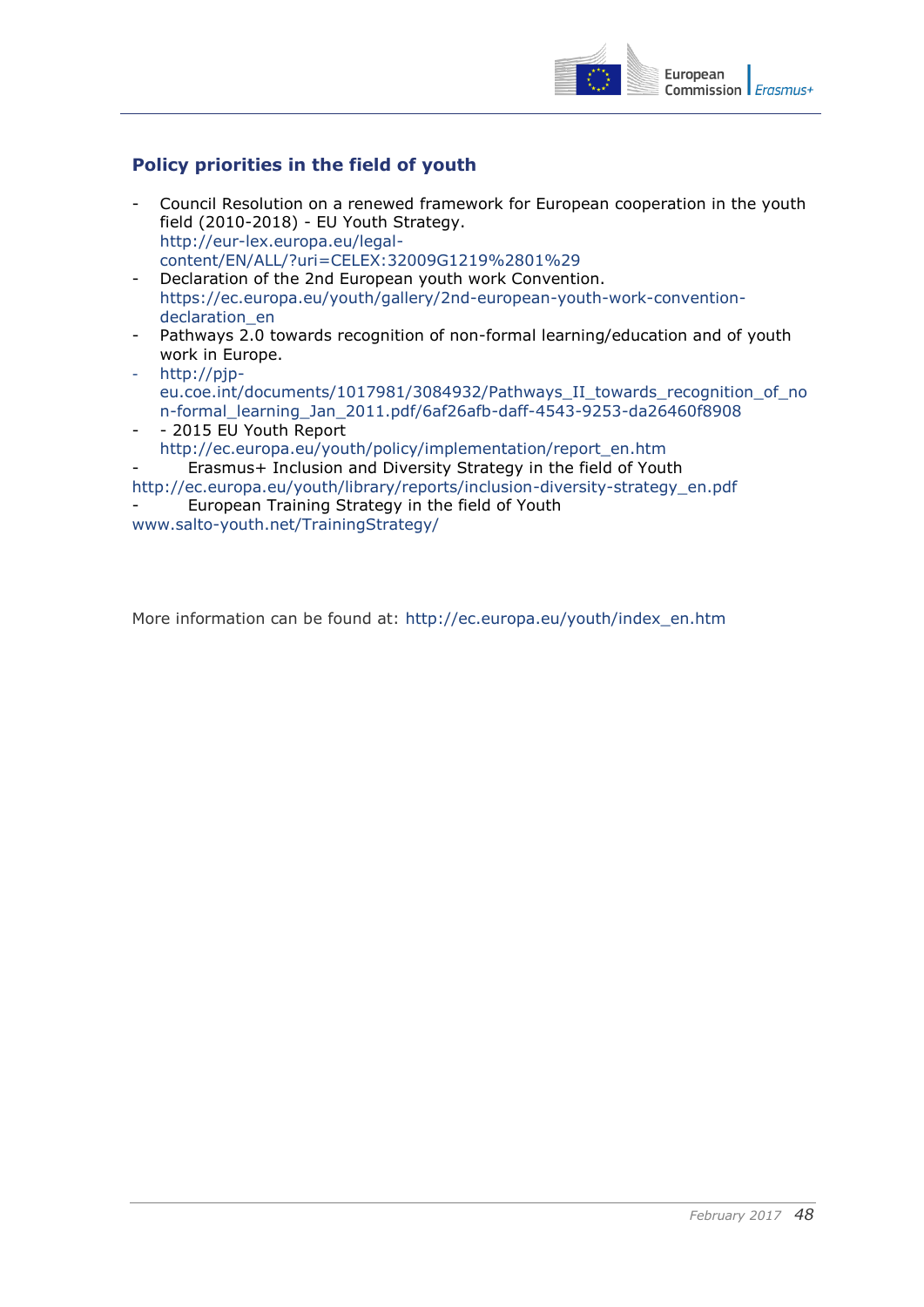## Policy priorities in the field of youth

- Council Resolution on a renewed framework for European cooperation in the youth field (2010-2018) - EU Youth Strategy.
  http://eur-lex.europa.eu/legal-content/EN/ALL/?uri=CELEX:32009G1219%2801%29
- Declaration of the 2nd European youth work Convention.
  https://ec.europa.eu/youth/gallery/2nd-european-youth-work-convention-declaration_en
- Pathways 2.0 towards recognition of non-formal learning/education and of youth work in Europe.
- http://pjp-eu.coe.int/documents/1017981/3084932/Pathways_II_towards_recognition_of_non-formal_learning_Jan_2011.pdf/6af26afb-daff-4543-9253-da26460f8908
- - 2015 EU Youth Report
  http://ec.europa.eu/youth/policy/implementation/report_en.htm
- Erasmus+ Inclusion and Diversity Strategy in the field of Youth
  http://ec.europa.eu/youth/library/reports/inclusion-diversity-strategy_en.pdf
- European Training Strategy in the field of Youth
  www.salto-youth.net/TrainingStrategy/

More information can be found at: http://ec.europa.eu/youth/index_en.htm